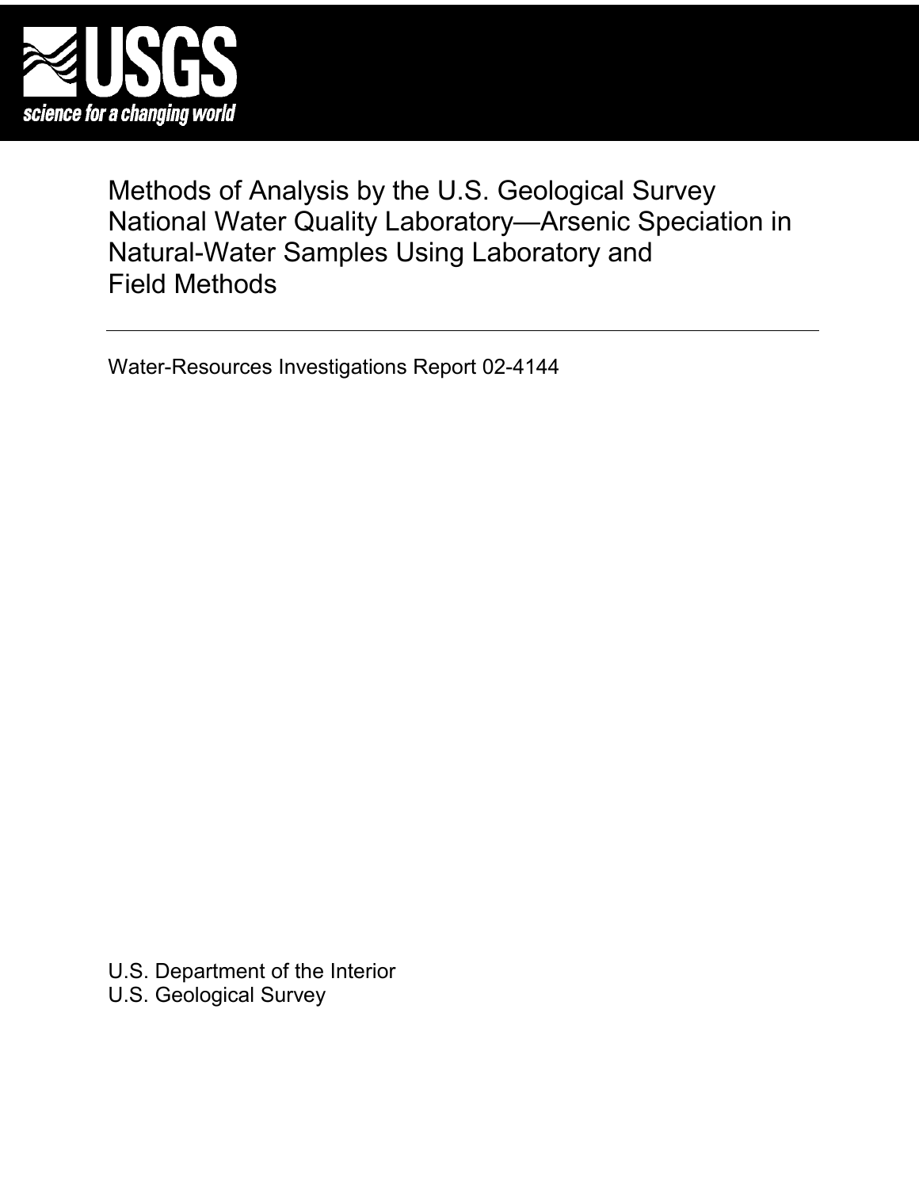USGS

science for a changing world

# Methods of Analysis by the U.S. Geological Survey National Water Quality Laboratory—Arsenic Speciation in Natural-Water Samples Using Laboratory and Field Methods

Water-Resources Investigations Report 02-4144

U.S. Department of the Interior
U.S. Geological Survey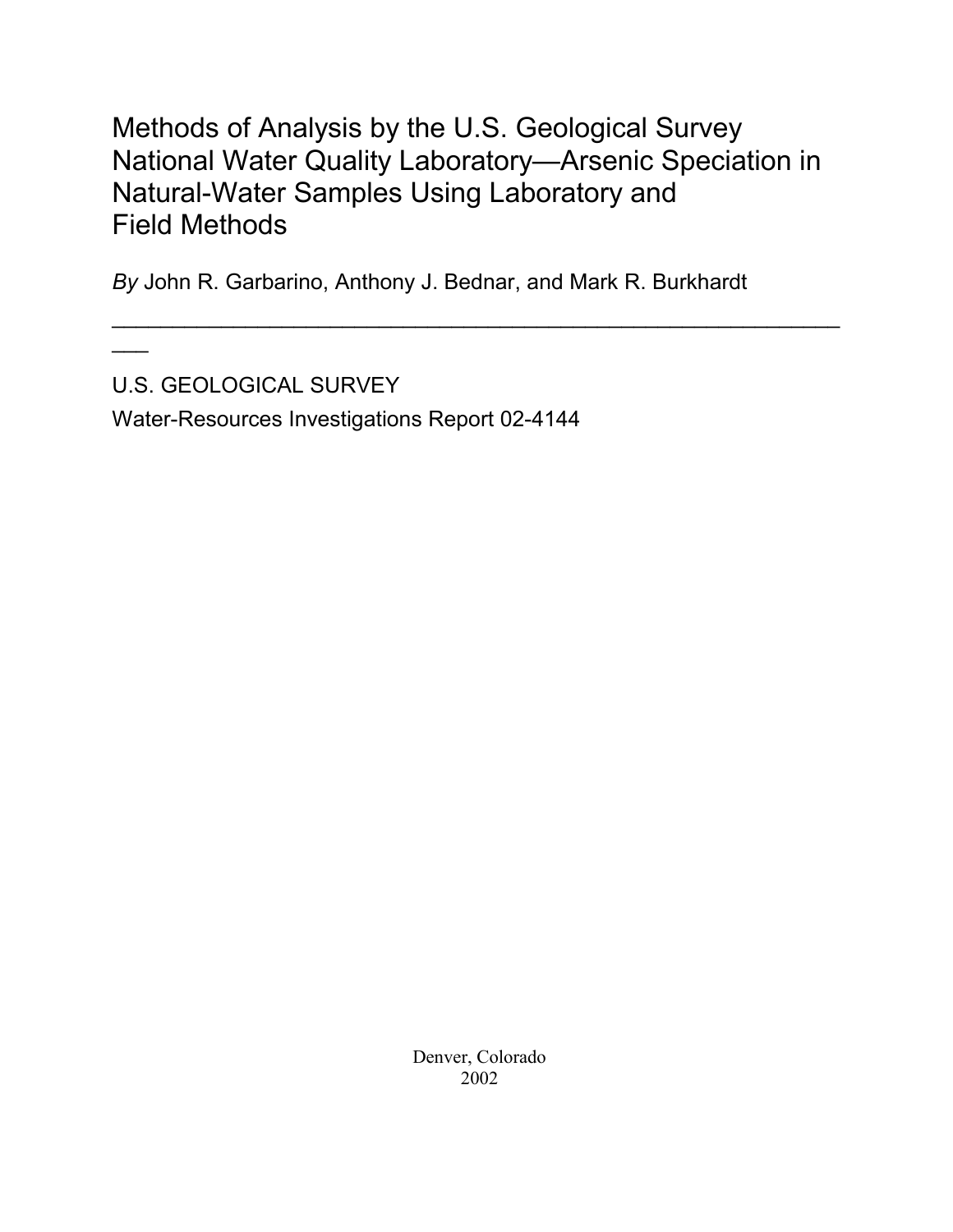# Methods of Analysis by the U.S. Geological Survey National Water Quality Laboratory—Arsenic Speciation in Natural-Water Samples Using Laboratory and Field Methods

*By* John R. Garbarino, Anthony J. Bednar, and Mark R. Burkhardt

---

U.S. GEOLOGICAL SURVEY

Water-Resources Investigations Report 02-4144

Denver, Colorado
2002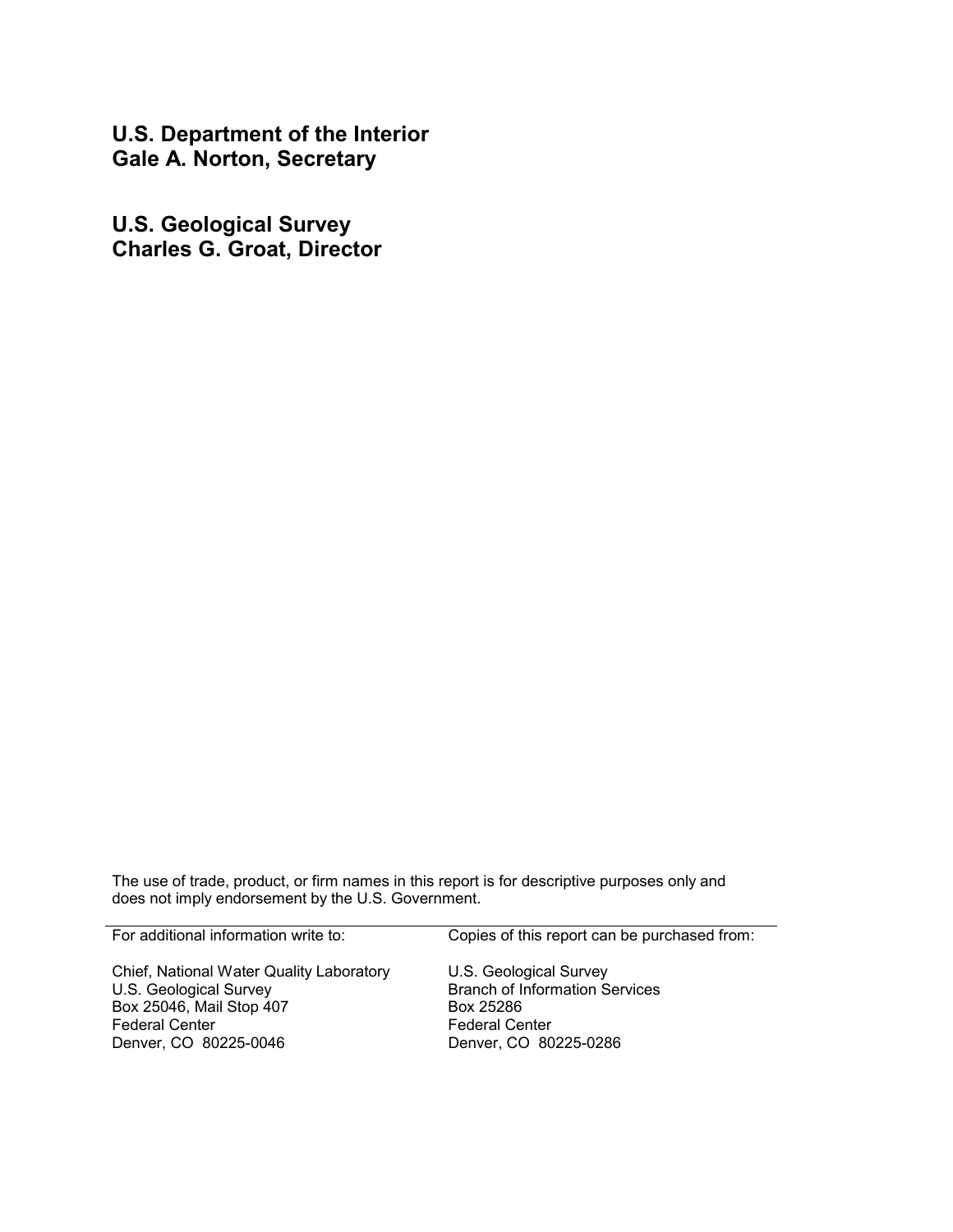**U.S. Department of the Interior**
**Gale A. Norton, Secretary**

**U.S. Geological Survey**
**Charles G. Groat, Director**

The use of trade, product, or firm names in this report is for descriptive purposes only and does not imply endorsement by the U.S. Government.

| For additional information write to: | Copies of this report can be purchased from: |
|---|---|
| Chief, National Water Quality Laboratory<br>U.S. Geological Survey<br>Box 25046, Mail Stop 407<br>Federal Center<br>Denver, CO 80225-0046 | U.S. Geological Survey<br>Branch of Information Services<br>Box 25286<br>Federal Center<br>Denver, CO 80225-0286 |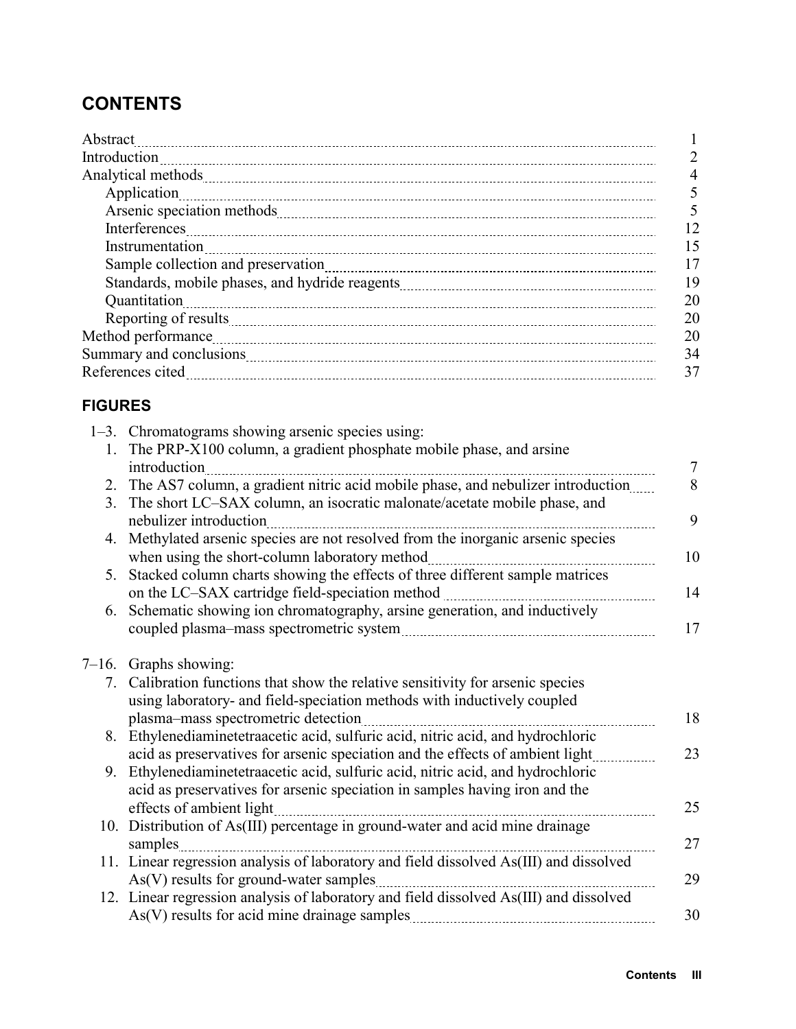## CONTENTS

| | |
|---|---|
| Abstract | 1 |
| Introduction | 2 |
| Analytical methods | 4 |
| Application | 5 |
| Arsenic speciation methods | 5 |
| Interferences | 12 |
| Instrumentation | 15 |
| Sample collection and preservation | 17 |
| Standards, mobile phases, and hydride reagents | 19 |
| Quantitation | 20 |
| Reporting of results | 20 |
| Method performance | 20 |
| Summary and conclusions | 34 |
| References cited | 37 |

## FIGURES

1–3. Chromatograms showing arsenic species using:

| | | |
|---|---|---|
| 1. | The PRP-X100 column, a gradient phosphate mobile phase, and arsine introduction | 7 |
| 2. | The AS7 column, a gradient nitric acid mobile phase, and nebulizer introduction | 8 |
| 3. | The short LC–SAX column, an isocratic malonate/acetate mobile phase, and nebulizer introduction | 9 |
| 4. | Methylated arsenic species are not resolved from the inorganic arsenic species when using the short-column laboratory method | 10 |
| 5. | Stacked column charts showing the effects of three different sample matrices on the LC–SAX cartridge field-speciation method | 14 |
| 6. | Schematic showing ion chromatography, arsine generation, and inductively coupled plasma–mass spectrometric system | 17 |

7–16. Graphs showing:

| | | |
|---|---|---|
| 7. | Calibration functions that show the relative sensitivity for arsenic species using laboratory- and field-speciation methods with inductively coupled plasma–mass spectrometric detection | 18 |
| 8. | Ethylenediaminetetraacetic acid, sulfuric acid, nitric acid, and hydrochloric acid as preservatives for arsenic speciation and the effects of ambient light | 23 |
| 9. | Ethylenediaminetetraacetic acid, sulfuric acid, nitric acid, and hydrochloric acid as preservatives for arsenic speciation in samples having iron and the effects of ambient light | 25 |
| 10. | Distribution of As(III) percentage in ground-water and acid mine drainage samples | 27 |
| 11. | Linear regression analysis of laboratory and field dissolved As(III) and dissolved As(V) results for ground-water samples | 29 |
| 12. | Linear regression analysis of laboratory and field dissolved As(III) and dissolved As(V) results for acid mine drainage samples | 30 |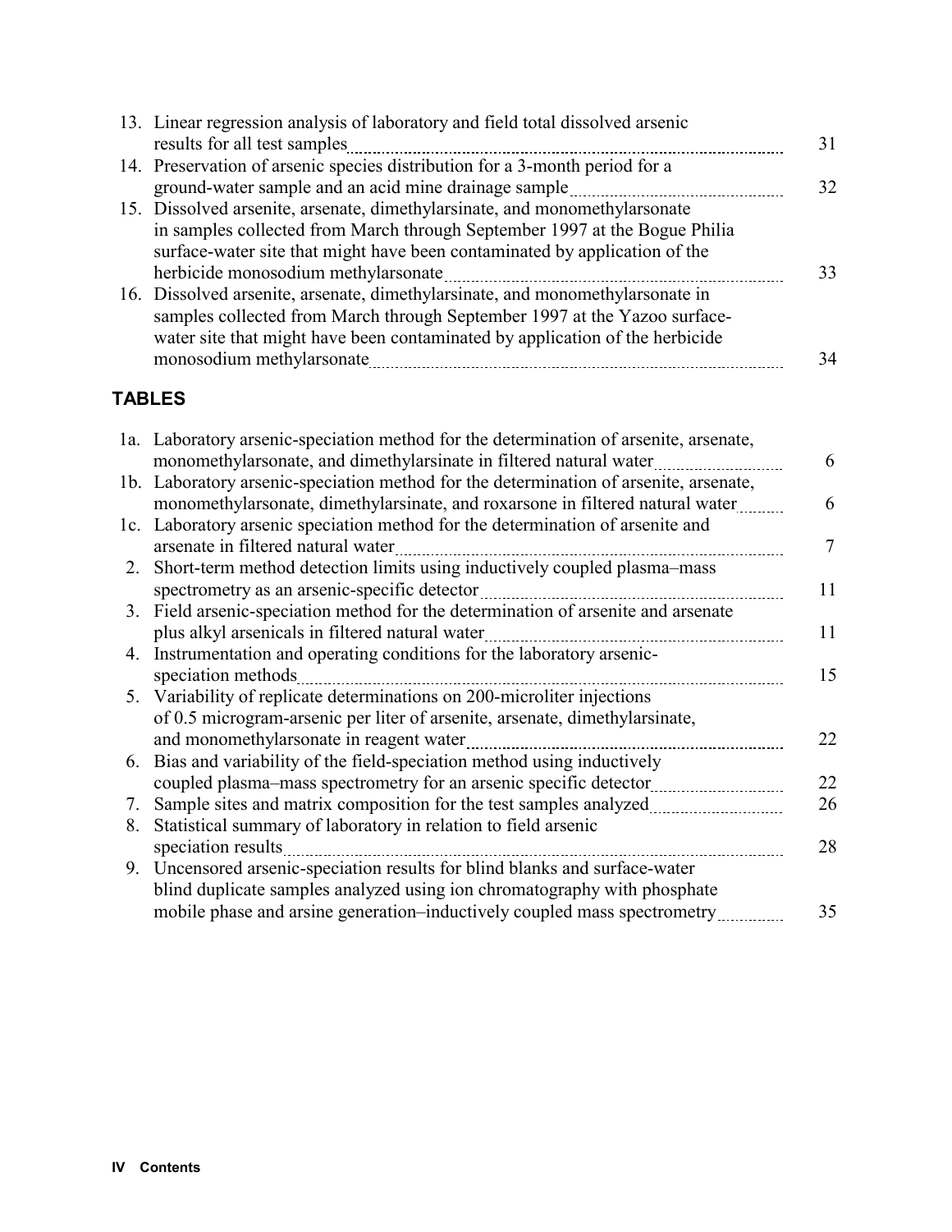13. Linear regression analysis of laboratory and field total dissolved arsenic results for all test samples 31
14. Preservation of arsenic species distribution for a 3-month period for a ground-water sample and an acid mine drainage sample 32
15. Dissolved arsenite, arsenate, dimethylarsinate, and monomethylarsonate in samples collected from March through September 1997 at the Bogue Philia surface-water site that might have been contaminated by application of the herbicide monosodium methylarsonate 33
16. Dissolved arsenite, arsenate, dimethylarsinate, and monomethylarsonate in samples collected from March through September 1997 at the Yazoo surface-water site that might have been contaminated by application of the herbicide monosodium methylarsonate 34

## TABLES

1a. Laboratory arsenic-speciation method for the determination of arsenite, arsenate, monomethylarsonate, and dimethylarsinate in filtered natural water 6
1b. Laboratory arsenic-speciation method for the determination of arsenite, arsenate, monomethylarsonate, dimethylarsinate, and roxarsone in filtered natural water 6
1c. Laboratory arsenic speciation method for the determination of arsenite and arsenate in filtered natural water 7
2. Short-term method detection limits using inductively coupled plasma–mass spectrometry as an arsenic-specific detector 11
3. Field arsenic-speciation method for the determination of arsenite and arsenate plus alkyl arsenicals in filtered natural water 11
4. Instrumentation and operating conditions for the laboratory arsenic-speciation methods 15
5. Variability of replicate determinations on 200-microliter injections of 0.5 microgram-arsenic per liter of arsenite, arsenate, dimethylarsinate, and monomethylarsonate in reagent water 22
6. Bias and variability of the field-speciation method using inductively coupled plasma–mass spectrometry for an arsenic specific detector 22
7. Sample sites and matrix composition for the test samples analyzed 26
8. Statistical summary of laboratory in relation to field arsenic speciation results 28
9. Uncensored arsenic-speciation results for blind blanks and surface-water blind duplicate samples analyzed using ion chromatography with phosphate mobile phase and arsine generation–inductively coupled mass spectrometry 35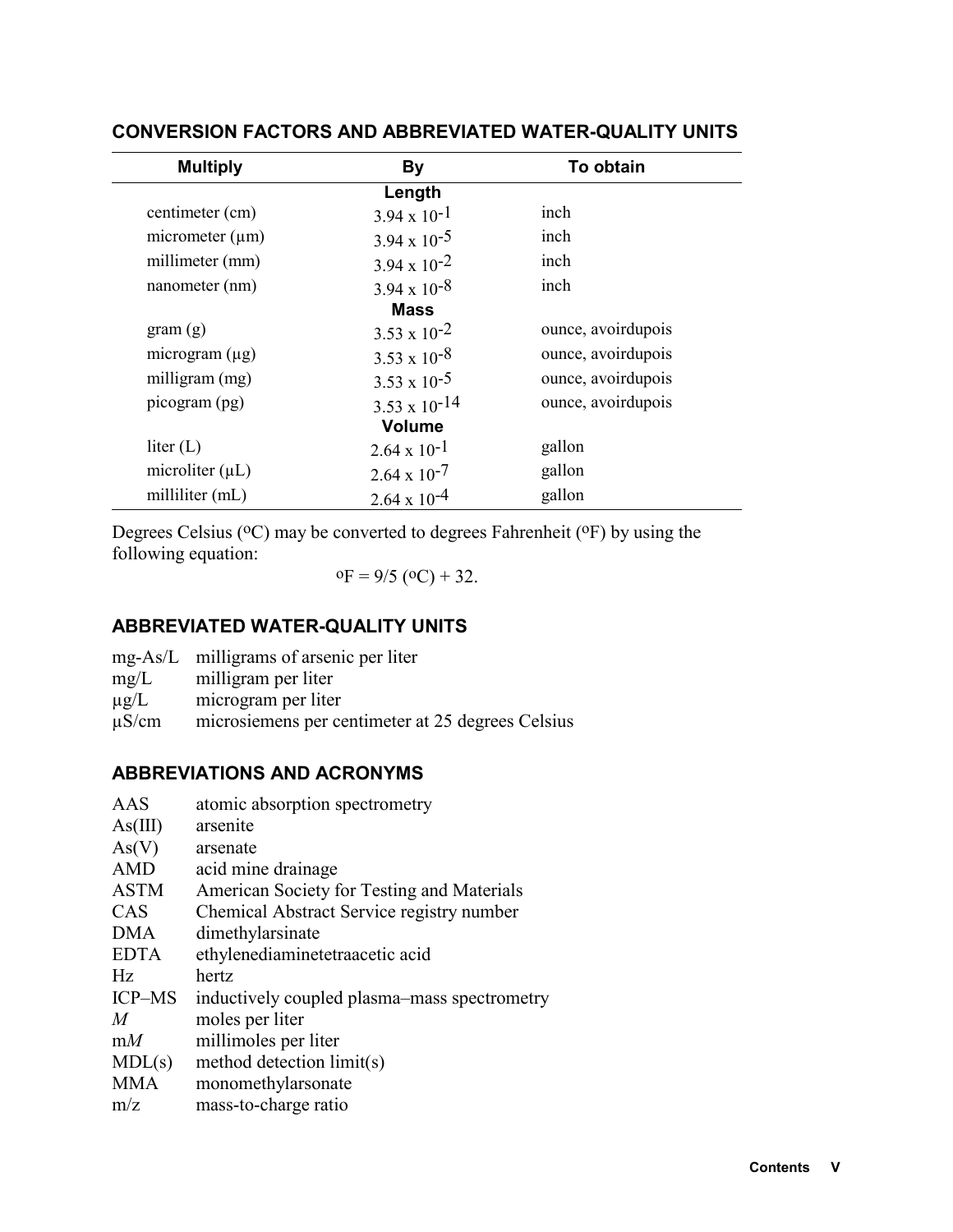## CONVERSION FACTORS AND ABBREVIATED WATER-QUALITY UNITS

| Multiply | By | To obtain |
|---|---|---|
| | **Length** | |
| centimeter (cm) | $3.94 \times 10^{-1}$ | inch |
| micrometer (µm) | $3.94 \times 10^{-5}$ | inch |
| millimeter (mm) | $3.94 \times 10^{-2}$ | inch |
| nanometer (nm) | $3.94 \times 10^{-8}$ | inch |
| | **Mass** | |
| gram (g) | $3.53 \times 10^{-2}$ | ounce, avoirdupois |
| microgram (µg) | $3.53 \times 10^{-8}$ | ounce, avoirdupois |
| milligram (mg) | $3.53 \times 10^{-5}$ | ounce, avoirdupois |
| picogram (pg) | $3.53 \times 10^{-14}$ | ounce, avoirdupois |
| | **Volume** | |
| liter (L) | $2.64 \times 10^{-1}$ | gallon |
| microliter (µL) | $2.64 \times 10^{-7}$ | gallon |
| milliliter (mL) | $2.64 \times 10^{-4}$ | gallon |

Degrees Celsius (°C) may be converted to degrees Fahrenheit (°F) by using the following equation:

$$°F = 9/5\ (°C) + 32.$$

## ABBREVIATED WATER-QUALITY UNITS

- mg-As/L milligrams of arsenic per liter
- mg/L milligram per liter
- µg/L microgram per liter
- µS/cm microsiemens per centimeter at 25 degrees Celsius

## ABBREVIATIONS AND ACRONYMS

- AAS atomic absorption spectrometry
- As(III) arsenite
- As(V) arsenate
- AMD acid mine drainage
- ASTM American Society for Testing and Materials
- CAS Chemical Abstract Service registry number
- DMA dimethylarsinate
- EDTA ethylenediaminetetraacetic acid
- Hz hertz
- ICP–MS inductively coupled plasma–mass spectrometry
- *M* moles per liter
- m*M* millimoles per liter
- MDL(s) method detection limit(s)
- MMA monomethylarsonate
- m/z mass-to-charge ratio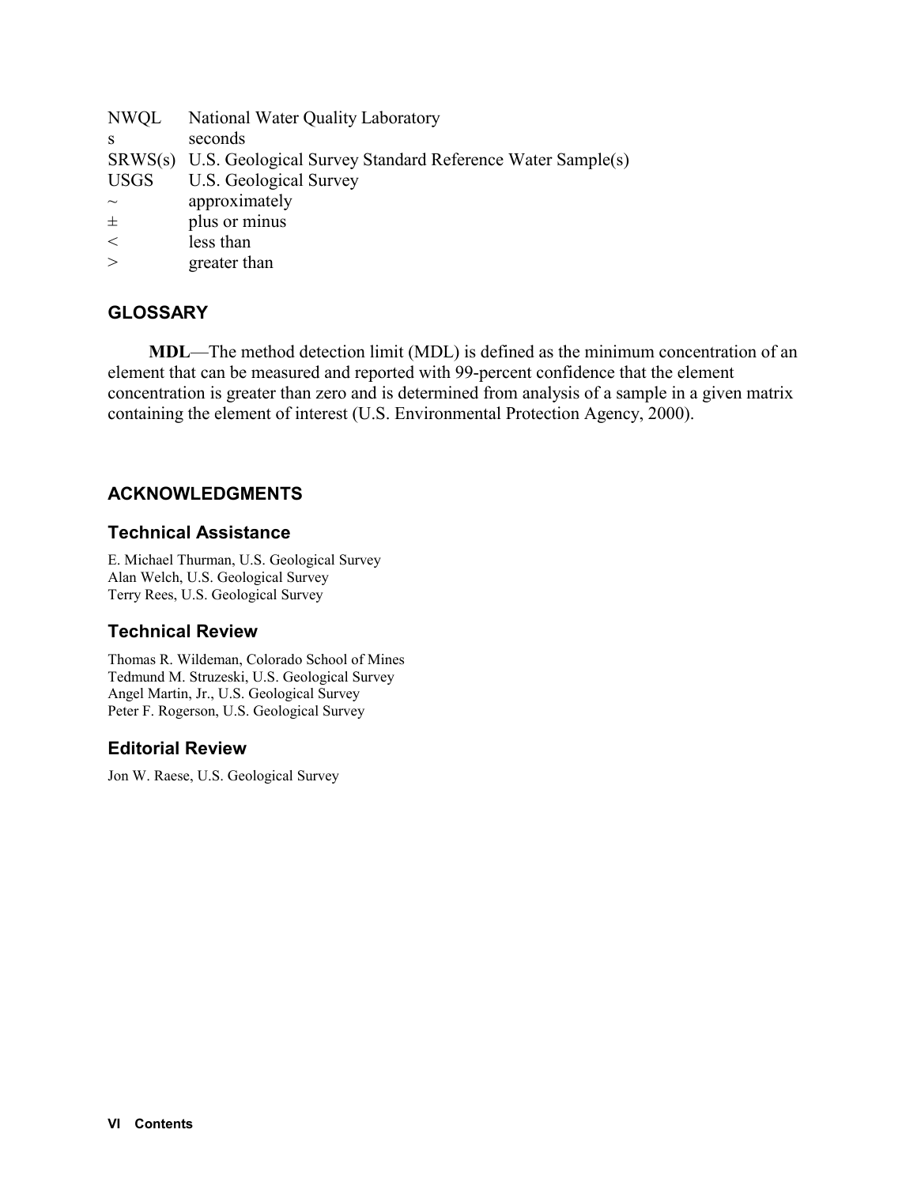| | |
|---|---|
| NWQL | National Water Quality Laboratory |
| s | seconds |
| SRWS(s) | U.S. Geological Survey Standard Reference Water Sample(s) |
| USGS | U.S. Geological Survey |
| ~ | approximately |
| ± | plus or minus |
| < | less than |
| > | greater than |

## GLOSSARY

**MDL**—The method detection limit (MDL) is defined as the minimum concentration of an element that can be measured and reported with 99-percent confidence that the element concentration is greater than zero and is determined from analysis of a sample in a given matrix containing the element of interest (U.S. Environmental Protection Agency, 2000).

## ACKNOWLEDGMENTS

### Technical Assistance

E. Michael Thurman, U.S. Geological Survey
Alan Welch, U.S. Geological Survey
Terry Rees, U.S. Geological Survey

### Technical Review

Thomas R. Wildeman, Colorado School of Mines
Tedmund M. Struzeski, U.S. Geological Survey
Angel Martin, Jr., U.S. Geological Survey
Peter F. Rogerson, U.S. Geological Survey

### Editorial Review

Jon W. Raese, U.S. Geological Survey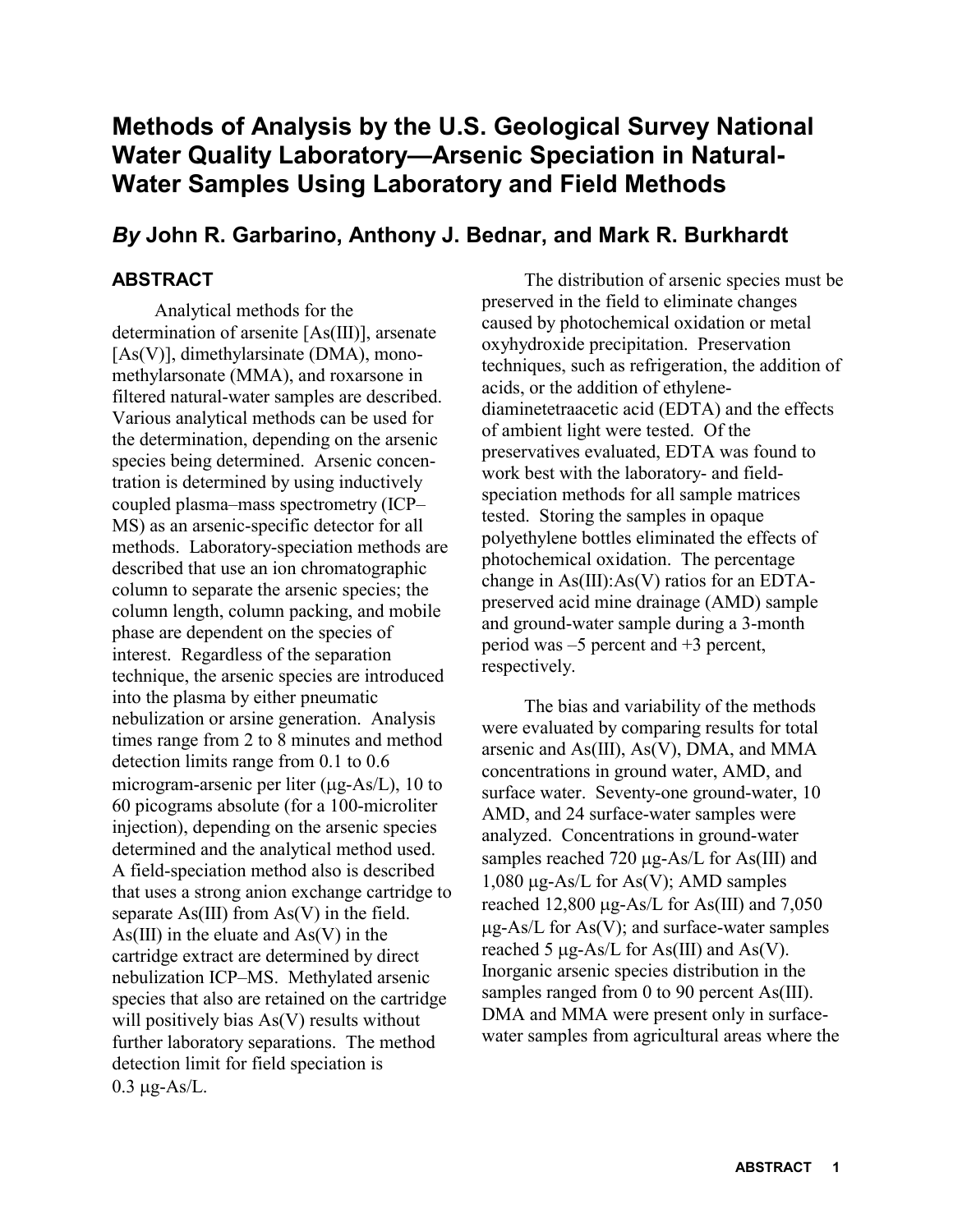# Methods of Analysis by the U.S. Geological Survey National Water Quality Laboratory—Arsenic Speciation in Natural-Water Samples Using Laboratory and Field Methods

## *By* John R. Garbarino, Anthony J. Bednar, and Mark R. Burkhardt

### ABSTRACT

Analytical methods for the determination of arsenite [As(III)], arsenate [As(V)], dimethylarsinate (DMA), monomethylarsonate (MMA), and roxarsone in filtered natural-water samples are described. Various analytical methods can be used for the determination, depending on the arsenic species being determined. Arsenic concentration is determined by using inductively coupled plasma–mass spectrometry (ICP–MS) as an arsenic-specific detector for all methods. Laboratory-speciation methods are described that use an ion chromatographic column to separate the arsenic species; the column length, column packing, and mobile phase are dependent on the species of interest. Regardless of the separation technique, the arsenic species are introduced into the plasma by either pneumatic nebulization or arsine generation. Analysis times range from 2 to 8 minutes and method detection limits range from 0.1 to 0.6 microgram-arsenic per liter (μg-As/L), 10 to 60 picograms absolute (for a 100-microliter injection), depending on the arsenic species determined and the analytical method used. A field-speciation method also is described that uses a strong anion exchange cartridge to separate As(III) from As(V) in the field. As(III) in the eluate and As(V) in the cartridge extract are determined by direct nebulization ICP–MS. Methylated arsenic species that also are retained on the cartridge will positively bias As(V) results without further laboratory separations. The method detection limit for field speciation is 0.3 μg-As/L.

The distribution of arsenic species must be preserved in the field to eliminate changes caused by photochemical oxidation or metal oxyhydroxide precipitation. Preservation techniques, such as refrigeration, the addition of acids, or the addition of ethylenediaminetetraacetic acid (EDTA) and the effects of ambient light were tested. Of the preservatives evaluated, EDTA was found to work best with the laboratory- and field-speciation methods for all sample matrices tested. Storing the samples in opaque polyethylene bottles eliminated the effects of photochemical oxidation. The percentage change in As(III):As(V) ratios for an EDTA-preserved acid mine drainage (AMD) sample and ground-water sample during a 3-month period was –5 percent and +3 percent, respectively.

The bias and variability of the methods were evaluated by comparing results for total arsenic and As(III), As(V), DMA, and MMA concentrations in ground water, AMD, and surface water. Seventy-one ground-water, 10 AMD, and 24 surface-water samples were analyzed. Concentrations in ground-water samples reached 720 μg-As/L for As(III) and 1,080 μg-As/L for As(V); AMD samples reached 12,800 μg-As/L for As(III) and 7,050 μg-As/L for As(V); and surface-water samples reached 5 μg-As/L for As(III) and As(V). Inorganic arsenic species distribution in the samples ranged from 0 to 90 percent As(III). DMA and MMA were present only in surface-water samples from agricultural areas where the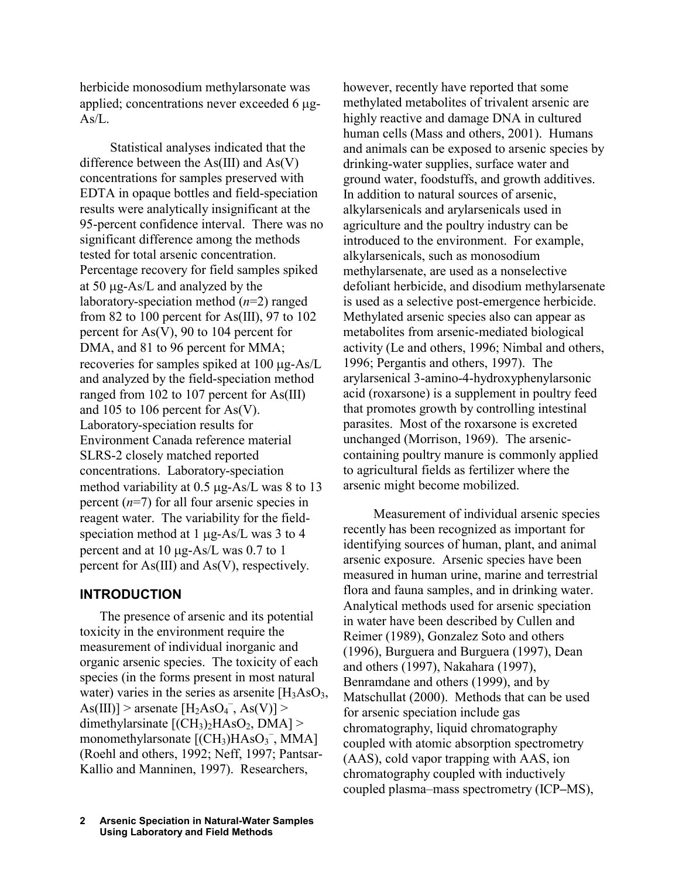herbicide monosodium methylarsonate was applied; concentrations never exceeded 6 μg-As/L.

Statistical analyses indicated that the difference between the As(III) and As(V) concentrations for samples preserved with EDTA in opaque bottles and field-speciation results were analytically insignificant at the 95-percent confidence interval. There was no significant difference among the methods tested for total arsenic concentration. Percentage recovery for field samples spiked at 50 μg-As/L and analyzed by the laboratory-speciation method ($n$=2) ranged from 82 to 100 percent for As(III), 97 to 102 percent for As(V), 90 to 104 percent for DMA, and 81 to 96 percent for MMA; recoveries for samples spiked at 100 μg-As/L and analyzed by the field-speciation method ranged from 102 to 107 percent for As(III) and 105 to 106 percent for As(V). Laboratory-speciation results for Environment Canada reference material SLRS-2 closely matched reported concentrations. Laboratory-speciation method variability at 0.5 μg-As/L was 8 to 13 percent ($n$=7) for all four arsenic species in reagent water. The variability for the field-speciation method at 1 μg-As/L was 3 to 4 percent and at 10 μg-As/L was 0.7 to 1 percent for As(III) and As(V), respectively.

## INTRODUCTION

The presence of arsenic and its potential toxicity in the environment require the measurement of individual inorganic and organic arsenic species. The toxicity of each species (in the forms present in most natural water) varies in the series as arsenite [$H_3AsO_3$, As(III)] > arsenate [$H_2AsO_4^-$, As(V)] > dimethylarsinate [$(CH_3)_2HAsO_2$, DMA] > monomethylarsonate [$(CH_3)HAsO_3^-$, MMA] (Roehl and others, 1992; Neff, 1997; Pantsar-Kallio and Manninen, 1997). Researchers, however, recently have reported that some methylated metabolites of trivalent arsenic are highly reactive and damage DNA in cultured human cells (Mass and others, 2001). Humans and animals can be exposed to arsenic species by drinking-water supplies, surface water and ground water, foodstuffs, and growth additives. In addition to natural sources of arsenic, alkylarsenicals and arylarsenicals used in agriculture and the poultry industry can be introduced to the environment. For example, alkylarsenicals, such as monosodium methylarsenate, are used as a nonselective defoliant herbicide, and disodium methylarsenate is used as a selective post-emergence herbicide. Methylated arsenic species also can appear as metabolites from arsenic-mediated biological activity (Le and others, 1996; Nimbal and others, 1996; Pergantis and others, 1997). The arylarsenical 3-amino-4-hydroxyphenylarsonic acid (roxarsone) is a supplement in poultry feed that promotes growth by controlling intestinal parasites. Most of the roxarsone is excreted unchanged (Morrison, 1969). The arsenic-containing poultry manure is commonly applied to agricultural fields as fertilizer where the arsenic might become mobilized.

Measurement of individual arsenic species recently has been recognized as important for identifying sources of human, plant, and animal arsenic exposure. Arsenic species have been measured in human urine, marine and terrestrial flora and fauna samples, and in drinking water. Analytical methods used for arsenic speciation in water have been described by Cullen and Reimer (1989), Gonzalez Soto and others (1996), Burguera and Burguera (1997), Dean and others (1997), Nakahara (1997), Benramdane and others (1999), and by Matschullat (2000). Methods that can be used for arsenic speciation include gas chromatography, liquid chromatography coupled with atomic absorption spectrometry (AAS), cold vapor trapping with AAS, ion chromatography coupled with inductively coupled plasma–mass spectrometry (ICP–MS),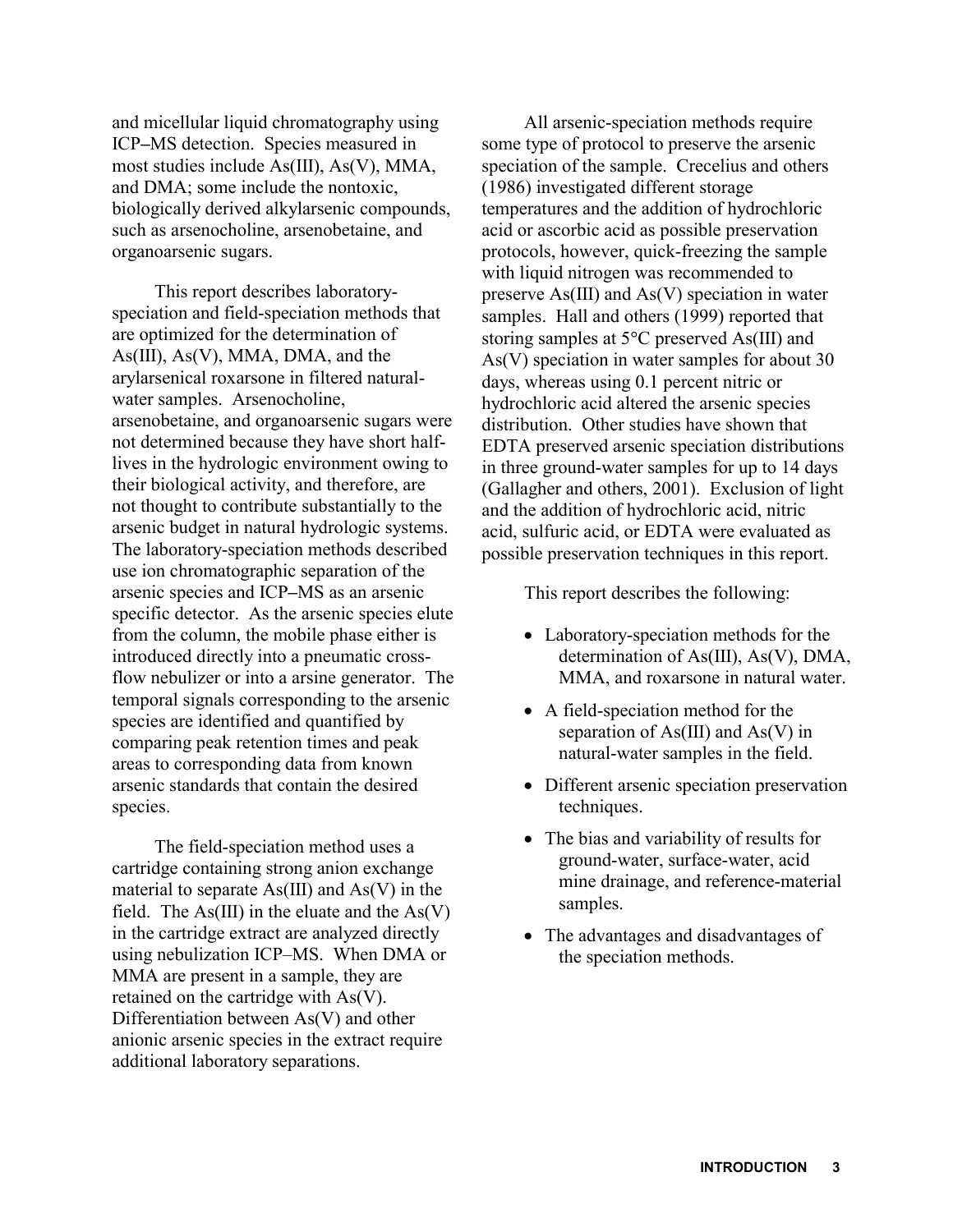and micellular liquid chromatography using ICP–MS detection. Species measured in most studies include As(III), As(V), MMA, and DMA; some include the nontoxic, biologically derived alkylarsenic compounds, such as arsenocholine, arsenobetaine, and organoarsenic sugars.

This report describes laboratory-speciation and field-speciation methods that are optimized for the determination of As(III), As(V), MMA, DMA, and the arylarsenical roxarsone in filtered natural-water samples. Arsenocholine, arsenobetaine, and organoarsenic sugars were not determined because they have short half-lives in the hydrologic environment owing to their biological activity, and therefore, are not thought to contribute substantially to the arsenic budget in natural hydrologic systems. The laboratory-speciation methods described use ion chromatographic separation of the arsenic species and ICP–MS as an arsenic specific detector. As the arsenic species elute from the column, the mobile phase either is introduced directly into a pneumatic cross-flow nebulizer or into a arsine generator. The temporal signals corresponding to the arsenic species are identified and quantified by comparing peak retention times and peak areas to corresponding data from known arsenic standards that contain the desired species.

The field-speciation method uses a cartridge containing strong anion exchange material to separate As(III) and As(V) in the field. The As(III) in the eluate and the As(V) in the cartridge extract are analyzed directly using nebulization ICP–MS. When DMA or MMA are present in a sample, they are retained on the cartridge with As(V). Differentiation between As(V) and other anionic arsenic species in the extract require additional laboratory separations.

All arsenic-speciation methods require some type of protocol to preserve the arsenic speciation of the sample. Crecelius and others (1986) investigated different storage temperatures and the addition of hydrochloric acid or ascorbic acid as possible preservation protocols, however, quick-freezing the sample with liquid nitrogen was recommended to preserve As(III) and As(V) speciation in water samples. Hall and others (1999) reported that storing samples at 5°C preserved As(III) and As(V) speciation in water samples for about 30 days, whereas using 0.1 percent nitric or hydrochloric acid altered the arsenic species distribution. Other studies have shown that EDTA preserved arsenic speciation distributions in three ground-water samples for up to 14 days (Gallagher and others, 2001). Exclusion of light and the addition of hydrochloric acid, nitric acid, sulfuric acid, or EDTA were evaluated as possible preservation techniques in this report.

This report describes the following:

- Laboratory-speciation methods for the determination of As(III), As(V), DMA, MMA, and roxarsone in natural water.
- A field-speciation method for the separation of As(III) and As(V) in natural-water samples in the field.
- Different arsenic speciation preservation techniques.
- The bias and variability of results for ground-water, surface-water, acid mine drainage, and reference-material samples.
- The advantages and disadvantages of the speciation methods.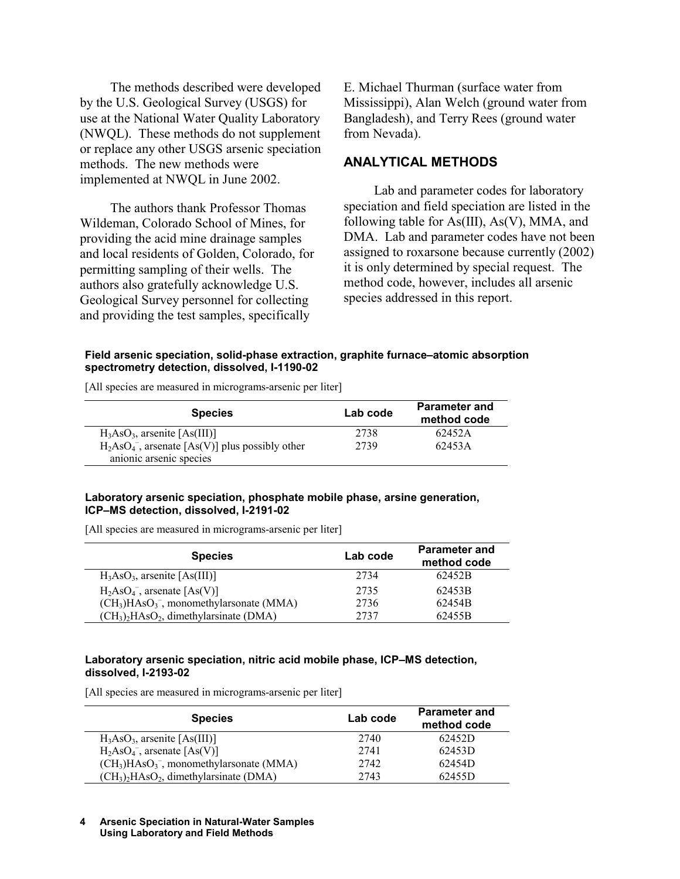The methods described were developed by the U.S. Geological Survey (USGS) for use at the National Water Quality Laboratory (NWQL). These methods do not supplement or replace any other USGS arsenic speciation methods. The new methods were implemented at NWQL in June 2002.

The authors thank Professor Thomas Wildeman, Colorado School of Mines, for providing the acid mine drainage samples and local residents of Golden, Colorado, for permitting sampling of their wells. The authors also gratefully acknowledge U.S. Geological Survey personnel for collecting and providing the test samples, specifically E. Michael Thurman (surface water from Mississippi), Alan Welch (ground water from Bangladesh), and Terry Rees (ground water from Nevada).

## ANALYTICAL METHODS

Lab and parameter codes for laboratory speciation and field speciation are listed in the following table for As(III), As(V), MMA, and DMA. Lab and parameter codes have not been assigned to roxarsone because currently (2002) it is only determined by special request. The method code, however, includes all arsenic species addressed in this report.

**Field arsenic speciation, solid-phase extraction, graphite furnace–atomic absorption spectrometry detection, dissolved, I-1190-02**

[All species are measured in micrograms-arsenic per liter]

| Species | Lab code | Parameter and method code |
|---|---|---|
| $H_3AsO_3$, arsenite [As(III)] | 2738 | 62452A |
| $H_2AsO_4^-$, arsenate [As(V)] plus possibly other anionic arsenic species | 2739 | 62453A |

**Laboratory arsenic speciation, phosphate mobile phase, arsine generation, ICP–MS detection, dissolved, I-2191-02**

[All species are measured in micrograms-arsenic per liter]

| Species | Lab code | Parameter and method code |
|---|---|---|
| $H_3AsO_3$, arsenite [As(III)] | 2734 | 62452B |
| $H_2AsO_4^-$, arsenate [As(V)] | 2735 | 62453B |
| $(CH_3)HAsO_3^-$, monomethylarsonate (MMA) | 2736 | 62454B |
| $(CH_3)_2HAsO_2$, dimethylarsinate (DMA) | 2737 | 62455B |

**Laboratory arsenic speciation, nitric acid mobile phase, ICP–MS detection, dissolved, I-2193-02**

[All species are measured in micrograms-arsenic per liter]

| Species | Lab code | Parameter and method code |
|---|---|---|
| $H_3AsO_3$, arsenite [As(III)] | 2740 | 62452D |
| $H_2AsO_4^-$, arsenate [As(V)] | 2741 | 62453D |
| $(CH_3)HAsO_3^-$, monomethylarsonate (MMA) | 2742 | 62454D |
| $(CH_3)_2HAsO_2$, dimethylarsinate (DMA) | 2743 | 62455D |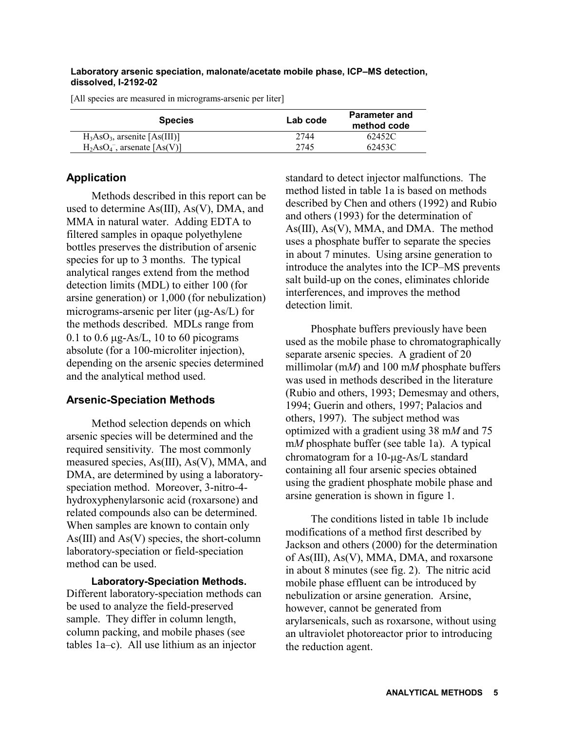**Laboratory arsenic speciation, malonate/acetate mobile phase, ICP–MS detection, dissolved, I-2192-02**

[All species are measured in micrograms-arsenic per liter]

| Species | Lab code | Parameter and method code |
|---|---|---|
| $H_3AsO_3$, arsenite [As(III)] | 2744 | 62452C |
| $H_2AsO_4^-$, arsenate [As(V)] | 2745 | 62453C |

## Application

Methods described in this report can be used to determine As(III), As(V), DMA, and MMA in natural water. Adding EDTA to filtered samples in opaque polyethylene bottles preserves the distribution of arsenic species for up to 3 months. The typical analytical ranges extend from the method detection limits (MDL) to either 100 (for arsine generation) or 1,000 (for nebulization) micrograms-arsenic per liter (μg-As/L) for the methods described. MDLs range from 0.1 to 0.6 μg-As/L, 10 to 60 picograms absolute (for a 100-microliter injection), depending on the arsenic species determined and the analytical method used.

## Arsenic-Speciation Methods

Method selection depends on which arsenic species will be determined and the required sensitivity. The most commonly measured species, As(III), As(V), MMA, and DMA, are determined by using a laboratory-speciation method. Moreover, 3-nitro-4-hydroxyphenylarsonic acid (roxarsone) and related compounds also can be determined. When samples are known to contain only As(III) and As(V) species, the short-column laboratory-speciation or field-speciation method can be used.

**Laboratory-Speciation Methods.** Different laboratory-speciation methods can be used to analyze the field-preserved sample. They differ in column length, column packing, and mobile phases (see tables 1a–c). All use lithium as an injector standard to detect injector malfunctions. The method listed in table 1a is based on methods described by Chen and others (1992) and Rubio and others (1993) for the determination of As(III), As(V), MMA, and DMA. The method uses a phosphate buffer to separate the species in about 7 minutes. Using arsine generation to introduce the analytes into the ICP–MS prevents salt build-up on the cones, eliminates chloride interferences, and improves the method detection limit.

Phosphate buffers previously have been used as the mobile phase to chromatographically separate arsenic species. A gradient of 20 millimolar (m*M*) and 100 m*M* phosphate buffers was used in methods described in the literature (Rubio and others, 1993; Demesmay and others, 1994; Guerin and others, 1997; Palacios and others, 1997). The subject method was optimized with a gradient using 38 m*M* and 75 m*M* phosphate buffer (see table 1a). A typical chromatogram for a 10-μg-As/L standard containing all four arsenic species obtained using the gradient phosphate mobile phase and arsine generation is shown in figure 1.

The conditions listed in table 1b include modifications of a method first described by Jackson and others (2000) for the determination of As(III), As(V), MMA, DMA, and roxarsone in about 8 minutes (see fig. 2). The nitric acid mobile phase effluent can be introduced by nebulization or arsine generation. Arsine, however, cannot be generated from arylarsenicals, such as roxarsone, without using an ultraviolet photoreactor prior to introducing the reduction agent.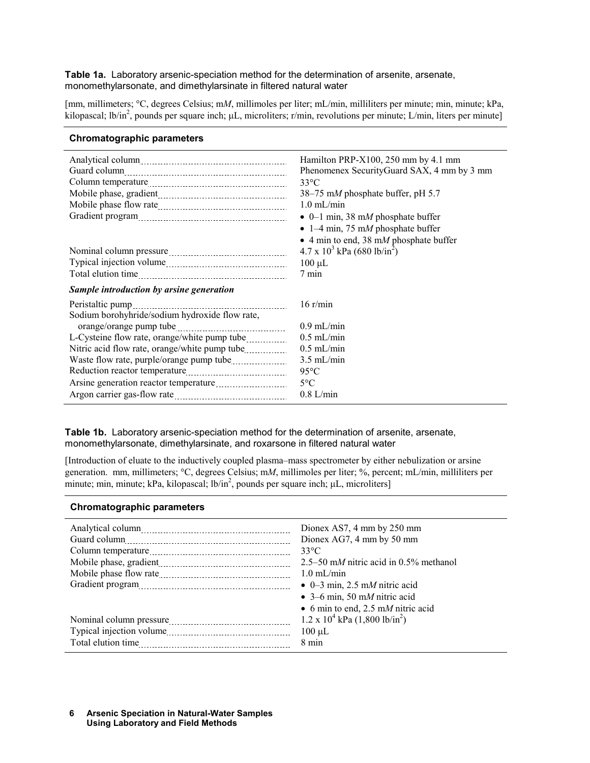**Table 1a.** Laboratory arsenic-speciation method for the determination of arsenite, arsenate, monomethylarsonate, and dimethylarsinate in filtered natural water

[mm, millimeters; °C, degrees Celsius; m*M*, millimoles per liter; mL/min, milliliters per minute; min, minute; kPa, kilopascal; lb/in$^2$, pounds per square inch; µL, microliters; r/min, revolutions per minute; L/min, liters per minute]

| **Chromatographic parameters** | |
|---|---|
| Analytical column | Hamilton PRP-X100, 250 mm by 4.1 mm |
| Guard column | Phenomenex SecurityGuard SAX, 4 mm by 3 mm |
| Column temperature | 33°C |
| Mobile phase, gradient | 38–75 m*M* phosphate buffer, pH 5.7 |
| Mobile phase flow rate | 1.0 mL/min |
| Gradient program | • 0–1 min, 38 m*M* phosphate buffer<br>• 1–4 min, 75 m*M* phosphate buffer<br>• 4 min to end, 38 m*M* phosphate buffer |
| Nominal column pressure | $4.7 \times 10^3$ kPa (680 lb/in$^2$) |
| Typical injection volume | 100 µL |
| Total elution time | 7 min |
| ***Sample introduction by arsine generation*** | |
| Peristaltic pump | 16 r/min |
| Sodium borohyhride/sodium hydroxide flow rate, orange/orange pump tube | 0.9 mL/min |
| L-Cysteine flow rate, orange/white pump tube | 0.5 mL/min |
| Nitric acid flow rate, orange/white pump tube | 0.5 mL/min |
| Waste flow rate, purple/orange pump tube | 3.5 mL/min |
| Reduction reactor temperature | 95°C |
| Arsine generation reactor temperature | 5°C |
| Argon carrier gas-flow rate | 0.8 L/min |

**Table 1b.** Laboratory arsenic-speciation method for the determination of arsenite, arsenate, monomethylarsonate, dimethylarsinate, and roxarsone in filtered natural water

[Introduction of eluate to the inductively coupled plasma–mass spectrometer by either nebulization or arsine generation. mm, millimeters; °C, degrees Celsius; m*M*, millimoles per liter; %, percent; mL/min, milliliters per minute; min, minute; kPa, kilopascal; lb/in$^2$, pounds per square inch; µL, microliters]

| **Chromatographic parameters** | |
|---|---|
| Analytical column | Dionex AS7, 4 mm by 250 mm |
| Guard column | Dionex AG7, 4 mm by 50 mm |
| Column temperature | 33°C |
| Mobile phase, gradient | 2.5–50 m*M* nitric acid in 0.5% methanol |
| Mobile phase flow rate | 1.0 mL/min |
| Gradient program | • 0–3 min, 2.5 m*M* nitric acid<br>• 3–6 min, 50 m*M* nitric acid<br>• 6 min to end, 2.5 m*M* nitric acid |
| Nominal column pressure | $1.2 \times 10^4$ kPa (1,800 lb/in$^2$) |
| Typical injection volume | 100 µL |
| Total elution time | 8 min |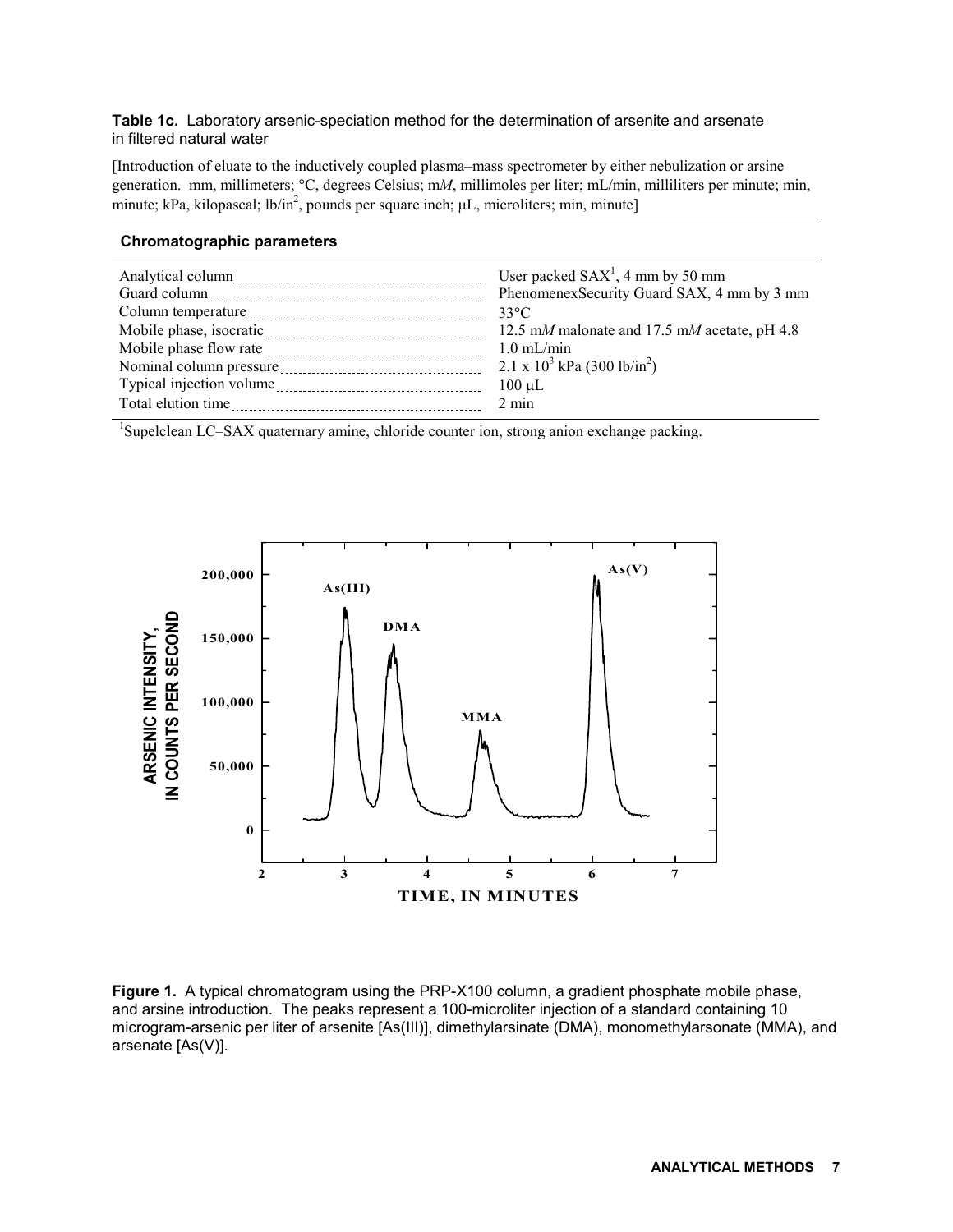**Table 1c.** Laboratory arsenic-speciation method for the determination of arsenite and arsenate in filtered natural water

[Introduction of eluate to the inductively coupled plasma–mass spectrometer by either nebulization or arsine generation. mm, millimeters; °C, degrees Celsius; m*M*, millimoles per liter; mL/min, milliliters per minute; min, minute; kPa, kilopascal; lb/in$^2$, pounds per square inch; µL, microliters; min, minute]

| **Chromatographic parameters** | |
|---|---|
| Analytical column | User packed SAX[1], 4 mm by 50 mm |
| Guard column | PhenomenexSecurity Guard SAX, 4 mm by 3 mm |
| Column temperature | 33°C |
| Mobile phase, isocratic | 12.5 m*M* malonate and 17.5 m*M* acetate, pH 4.8 |
| Mobile phase flow rate | 1.0 mL/min |
| Nominal column pressure | $2.1 \times 10^3$ kPa (300 lb/in$^2$) |
| Typical injection volume | 100 µL |
| Total elution time | 2 min |

[1]Supelclean LC–SAX quaternary amine, chloride counter ion, strong anion exchange packing.

**Figure 1.** A typical chromatogram using the PRP-X100 column, a gradient phosphate mobile phase, and arsine introduction. The peaks represent a 100-microliter injection of a standard containing 10 microgram-arsenic per liter of arsenite [As(III)], dimethylarsinate (DMA), monomethylarsonate (MMA), and arsenate [As(V)].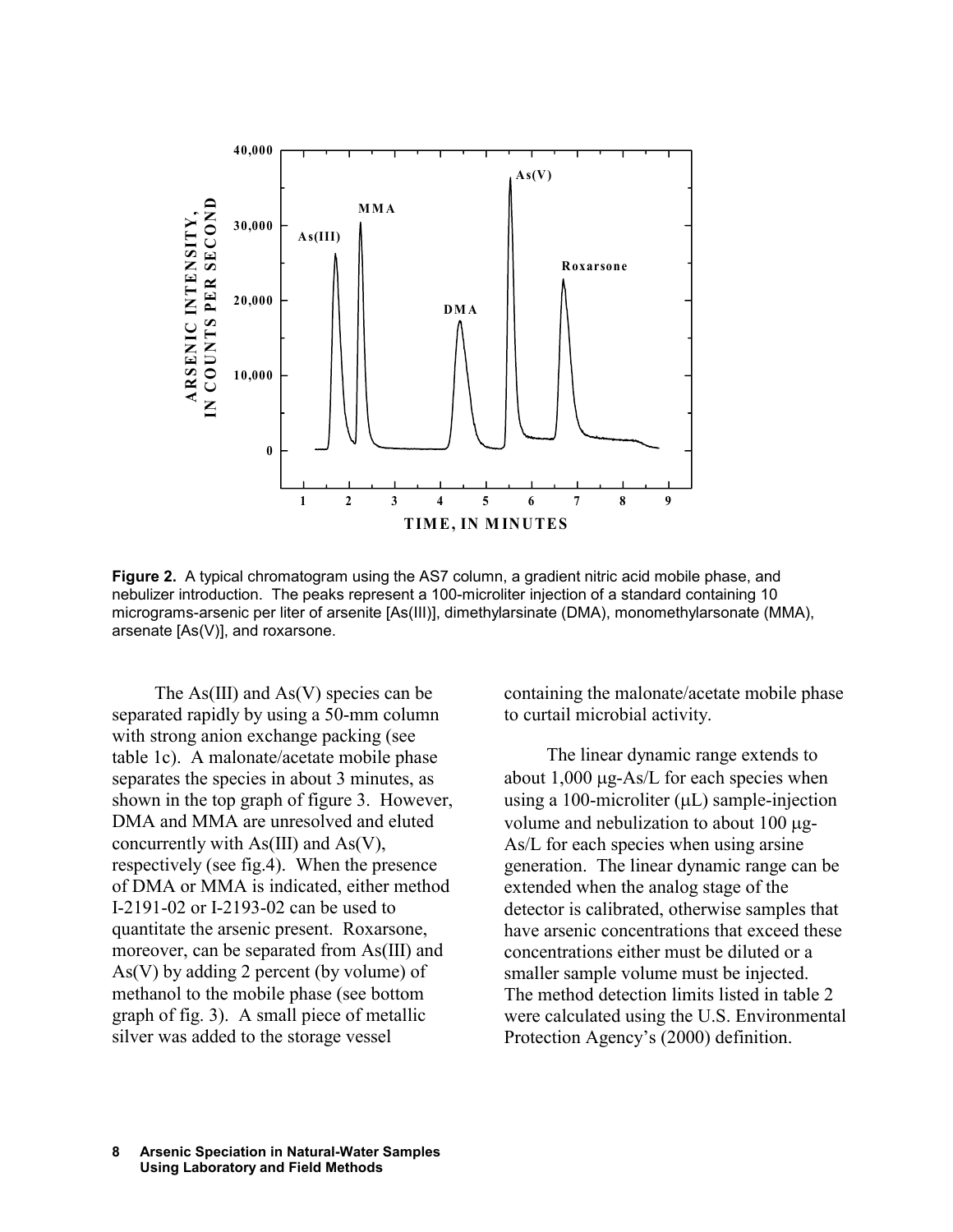**Figure 2.** A typical chromatogram using the AS7 column, a gradient nitric acid mobile phase, and nebulizer introduction. The peaks represent a 100-microliter injection of a standard containing 10 micrograms-arsenic per liter of arsenite [As(III)], dimethylarsinate (DMA), monomethylarsonate (MMA), arsenate [As(V)], and roxarsone.

The As(III) and As(V) species can be separated rapidly by using a 50-mm column with strong anion exchange packing (see table 1c). A malonate/acetate mobile phase separates the species in about 3 minutes, as shown in the top graph of figure 3. However, DMA and MMA are unresolved and eluted concurrently with As(III) and As(V), respectively (see fig.4). When the presence of DMA or MMA is indicated, either method I-2191-02 or I-2193-02 can be used to quantitate the arsenic present. Roxarsone, moreover, can be separated from As(III) and As(V) by adding 2 percent (by volume) of methanol to the mobile phase (see bottom graph of fig. 3). A small piece of metallic silver was added to the storage vessel containing the malonate/acetate mobile phase to curtail microbial activity.

The linear dynamic range extends to about 1,000 μg-As/L for each species when using a 100-microliter (μL) sample-injection volume and nebulization to about 100 μg-As/L for each species when using arsine generation. The linear dynamic range can be extended when the analog stage of the detector is calibrated, otherwise samples that have arsenic concentrations that exceed these concentrations either must be diluted or a smaller sample volume must be injected. The method detection limits listed in table 2 were calculated using the U.S. Environmental Protection Agency's (2000) definition.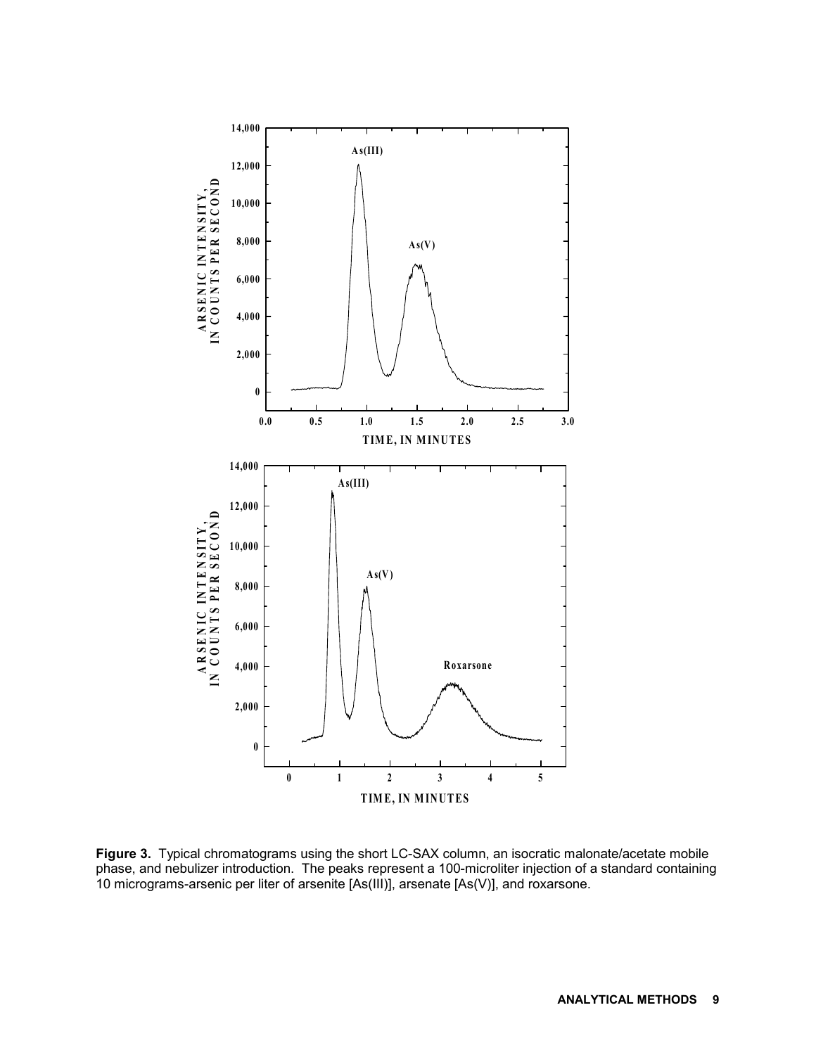**Figure 3.** Typical chromatograms using the short LC-SAX column, an isocratic malonate/acetate mobile phase, and nebulizer introduction. The peaks represent a 100-microliter injection of a standard containing 10 micrograms-arsenic per liter of arsenite [As(III)], arsenate [As(V)], and roxarsone.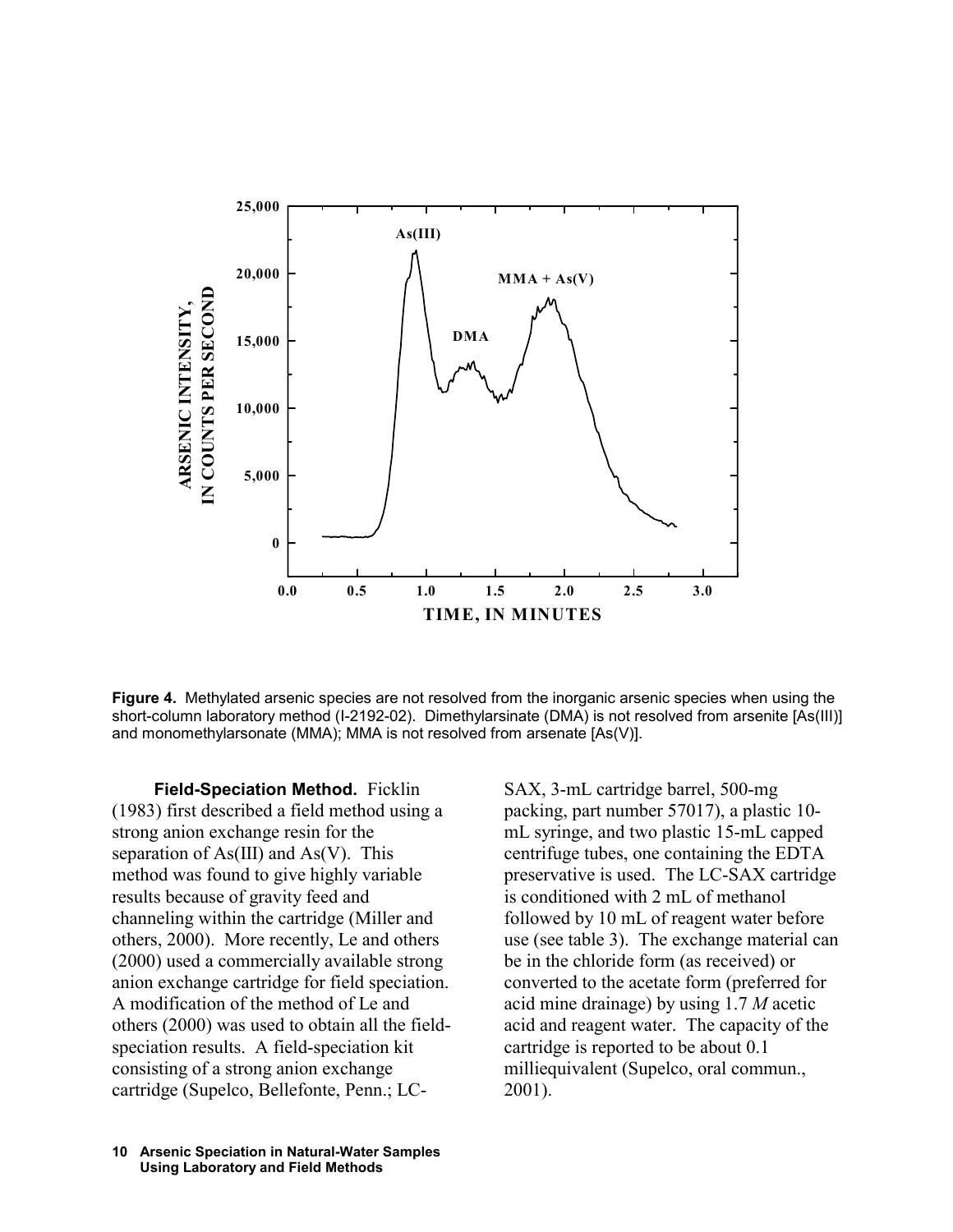**Figure 4.** Methylated arsenic species are not resolved from the inorganic arsenic species when using the short-column laboratory method (I-2192-02). Dimethylarsinate (DMA) is not resolved from arsenite [As(III)] and monomethylarsonate (MMA); MMA is not resolved from arsenate [As(V)].

**Field-Speciation Method.** Ficklin (1983) first described a field method using a strong anion exchange resin for the separation of As(III) and As(V). This method was found to give highly variable results because of gravity feed and channeling within the cartridge (Miller and others, 2000). More recently, Le and others (2000) used a commercially available strong anion exchange cartridge for field speciation. A modification of the method of Le and others (2000) was used to obtain all the field-speciation results. A field-speciation kit consisting of a strong anion exchange cartridge (Supelco, Bellefonte, Penn.; LC-SAX, 3-mL cartridge barrel, 500-mg packing, part number 57017), a plastic 10-mL syringe, and two plastic 15-mL capped centrifuge tubes, one containing the EDTA preservative is used. The LC-SAX cartridge is conditioned with 2 mL of methanol followed by 10 mL of reagent water before use (see table 3). The exchange material can be in the chloride form (as received) or converted to the acetate form (preferred for acid mine drainage) by using 1.7 *M* acetic acid and reagent water. The capacity of the cartridge is reported to be about 0.1 milliequivalent (Supelco, oral commun., 2001).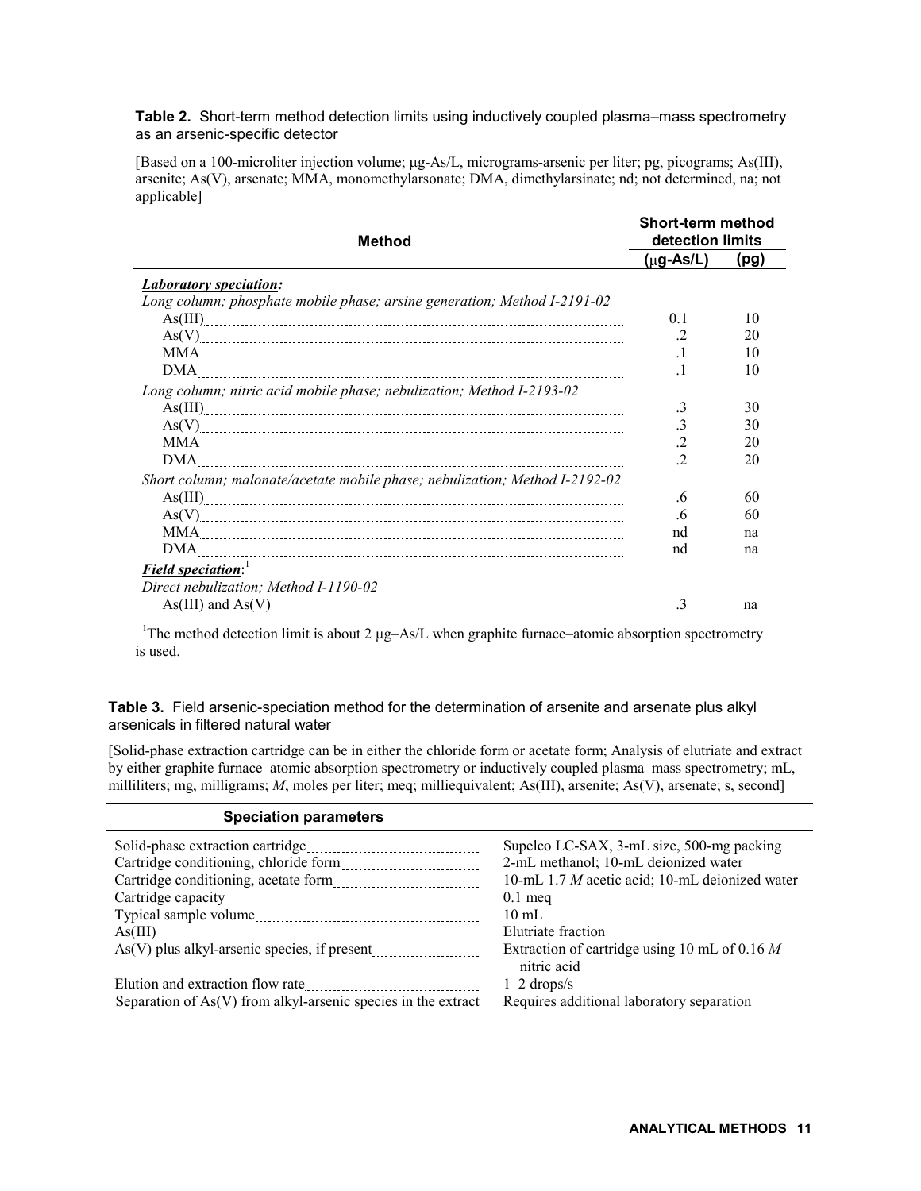**Table 2.** Short-term method detection limits using inductively coupled plasma–mass spectrometry as an arsenic-specific detector

[Based on a 100-microliter injection volume; μg-As/L, micrograms-arsenic per liter; pg, picograms; As(III), arsenite; As(V), arsenate; MMA, monomethylarsonate; DMA, dimethylarsinate; nd; not determined, na; not applicable]

| Method | Short-term method detection limits | |
|---|---|---|
| | (μg-As/L) | (pg) |
| ***Laboratory speciation:*** | | |
| *Long column; phosphate mobile phase; arsine generation; Method I-2191-02* | | |
| As(III) | 0.1 | 10 |
| As(V) | .2 | 20 |
| MMA | .1 | 10 |
| DMA | .1 | 10 |
| *Long column; nitric acid mobile phase; nebulization; Method I-2193-02* | | |
| As(III) | .3 | 30 |
| As(V) | .3 | 30 |
| MMA | .2 | 20 |
| DMA | .2 | 20 |
| *Short column; malonate/acetate mobile phase; nebulization; Method I-2192-02* | | |
| As(III) | .6 | 60 |
| As(V) | .6 | 60 |
| MMA | nd | na |
| DMA | nd | na |
| ***Field speciation*:**[1] | | |
| *Direct nebulization; Method I-1190-02* | | |
| As(III) and As(V) | .3 | na |

[1]The method detection limit is about 2 μg–As/L when graphite furnace–atomic absorption spectrometry is used.

**Table 3.** Field arsenic-speciation method for the determination of arsenite and arsenate plus alkyl arsenicals in filtered natural water

[Solid-phase extraction cartridge can be in either the chloride form or acetate form; Analysis of elutriate and extract by either graphite furnace–atomic absorption spectrometry or inductively coupled plasma–mass spectrometry; mL, milliliters; mg, milligrams; *M*, moles per liter; meq; milliequivalent; As(III), arsenite; As(V), arsenate; s, second]

| Speciation parameters | |
|---|---|
| Solid-phase extraction cartridge | Supelco LC-SAX, 3-mL size, 500-mg packing |
| Cartridge conditioning, chloride form | 2-mL methanol; 10-mL deionized water |
| Cartridge conditioning, acetate form | 10-mL 1.7 *M* acetic acid; 10-mL deionized water |
| Cartridge capacity | 0.1 meq |
| Typical sample volume | 10 mL |
| As(III) | Elutriate fraction |
| As(V) plus alkyl-arsenic species, if present | Extraction of cartridge using 10 mL of 0.16 *M* nitric acid |
| Elution and extraction flow rate | 1–2 drops/s |
| Separation of As(V) from alkyl-arsenic species in the extract | Requires additional laboratory separation |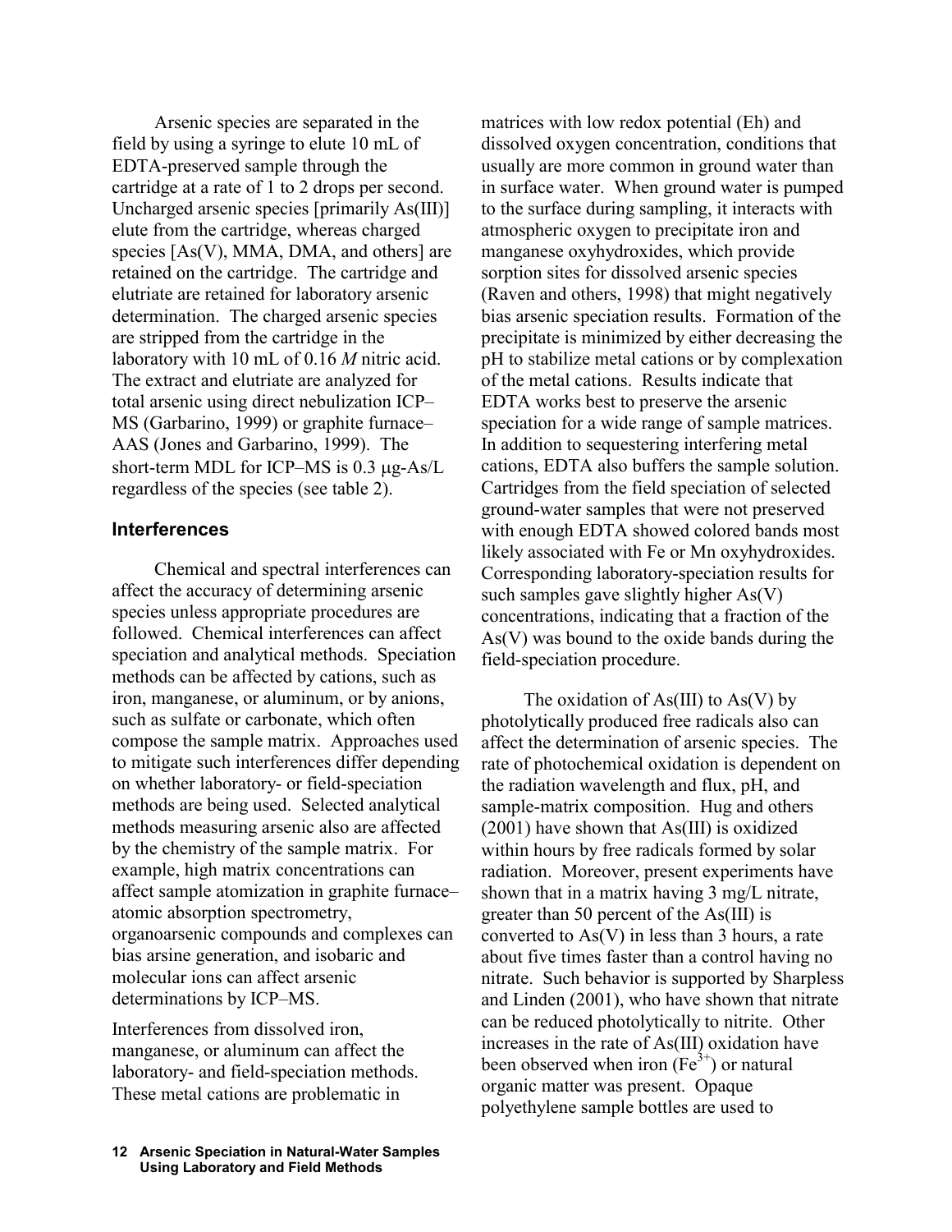Arsenic species are separated in the field by using a syringe to elute 10 mL of EDTA-preserved sample through the cartridge at a rate of 1 to 2 drops per second. Uncharged arsenic species [primarily As(III)] elute from the cartridge, whereas charged species [As(V), MMA, DMA, and others] are retained on the cartridge. The cartridge and elutriate are retained for laboratory arsenic determination. The charged arsenic species are stripped from the cartridge in the laboratory with 10 mL of 0.16 *M* nitric acid. The extract and elutriate are analyzed for total arsenic using direct nebulization ICP–MS (Garbarino, 1999) or graphite furnace–AAS (Jones and Garbarino, 1999). The short-term MDL for ICP–MS is 0.3 μg-As/L regardless of the species (see table 2).

## Interferences

Chemical and spectral interferences can affect the accuracy of determining arsenic species unless appropriate procedures are followed. Chemical interferences can affect speciation and analytical methods. Speciation methods can be affected by cations, such as iron, manganese, or aluminum, or by anions, such as sulfate or carbonate, which often compose the sample matrix. Approaches used to mitigate such interferences differ depending on whether laboratory- or field-speciation methods are being used. Selected analytical methods measuring arsenic also are affected by the chemistry of the sample matrix. For example, high matrix concentrations can affect sample atomization in graphite furnace–atomic absorption spectrometry, organoarsenic compounds and complexes can bias arsine generation, and isobaric and molecular ions can affect arsenic determinations by ICP–MS.

Interferences from dissolved iron, manganese, or aluminum can affect the laboratory- and field-speciation methods. These metal cations are problematic in matrices with low redox potential (Eh) and dissolved oxygen concentration, conditions that usually are more common in ground water than in surface water. When ground water is pumped to the surface during sampling, it interacts with atmospheric oxygen to precipitate iron and manganese oxyhydroxides, which provide sorption sites for dissolved arsenic species (Raven and others, 1998) that might negatively bias arsenic speciation results. Formation of the precipitate is minimized by either decreasing the pH to stabilize metal cations or by complexation of the metal cations. Results indicate that EDTA works best to preserve the arsenic speciation for a wide range of sample matrices. In addition to sequestering interfering metal cations, EDTA also buffers the sample solution. Cartridges from the field speciation of selected ground-water samples that were not preserved with enough EDTA showed colored bands most likely associated with Fe or Mn oxyhydroxides. Corresponding laboratory-speciation results for such samples gave slightly higher As(V) concentrations, indicating that a fraction of the As(V) was bound to the oxide bands during the field-speciation procedure.

The oxidation of As(III) to As(V) by photolytically produced free radicals also can affect the determination of arsenic species. The rate of photochemical oxidation is dependent on the radiation wavelength and flux, pH, and sample-matrix composition. Hug and others (2001) have shown that As(III) is oxidized within hours by free radicals formed by solar radiation. Moreover, present experiments have shown that in a matrix having 3 mg/L nitrate, greater than 50 percent of the As(III) is converted to As(V) in less than 3 hours, a rate about five times faster than a control having no nitrate. Such behavior is supported by Sharpless and Linden (2001), who have shown that nitrate can be reduced photolytically to nitrite. Other increases in the rate of As(III) oxidation have been observed when iron ($Fe^{3+}$) or natural organic matter was present. Opaque polyethylene sample bottles are used to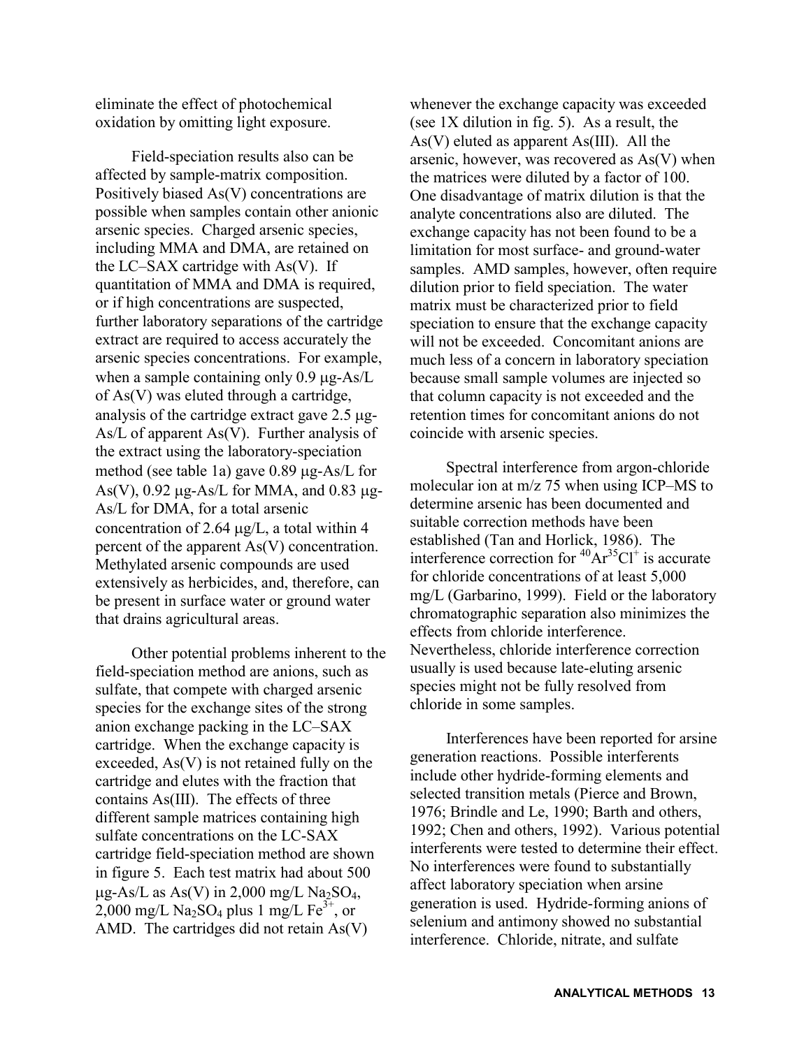eliminate the effect of photochemical oxidation by omitting light exposure.

Field-speciation results also can be affected by sample-matrix composition. Positively biased As(V) concentrations are possible when samples contain other anionic arsenic species. Charged arsenic species, including MMA and DMA, are retained on the LC–SAX cartridge with As(V). If quantitation of MMA and DMA is required, or if high concentrations are suspected, further laboratory separations of the cartridge extract are required to access accurately the arsenic species concentrations. For example, when a sample containing only 0.9 μg-As/L of As(V) was eluted through a cartridge, analysis of the cartridge extract gave 2.5 μg-As/L of apparent As(V). Further analysis of the extract using the laboratory-speciation method (see table 1a) gave 0.89 μg-As/L for As(V), 0.92 μg-As/L for MMA, and 0.83 μg-As/L for DMA, for a total arsenic concentration of 2.64 μg/L, a total within 4 percent of the apparent As(V) concentration. Methylated arsenic compounds are used extensively as herbicides, and, therefore, can be present in surface water or ground water that drains agricultural areas.

Other potential problems inherent to the field-speciation method are anions, such as sulfate, that compete with charged arsenic species for the exchange sites of the strong anion exchange packing in the LC–SAX cartridge. When the exchange capacity is exceeded, As(V) is not retained fully on the cartridge and elutes with the fraction that contains As(III). The effects of three different sample matrices containing high sulfate concentrations on the LC-SAX cartridge field-speciation method are shown in figure 5. Each test matrix had about 500 μg-As/L as As(V) in 2,000 mg/L $Na_2SO_4$, 2,000 mg/L $Na_2SO_4$ plus 1 mg/L $Fe^{3+}$, or AMD. The cartridges did not retain As(V) whenever the exchange capacity was exceeded (see 1X dilution in fig. 5). As a result, the As(V) eluted as apparent As(III). All the arsenic, however, was recovered as As(V) when the matrices were diluted by a factor of 100. One disadvantage of matrix dilution is that the analyte concentrations also are diluted. The exchange capacity has not been found to be a limitation for most surface- and ground-water samples. AMD samples, however, often require dilution prior to field speciation. The water matrix must be characterized prior to field speciation to ensure that the exchange capacity will not be exceeded. Concomitant anions are much less of a concern in laboratory speciation because small sample volumes are injected so that column capacity is not exceeded and the retention times for concomitant anions do not coincide with arsenic species.

Spectral interference from argon-chloride molecular ion at m/z 75 when using ICP–MS to determine arsenic has been documented and suitable correction methods have been established (Tan and Horlick, 1986). The interference correction for $^{40}Ar^{35}Cl^{+}$ is accurate for chloride concentrations of at least 5,000 mg/L (Garbarino, 1999). Field or the laboratory chromatographic separation also minimizes the effects from chloride interference. Nevertheless, chloride interference correction usually is used because late-eluting arsenic species might not be fully resolved from chloride in some samples.

Interferences have been reported for arsine generation reactions. Possible interferents include other hydride-forming elements and selected transition metals (Pierce and Brown, 1976; Brindle and Le, 1990; Barth and others, 1992; Chen and others, 1992). Various potential interferents were tested to determine their effect. No interferences were found to substantially affect laboratory speciation when arsine generation is used. Hydride-forming anions of selenium and antimony showed no substantial interference. Chloride, nitrate, and sulfate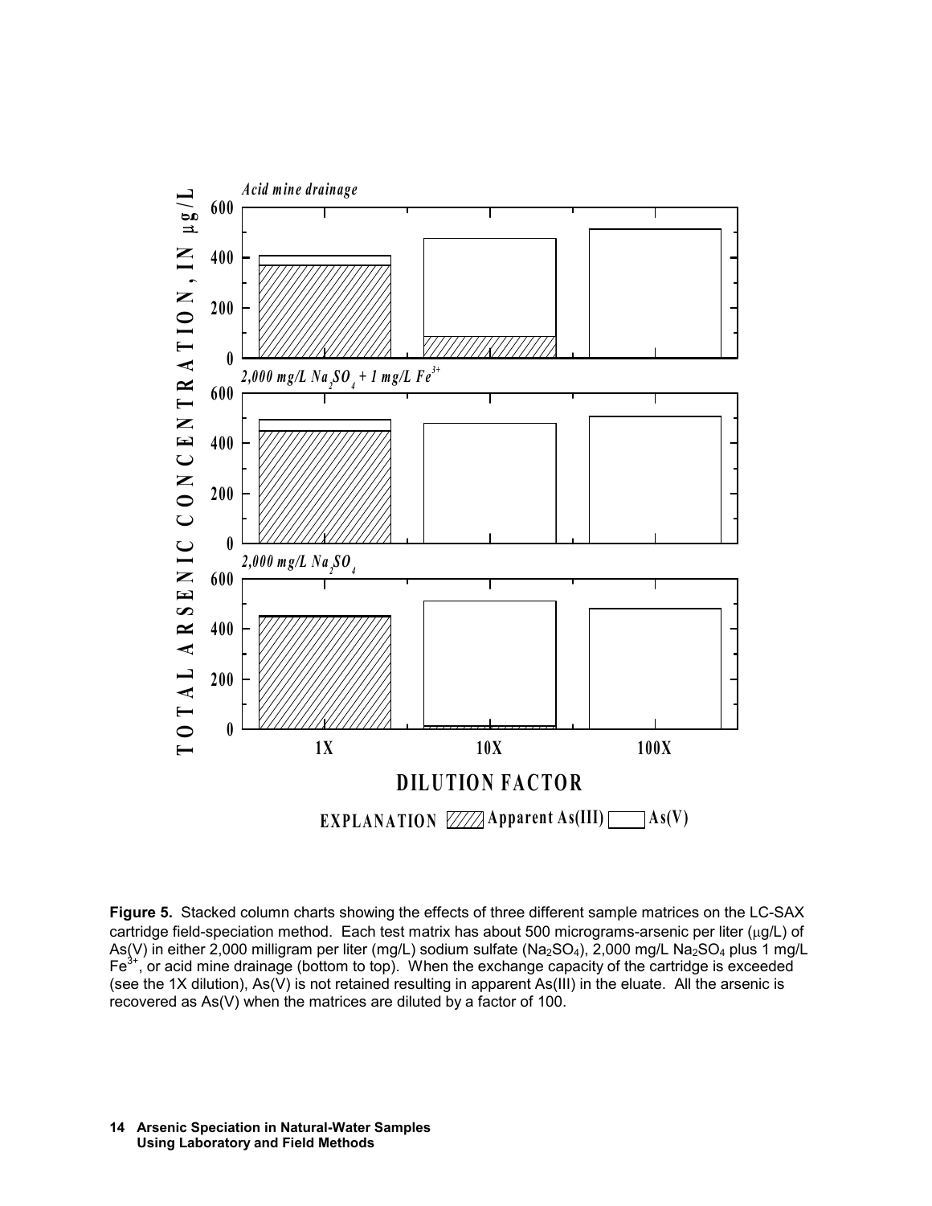**Figure 5.** Stacked column charts showing the effects of three different sample matrices on the LC-SAX cartridge field-speciation method. Each test matrix has about 500 micrograms-arsenic per liter (μg/L) of As(V) in either 2,000 milligram per liter (mg/L) sodium sulfate ($Na_2SO_4$), 2,000 mg/L $Na_2SO_4$ plus 1 mg/L $Fe^{3+}$, or acid mine drainage (bottom to top). When the exchange capacity of the cartridge is exceeded (see the 1X dilution), As(V) is not retained resulting in apparent As(III) in the eluate. All the arsenic is recovered as As(V) when the matrices are diluted by a factor of 100.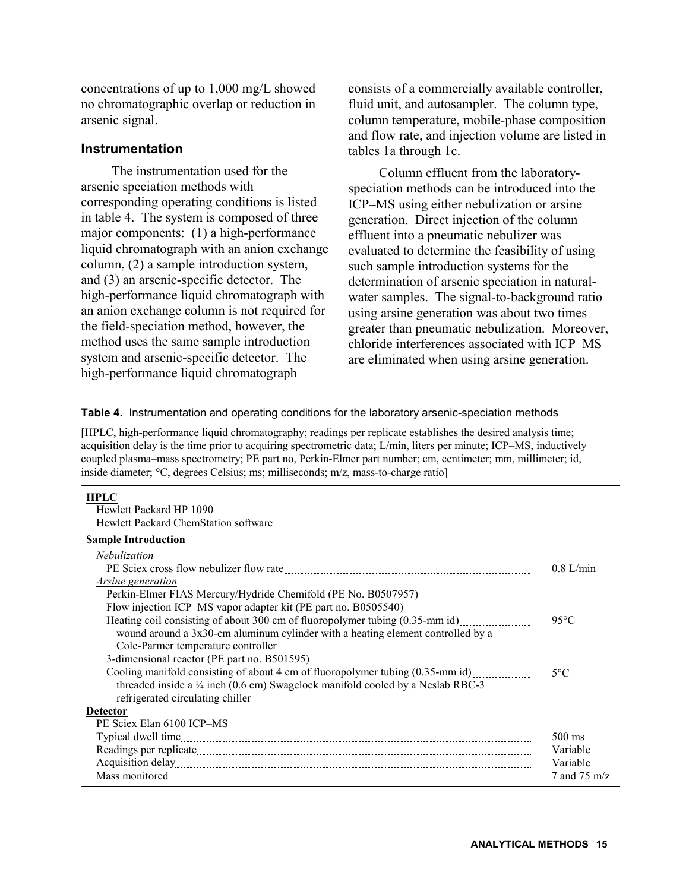concentrations of up to 1,000 mg/L showed no chromatographic overlap or reduction in arsenic signal.

### Instrumentation

The instrumentation used for the arsenic speciation methods with corresponding operating conditions is listed in table 4. The system is composed of three major components: (1) a high-performance liquid chromatograph with an anion exchange column, (2) a sample introduction system, and (3) an arsenic-specific detector. The high-performance liquid chromatograph with an anion exchange column is not required for the field-speciation method, however, the method uses the same sample introduction system and arsenic-specific detector. The high-performance liquid chromatograph consists of a commercially available controller, fluid unit, and autosampler. The column type, column temperature, mobile-phase composition and flow rate, and injection volume are listed in tables 1a through 1c.

Column effluent from the laboratory-speciation methods can be introduced into the ICP–MS using either nebulization or arsine generation. Direct injection of the column effluent into a pneumatic nebulizer was evaluated to determine the feasibility of using such sample introduction systems for the determination of arsenic speciation in natural-water samples. The signal-to-background ratio using arsine generation was about two times greater than pneumatic nebulization. Moreover, chloride interferences associated with ICP–MS are eliminated when using arsine generation.

**Table 4.** Instrumentation and operating conditions for the laboratory arsenic-speciation methods

[HPLC, high-performance liquid chromatography; readings per replicate establishes the desired analysis time; acquisition delay is the time prior to acquiring spectrometric data; L/min, liters per minute; ICP–MS, inductively coupled plasma–mass spectrometry; PE part no, Perkin-Elmer part number; cm, centimeter; mm, millimeter; id, inside diameter; °C, degrees Celsius; ms; milliseconds; m/z, mass-to-charge ratio]

| | |
|---|---|
| **HPLC** | |
| Hewlett Packard HP 1090 | |
| Hewlett Packard ChemStation software | |
| **Sample Introduction** | |
| *Nebulization* | |
| PE Sciex cross flow nebulizer flow rate | 0.8 L/min |
| *Arsine generation* | |
| Perkin-Elmer FIAS Mercury/Hydride Chemifold (PE No. B0507957) | |
| Flow injection ICP–MS vapor adapter kit (PE part no. B0505540) | |
| Heating coil consisting of about 300 cm of fluoropolymer tubing (0.35-mm id) wound around a 3x30-cm aluminum cylinder with a heating element controlled by a Cole-Parmer temperature controller | 95°C |
| 3-dimensional reactor (PE part no. B501595) | |
| Cooling manifold consisting of about 4 cm of fluoropolymer tubing (0.35-mm id) threaded inside a ¼ inch (0.6 cm) Swagelock manifold cooled by a Neslab RBC-3 refrigerated circulating chiller | 5°C |
| **Detector** | |
| PE Sciex Elan 6100 ICP–MS | |
| Typical dwell time | 500 ms |
| Readings per replicate | Variable |
| Acquisition delay | Variable |
| Mass monitored | 7 and 75 m/z |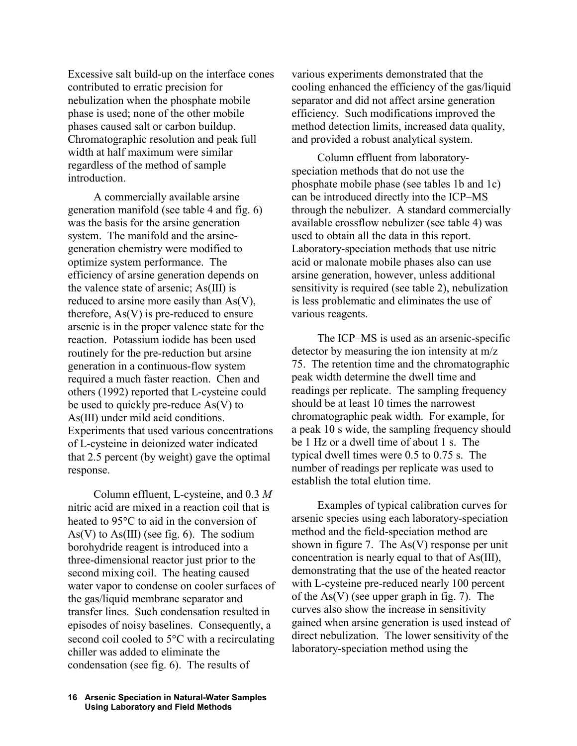Excessive salt build-up on the interface cones contributed to erratic precision for nebulization when the phosphate mobile phase is used; none of the other mobile phases caused salt or carbon buildup. Chromatographic resolution and peak full width at half maximum were similar regardless of the method of sample introduction.

A commercially available arsine generation manifold (see table 4 and fig. 6) was the basis for the arsine generation system. The manifold and the arsine-generation chemistry were modified to optimize system performance. The efficiency of arsine generation depends on the valence state of arsenic; As(III) is reduced to arsine more easily than As(V), therefore, As(V) is pre-reduced to ensure arsenic is in the proper valence state for the reaction. Potassium iodide has been used routinely for the pre-reduction but arsine generation in a continuous-flow system required a much faster reaction. Chen and others (1992) reported that L-cysteine could be used to quickly pre-reduce As(V) to As(III) under mild acid conditions. Experiments that used various concentrations of L-cysteine in deionized water indicated that 2.5 percent (by weight) gave the optimal response.

Column effluent, L-cysteine, and 0.3 *M* nitric acid are mixed in a reaction coil that is heated to 95°C to aid in the conversion of As(V) to As(III) (see fig. 6). The sodium borohydride reagent is introduced into a three-dimensional reactor just prior to the second mixing coil. The heating caused water vapor to condense on cooler surfaces of the gas/liquid membrane separator and transfer lines. Such condensation resulted in episodes of noisy baselines. Consequently, a second coil cooled to 5°C with a recirculating chiller was added to eliminate the condensation (see fig. 6). The results of various experiments demonstrated that the cooling enhanced the efficiency of the gas/liquid separator and did not affect arsine generation efficiency. Such modifications improved the method detection limits, increased data quality, and provided a robust analytical system.

Column effluent from laboratory-speciation methods that do not use the phosphate mobile phase (see tables 1b and 1c) can be introduced directly into the ICP–MS through the nebulizer. A standard commercially available crossflow nebulizer (see table 4) was used to obtain all the data in this report. Laboratory-speciation methods that use nitric acid or malonate mobile phases also can use arsine generation, however, unless additional sensitivity is required (see table 2), nebulization is less problematic and eliminates the use of various reagents.

The ICP–MS is used as an arsenic-specific detector by measuring the ion intensity at m/z 75. The retention time and the chromatographic peak width determine the dwell time and readings per replicate. The sampling frequency should be at least 10 times the narrowest chromatographic peak width. For example, for a peak 10 s wide, the sampling frequency should be 1 Hz or a dwell time of about 1 s. The typical dwell times were 0.5 to 0.75 s. The number of readings per replicate was used to establish the total elution time.

Examples of typical calibration curves for arsenic species using each laboratory-speciation method and the field-speciation method are shown in figure 7. The As(V) response per unit concentration is nearly equal to that of As(III), demonstrating that the use of the heated reactor with L-cysteine pre-reduced nearly 100 percent of the As(V) (see upper graph in fig. 7). The curves also show the increase in sensitivity gained when arsine generation is used instead of direct nebulization. The lower sensitivity of the laboratory-speciation method using the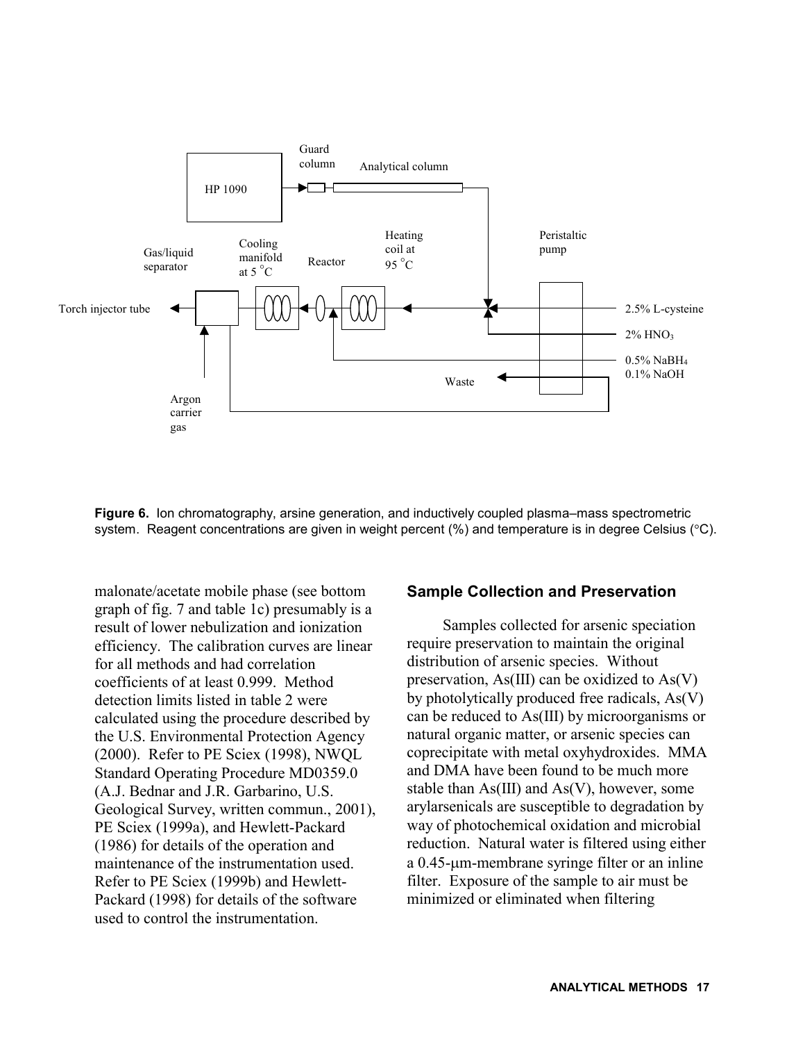**Figure 6.** Ion chromatography, arsine generation, and inductively coupled plasma–mass spectrometric system. Reagent concentrations are given in weight percent (%) and temperature is in degree Celsius (°C).

malonate/acetate mobile phase (see bottom graph of fig. 7 and table 1c) presumably is a result of lower nebulization and ionization efficiency. The calibration curves are linear for all methods and had correlation coefficients of at least 0.999. Method detection limits listed in table 2 were calculated using the procedure described by the U.S. Environmental Protection Agency (2000). Refer to PE Sciex (1998), NWQL Standard Operating Procedure MD0359.0 (A.J. Bednar and J.R. Garbarino, U.S. Geological Survey, written commun., 2001), PE Sciex (1999a), and Hewlett-Packard (1986) for details of the operation and maintenance of the instrumentation used. Refer to PE Sciex (1999b) and Hewlett-Packard (1998) for details of the software used to control the instrumentation.

## Sample Collection and Preservation

Samples collected for arsenic speciation require preservation to maintain the original distribution of arsenic species. Without preservation, As(III) can be oxidized to As(V) by photolytically produced free radicals, As(V) can be reduced to As(III) by microorganisms or natural organic matter, or arsenic species can coprecipitate with metal oxyhydroxides. MMA and DMA have been found to be much more stable than As(III) and As(V), however, some arylarsenicals are susceptible to degradation by way of photochemical oxidation and microbial reduction. Natural water is filtered using either a 0.45-μm-membrane syringe filter or an inline filter. Exposure of the sample to air must be minimized or eliminated when filtering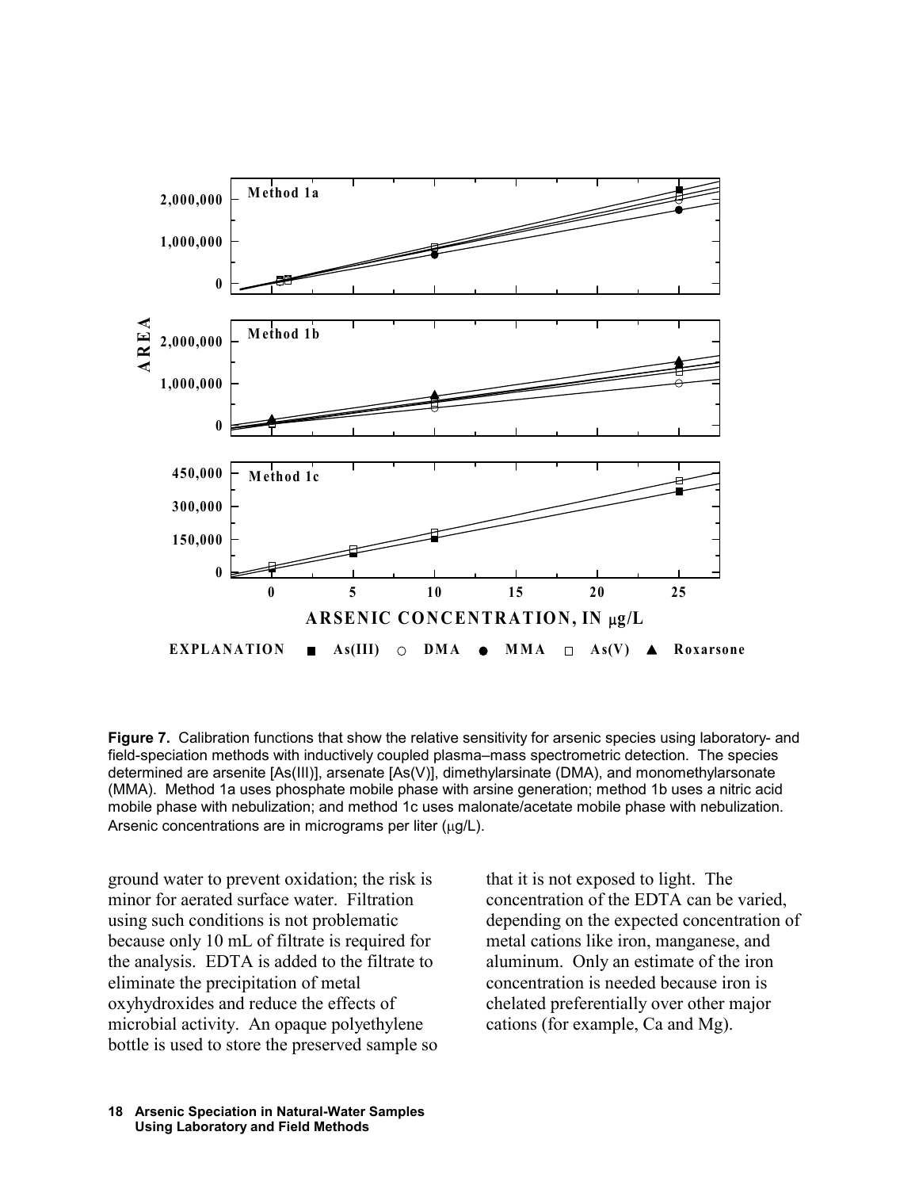**Figure 7.** Calibration functions that show the relative sensitivity for arsenic species using laboratory- and field-speciation methods with inductively coupled plasma–mass spectrometric detection. The species determined are arsenite [As(III)], arsenate [As(V)], dimethylarsinate (DMA), and monomethylarsonate (MMA). Method 1a uses phosphate mobile phase with arsine generation; method 1b uses a nitric acid mobile phase with nebulization; and method 1c uses malonate/acetate mobile phase with nebulization. Arsenic concentrations are in micrograms per liter (μg/L).

ground water to prevent oxidation; the risk is minor for aerated surface water. Filtration using such conditions is not problematic because only 10 mL of filtrate is required for the analysis. EDTA is added to the filtrate to eliminate the precipitation of metal oxyhydroxides and reduce the effects of microbial activity. An opaque polyethylene bottle is used to store the preserved sample so that it is not exposed to light. The concentration of the EDTA can be varied, depending on the expected concentration of metal cations like iron, manganese, and aluminum. Only an estimate of the iron concentration is needed because iron is chelated preferentially over other major cations (for example, Ca and Mg).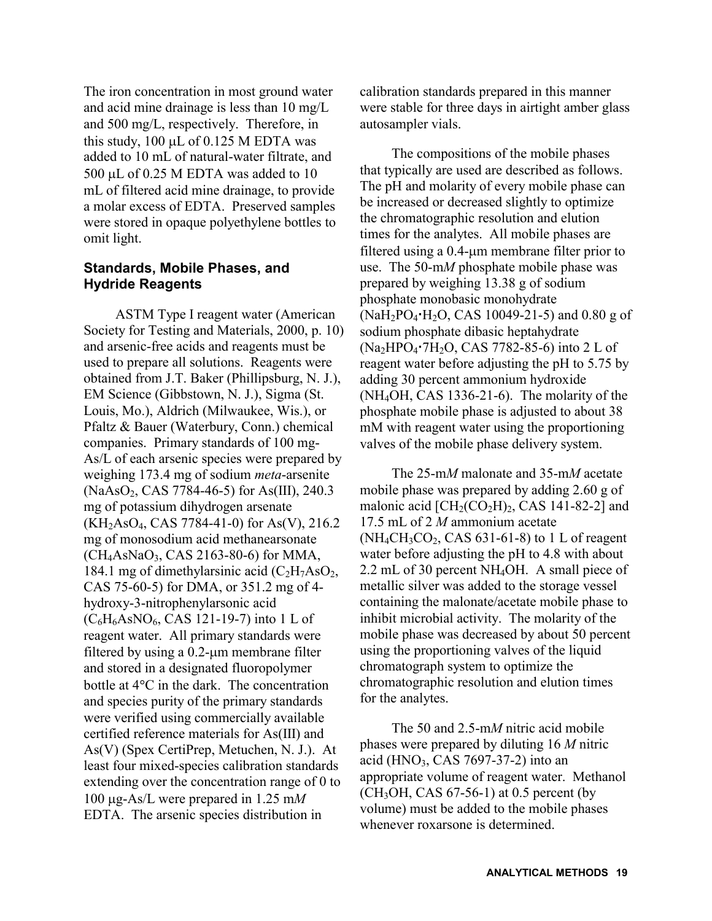The iron concentration in most ground water and acid mine drainage is less than 10 mg/L and 500 mg/L, respectively. Therefore, in this study, 100 μL of 0.125 M EDTA was added to 10 mL of natural-water filtrate, and 500 μL of 0.25 M EDTA was added to 10 mL of filtered acid mine drainage, to provide a molar excess of EDTA. Preserved samples were stored in opaque polyethylene bottles to omit light.

### Standards, Mobile Phases, and Hydride Reagents

ASTM Type I reagent water (American Society for Testing and Materials, 2000, p. 10) and arsenic-free acids and reagents must be used to prepare all solutions. Reagents were obtained from J.T. Baker (Phillipsburg, N. J.), EM Science (Gibbstown, N. J.), Sigma (St. Louis, Mo.), Aldrich (Milwaukee, Wis.), or Pfaltz & Bauer (Waterbury, Conn.) chemical companies. Primary standards of 100 mg-As/L of each arsenic species were prepared by weighing 173.4 mg of sodium *meta*-arsenite ($NaAsO_2$, CAS 7784-46-5) for As(III), 240.3 mg of potassium dihydrogen arsenate ($KH_2AsO_4$, CAS 7784-41-0) for As(V), 216.2 mg of monosodium acid methanearsonate ($CH_4AsNaO_3$, CAS 2163-80-6) for MMA, 184.1 mg of dimethylarsinic acid ($C_2H_7AsO_2$, CAS 75-60-5) for DMA, or 351.2 mg of 4-hydroxy-3-nitrophenylarsonic acid ($C_6H_6AsNO_6$, CAS 121-19-7) into 1 L of reagent water. All primary standards were filtered by using a 0.2-μm membrane filter and stored in a designated fluoropolymer bottle at 4°C in the dark. The concentration and species purity of the primary standards were verified using commercially available certified reference materials for As(III) and As(V) (Spex CertiPrep, Metuchen, N. J.). At least four mixed-species calibration standards extending over the concentration range of 0 to 100 μg-As/L were prepared in 1.25 m*M* EDTA. The arsenic species distribution in calibration standards prepared in this manner were stable for three days in airtight amber glass autosampler vials.

The compositions of the mobile phases that typically are used are described as follows. The pH and molarity of every mobile phase can be increased or decreased slightly to optimize the chromatographic resolution and elution times for the analytes. All mobile phases are filtered using a 0.4-μm membrane filter prior to use. The 50-m*M* phosphate mobile phase was prepared by weighing 13.38 g of sodium phosphate monobasic monohydrate ($NaH_2PO_4 \cdot H_2O$, CAS 10049-21-5) and 0.80 g of sodium phosphate dibasic heptahydrate ($Na_2HPO_4 \cdot 7H_2O$, CAS 7782-85-6) into 2 L of reagent water before adjusting the pH to 5.75 by adding 30 percent ammonium hydroxide ($NH_4OH$, CAS 1336-21-6). The molarity of the phosphate mobile phase is adjusted to about 38 mM with reagent water using the proportioning valves of the mobile phase delivery system.

The 25-m*M* malonate and 35-m*M* acetate mobile phase was prepared by adding 2.60 g of malonic acid [$CH_2(CO_2H)_2$, CAS 141-82-2] and 17.5 mL of 2 *M* ammonium acetate ($NH_4CH_3CO_2$, CAS 631-61-8) to 1 L of reagent water before adjusting the pH to 4.8 with about 2.2 mL of 30 percent $NH_4OH$. A small piece of metallic silver was added to the storage vessel containing the malonate/acetate mobile phase to inhibit microbial activity. The molarity of the mobile phase was decreased by about 50 percent using the proportioning valves of the liquid chromatograph system to optimize the chromatographic resolution and elution times for the analytes.

The 50 and 2.5-m*M* nitric acid mobile phases were prepared by diluting 16 *M* nitric acid ($HNO_3$, CAS 7697-37-2) into an appropriate volume of reagent water. Methanol ($CH_3OH$, CAS 67-56-1) at 0.5 percent (by volume) must be added to the mobile phases whenever roxarsone is determined.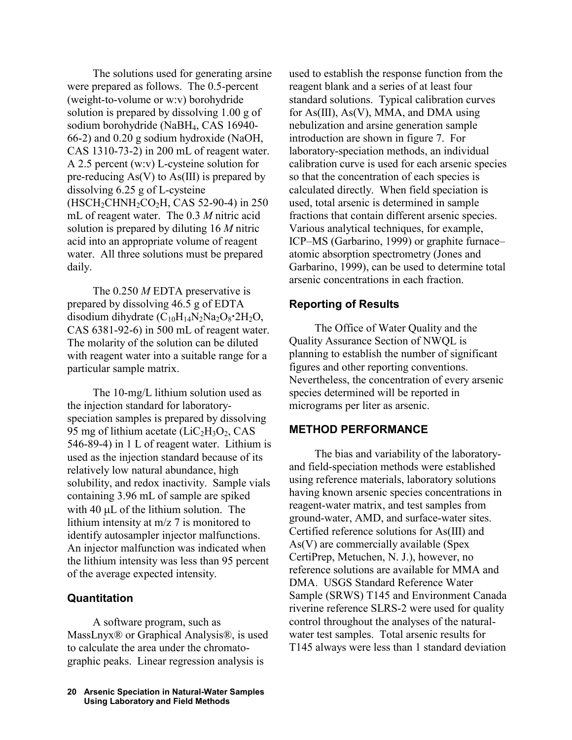The solutions used for generating arsine were prepared as follows. The 0.5-percent (weight-to-volume or w:v) borohydride solution is prepared by dissolving 1.00 g of sodium borohydride ($NaBH_4$, CAS 16940-66-2) and 0.20 g sodium hydroxide (NaOH, CAS 1310-73-2) in 200 mL of reagent water. A 2.5 percent (w:v) L-cysteine solution for pre-reducing As(V) to As(III) is prepared by dissolving 6.25 g of L-cysteine ($HSCH_2CHNH_2CO_2H$, CAS 52-90-4) in 250 mL of reagent water. The 0.3 *M* nitric acid solution is prepared by diluting 16 *M* nitric acid into an appropriate volume of reagent water. All three solutions must be prepared daily.

The 0.250 *M* EDTA preservative is prepared by dissolving 46.5 g of EDTA disodium dihydrate ($C_{10}H_{14}N_2Na_2O_8{\cdot}2H_2O$, CAS 6381-92-6) in 500 mL of reagent water. The molarity of the solution can be diluted with reagent water into a suitable range for a particular sample matrix.

The 10-mg/L lithium solution used as the injection standard for laboratory-speciation samples is prepared by dissolving 95 mg of lithium acetate ($LiC_2H_3O_2$, CAS 546-89-4) in 1 L of reagent water. Lithium is used as the injection standard because of its relatively low natural abundance, high solubility, and redox inactivity. Sample vials containing 3.96 mL of sample are spiked with 40 µL of the lithium solution. The lithium intensity at m/z 7 is monitored to identify autosampler injector malfunctions. An injector malfunction was indicated when the lithium intensity was less than 95 percent of the average expected intensity.

### Quantitation

A software program, such as MassLnyx® or Graphical Analysis®, is used to calculate the area under the chromatographic peaks. Linear regression analysis is used to establish the response function from the reagent blank and a series of at least four standard solutions. Typical calibration curves for As(III), As(V), MMA, and DMA using nebulization and arsine generation sample introduction are shown in figure 7. For laboratory-speciation methods, an individual calibration curve is used for each arsenic species so that the concentration of each species is calculated directly. When field speciation is used, total arsenic is determined in sample fractions that contain different arsenic species. Various analytical techniques, for example, ICP–MS (Garbarino, 1999) or graphite furnace–atomic absorption spectrometry (Jones and Garbarino, 1999), can be used to determine total arsenic concentrations in each fraction.

### Reporting of Results

The Office of Water Quality and the Quality Assurance Section of NWQL is planning to establish the number of significant figures and other reporting conventions. Nevertheless, the concentration of every arsenic species determined will be reported in micrograms per liter as arsenic.

## METHOD PERFORMANCE

The bias and variability of the laboratory- and field-speciation methods were established using reference materials, laboratory solutions having known arsenic species concentrations in reagent-water matrix, and test samples from ground-water, AMD, and surface-water sites. Certified reference solutions for As(III) and As(V) are commercially available (Spex CertiPrep, Metuchen, N. J.), however, no reference solutions are available for MMA and DMA. USGS Standard Reference Water Sample (SRWS) T145 and Environment Canada riverine reference SLRS-2 were used for quality control throughout the analyses of the natural-water test samples. Total arsenic results for T145 always were less than 1 standard deviation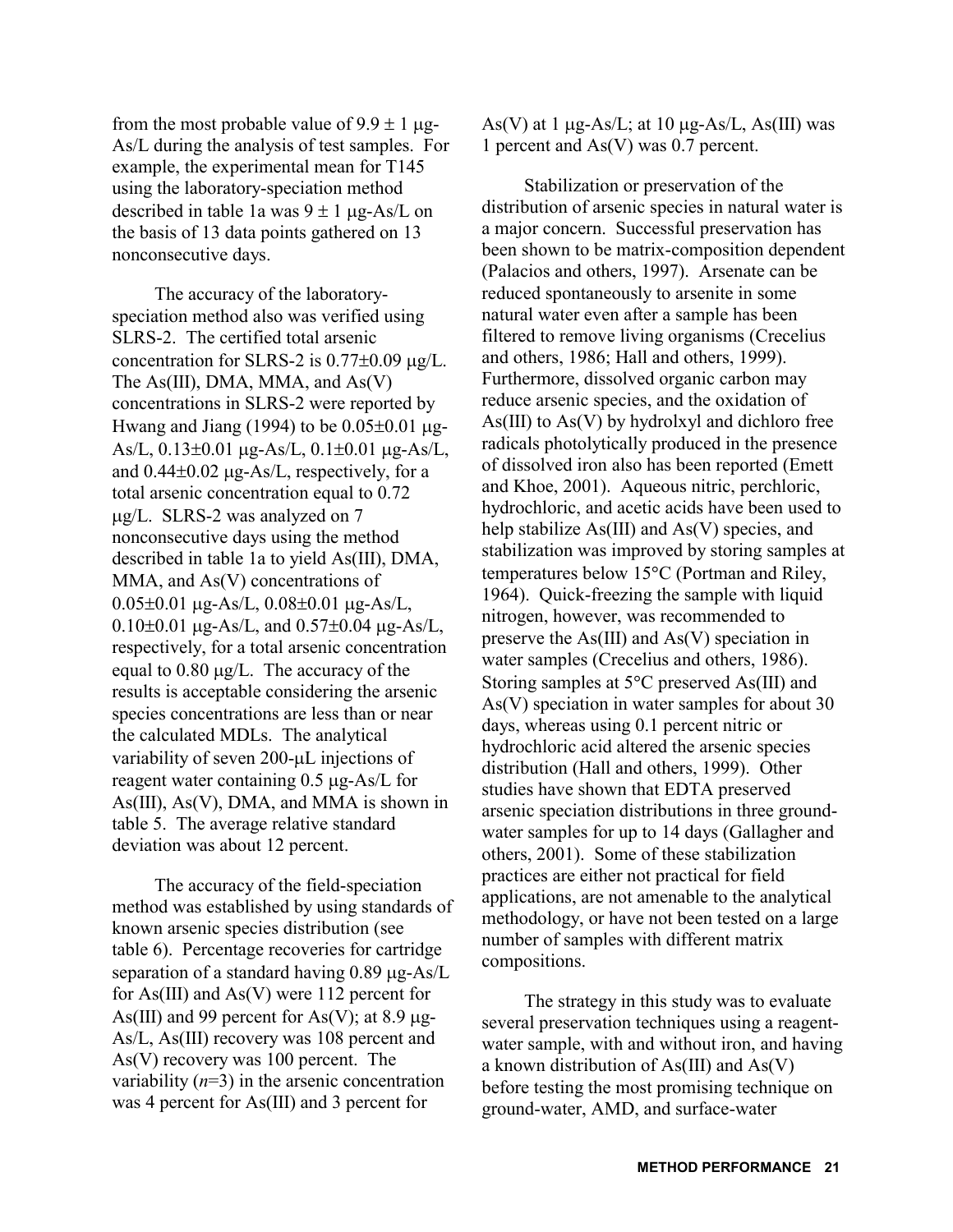from the most probable value of 9.9 ± 1 μg-As/L during the analysis of test samples. For example, the experimental mean for T145 using the laboratory-speciation method described in table 1a was 9 ± 1 μg-As/L on the basis of 13 data points gathered on 13 nonconsecutive days.

The accuracy of the laboratory-speciation method also was verified using SLRS-2. The certified total arsenic concentration for SLRS-2 is 0.77±0.09 μg/L. The As(III), DMA, MMA, and As(V) concentrations in SLRS-2 were reported by Hwang and Jiang (1994) to be 0.05±0.01 μg-As/L, 0.13±0.01 μg-As/L, 0.1±0.01 μg-As/L, and 0.44±0.02 μg-As/L, respectively, for a total arsenic concentration equal to 0.72 μg/L. SLRS-2 was analyzed on 7 nonconsecutive days using the method described in table 1a to yield As(III), DMA, MMA, and As(V) concentrations of 0.05±0.01 μg-As/L, 0.08±0.01 μg-As/L, 0.10±0.01 μg-As/L, and 0.57±0.04 μg-As/L, respectively, for a total arsenic concentration equal to 0.80 μg/L. The accuracy of the results is acceptable considering the arsenic species concentrations are less than or near the calculated MDLs. The analytical variability of seven 200-μL injections of reagent water containing 0.5 μg-As/L for As(III), As(V), DMA, and MMA is shown in table 5. The average relative standard deviation was about 12 percent.

The accuracy of the field-speciation method was established by using standards of known arsenic species distribution (see table 6). Percentage recoveries for cartridge separation of a standard having 0.89 μg-As/L for As(III) and As(V) were 112 percent for As(III) and 99 percent for As(V); at 8.9 μg-As/L, As(III) recovery was 108 percent and As(V) recovery was 100 percent. The variability ($n$=3) in the arsenic concentration was 4 percent for As(III) and 3 percent for As(V) at 1 μg-As/L; at 10 μg-As/L, As(III) was 1 percent and As(V) was 0.7 percent.

Stabilization or preservation of the distribution of arsenic species in natural water is a major concern. Successful preservation has been shown to be matrix-composition dependent (Palacios and others, 1997). Arsenate can be reduced spontaneously to arsenite in some natural water even after a sample has been filtered to remove living organisms (Crecelius and others, 1986; Hall and others, 1999). Furthermore, dissolved organic carbon may reduce arsenic species, and the oxidation of As(III) to As(V) by hydrolxyl and dichloro free radicals photolytically produced in the presence of dissolved iron also has been reported (Emett and Khoe, 2001). Aqueous nitric, perchloric, hydrochloric, and acetic acids have been used to help stabilize As(III) and As(V) species, and stabilization was improved by storing samples at temperatures below 15°C (Portman and Riley, 1964). Quick-freezing the sample with liquid nitrogen, however, was recommended to preserve the As(III) and As(V) speciation in water samples (Crecelius and others, 1986). Storing samples at 5°C preserved As(III) and As(V) speciation in water samples for about 30 days, whereas using 0.1 percent nitric or hydrochloric acid altered the arsenic species distribution (Hall and others, 1999). Other studies have shown that EDTA preserved arsenic speciation distributions in three ground-water samples for up to 14 days (Gallagher and others, 2001). Some of these stabilization practices are either not practical for field applications, are not amenable to the analytical methodology, or have not been tested on a large number of samples with different matrix compositions.

The strategy in this study was to evaluate several preservation techniques using a reagent-water sample, with and without iron, and having a known distribution of As(III) and As(V) before testing the most promising technique on ground-water, AMD, and surface-water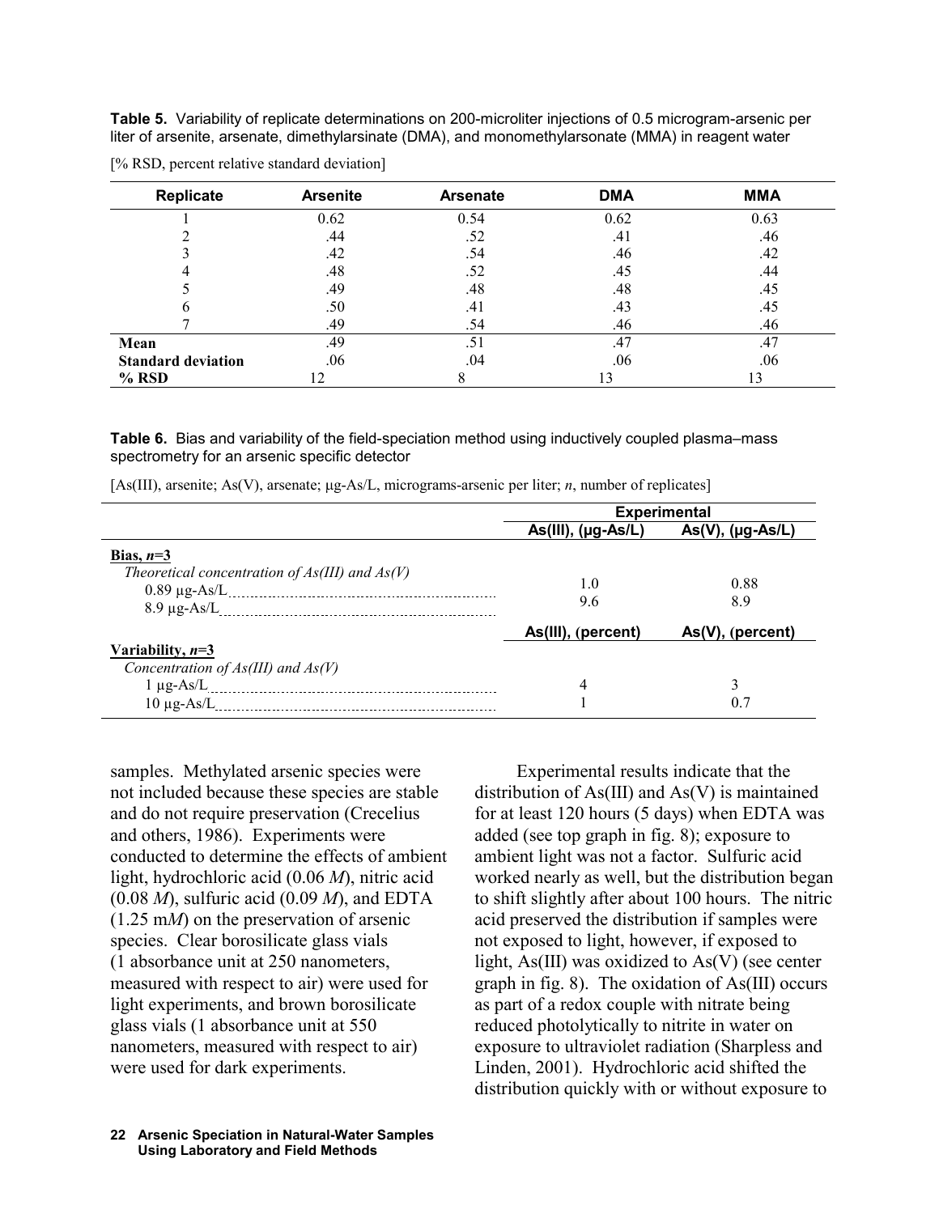**Table 5.** Variability of replicate determinations on 200-microliter injections of 0.5 microgram-arsenic per liter of arsenite, arsenate, dimethylarsinate (DMA), and monomethylarsonate (MMA) in reagent water

[% RSD, percent relative standard deviation]

| Replicate | Arsenite | Arsenate | DMA | MMA |
|---|---|---|---|---|
| 1 | 0.62 | 0.54 | 0.62 | 0.63 |
| 2 | .44 | .52 | .41 | .46 |
| 3 | .42 | .54 | .46 | .42 |
| 4 | .48 | .52 | .45 | .44 |
| 5 | .49 | .48 | .48 | .45 |
| 6 | .50 | .41 | .43 | .45 |
| 7 | .49 | .54 | .46 | .46 |
| **Mean** | .49 | .51 | .47 | .47 |
| **Standard deviation** | .06 | .04 | .06 | .06 |
| **% RSD** | 12 | 8 | 13 | 13 |

**Table 6.** Bias and variability of the field-speciation method using inductively coupled plasma–mass spectrometry for an arsenic specific detector

[As(III), arsenite; As(V), arsenate; µg-As/L, micrograms-arsenic per liter; *n*, number of replicates]

| | Experimental | |
|---|---|---|
| | **As(III), (µg-As/L)** | **As(V), (µg-As/L)** |
| **Bias, *n*=3** | | |
| *Theoretical concentration of As(III) and As(V)* | | |
| 0.89 µg-As/L | 1.0 | 0.88 |
| 8.9 µg-As/L | 9.6 | 8.9 |
| | **As(III), (percent)** | **As(V), (percent)** |
| **Variability, *n*=3** | | |
| *Concentration of As(III) and As(V)* | | |
| 1 µg-As/L | 4 | 3 |
| 10 µg-As/L | 1 | 0.7 |

samples. Methylated arsenic species were not included because these species are stable and do not require preservation (Crecelius and others, 1986). Experiments were conducted to determine the effects of ambient light, hydrochloric acid (0.06 *M*), nitric acid (0.08 *M*), sulfuric acid (0.09 *M*), and EDTA (1.25 m*M*) on the preservation of arsenic species. Clear borosilicate glass vials (1 absorbance unit at 250 nanometers, measured with respect to air) were used for light experiments, and brown borosilicate glass vials (1 absorbance unit at 550 nanometers, measured with respect to air) were used for dark experiments.

Experimental results indicate that the distribution of As(III) and As(V) is maintained for at least 120 hours (5 days) when EDTA was added (see top graph in fig. 8); exposure to ambient light was not a factor. Sulfuric acid worked nearly as well, but the distribution began to shift slightly after about 100 hours. The nitric acid preserved the distribution if samples were not exposed to light, however, if exposed to light, As(III) was oxidized to As(V) (see center graph in fig. 8). The oxidation of As(III) occurs as part of a redox couple with nitrate being reduced photolytically to nitrite in water on exposure to ultraviolet radiation (Sharpless and Linden, 2001). Hydrochloric acid shifted the distribution quickly with or without exposure to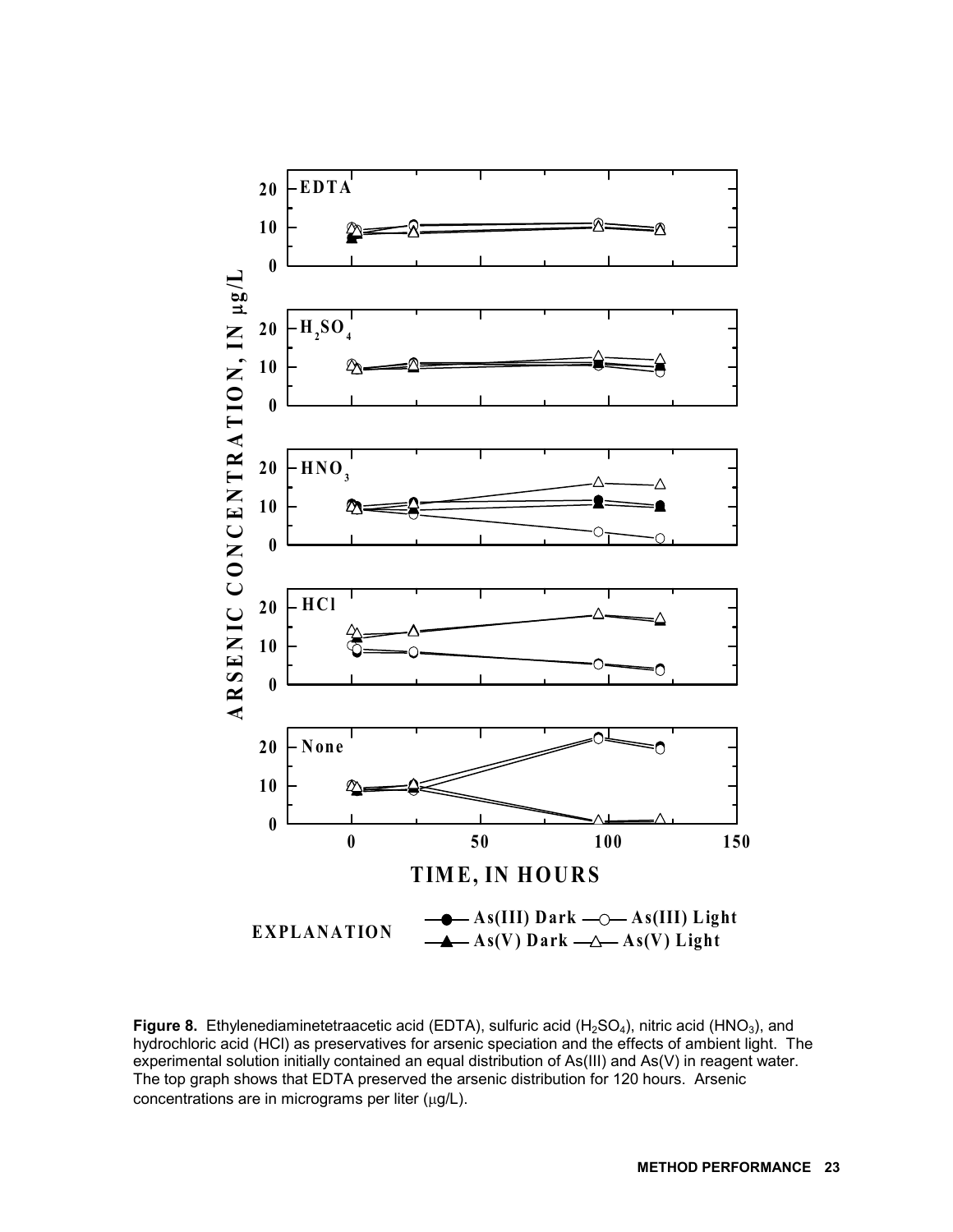**Figure 8.** Ethylenediaminetetraacetic acid (EDTA), sulfuric acid ($H_2SO_4$), nitric acid ($HNO_3$), and hydrochloric acid (HCl) as preservatives for arsenic speciation and the effects of ambient light. The experimental solution initially contained an equal distribution of As(III) and As(V) in reagent water. The top graph shows that EDTA preserved the arsenic distribution for 120 hours. Arsenic concentrations are in micrograms per liter (μg/L).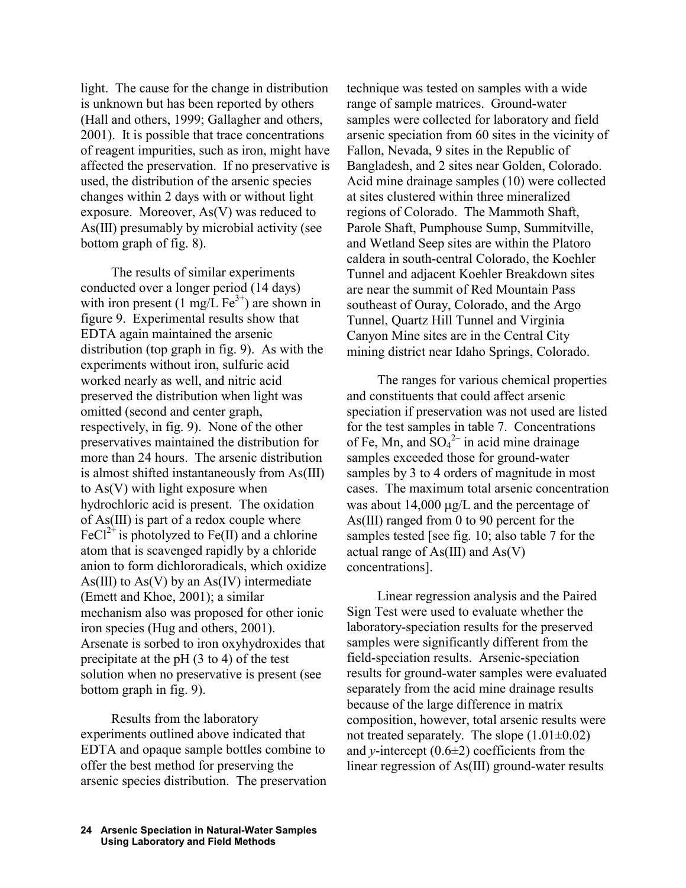light. The cause for the change in distribution is unknown but has been reported by others (Hall and others, 1999; Gallagher and others, 2001). It is possible that trace concentrations of reagent impurities, such as iron, might have affected the preservation. If no preservative is used, the distribution of the arsenic species changes within 2 days with or without light exposure. Moreover, As(V) was reduced to As(III) presumably by microbial activity (see bottom graph of fig. 8).

The results of similar experiments conducted over a longer period (14 days) with iron present (1 mg/L $Fe^{3+}$) are shown in figure 9. Experimental results show that EDTA again maintained the arsenic distribution (top graph in fig. 9). As with the experiments without iron, sulfuric acid worked nearly as well, and nitric acid preserved the distribution when light was omitted (second and center graph, respectively, in fig. 9). None of the other preservatives maintained the distribution for more than 24 hours. The arsenic distribution is almost shifted instantaneously from As(III) to As(V) with light exposure when hydrochloric acid is present. The oxidation of As(III) is part of a redox couple where $FeCl^{2+}$ is photolyzed to Fe(II) and a chlorine atom that is scavenged rapidly by a chloride anion to form dichlororadicals, which oxidize As(III) to As(V) by an As(IV) intermediate (Emett and Khoe, 2001); a similar mechanism also was proposed for other ionic iron species (Hug and others, 2001). Arsenate is sorbed to iron oxyhydroxides that precipitate at the pH (3 to 4) of the test solution when no preservative is present (see bottom graph in fig. 9).

Results from the laboratory experiments outlined above indicated that EDTA and opaque sample bottles combine to offer the best method for preserving the arsenic species distribution. The preservation technique was tested on samples with a wide range of sample matrices. Ground-water samples were collected for laboratory and field arsenic speciation from 60 sites in the vicinity of Fallon, Nevada, 9 sites in the Republic of Bangladesh, and 2 sites near Golden, Colorado. Acid mine drainage samples (10) were collected at sites clustered within three mineralized regions of Colorado. The Mammoth Shaft, Parole Shaft, Pumphouse Sump, Summitville, and Wetland Seep sites are within the Platoro caldera in south-central Colorado, the Koehler Tunnel and adjacent Koehler Breakdown sites are near the summit of Red Mountain Pass southeast of Ouray, Colorado, and the Argo Tunnel, Quartz Hill Tunnel and Virginia Canyon Mine sites are in the Central City mining district near Idaho Springs, Colorado.

The ranges for various chemical properties and constituents that could affect arsenic speciation if preservation was not used are listed for the test samples in table 7. Concentrations of Fe, Mn, and $SO_4^{2-}$ in acid mine drainage samples exceeded those for ground-water samples by 3 to 4 orders of magnitude in most cases. The maximum total arsenic concentration was about 14,000 μg/L and the percentage of As(III) ranged from 0 to 90 percent for the samples tested [see fig. 10; also table 7 for the actual range of As(III) and As(V) concentrations].

Linear regression analysis and the Paired Sign Test were used to evaluate whether the laboratory-speciation results for the preserved samples were significantly different from the field-speciation results. Arsenic-speciation results for ground-water samples were evaluated separately from the acid mine drainage results because of the large difference in matrix composition, however, total arsenic results were not treated separately. The slope ($1.01 \pm 0.02$) and *y*-intercept ($0.6 \pm 2$) coefficients from the linear regression of As(III) ground-water results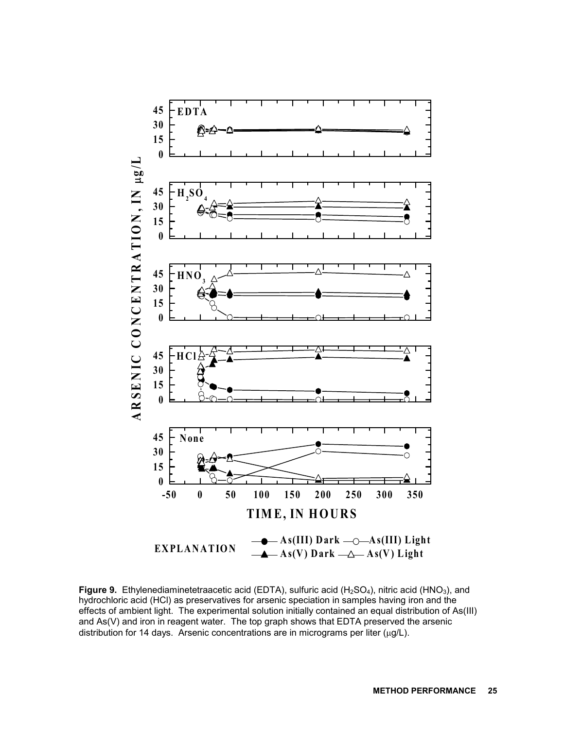**Figure 9.** Ethylenediaminetetraacetic acid (EDTA), sulfuric acid ($H_2SO_4$), nitric acid ($HNO_3$), and hydrochloric acid (HCl) as preservatives for arsenic speciation in samples having iron and the effects of ambient light. The experimental solution initially contained an equal distribution of As(III) and As(V) and iron in reagent water. The top graph shows that EDTA preserved the arsenic distribution for 14 days. Arsenic concentrations are in micrograms per liter (μg/L).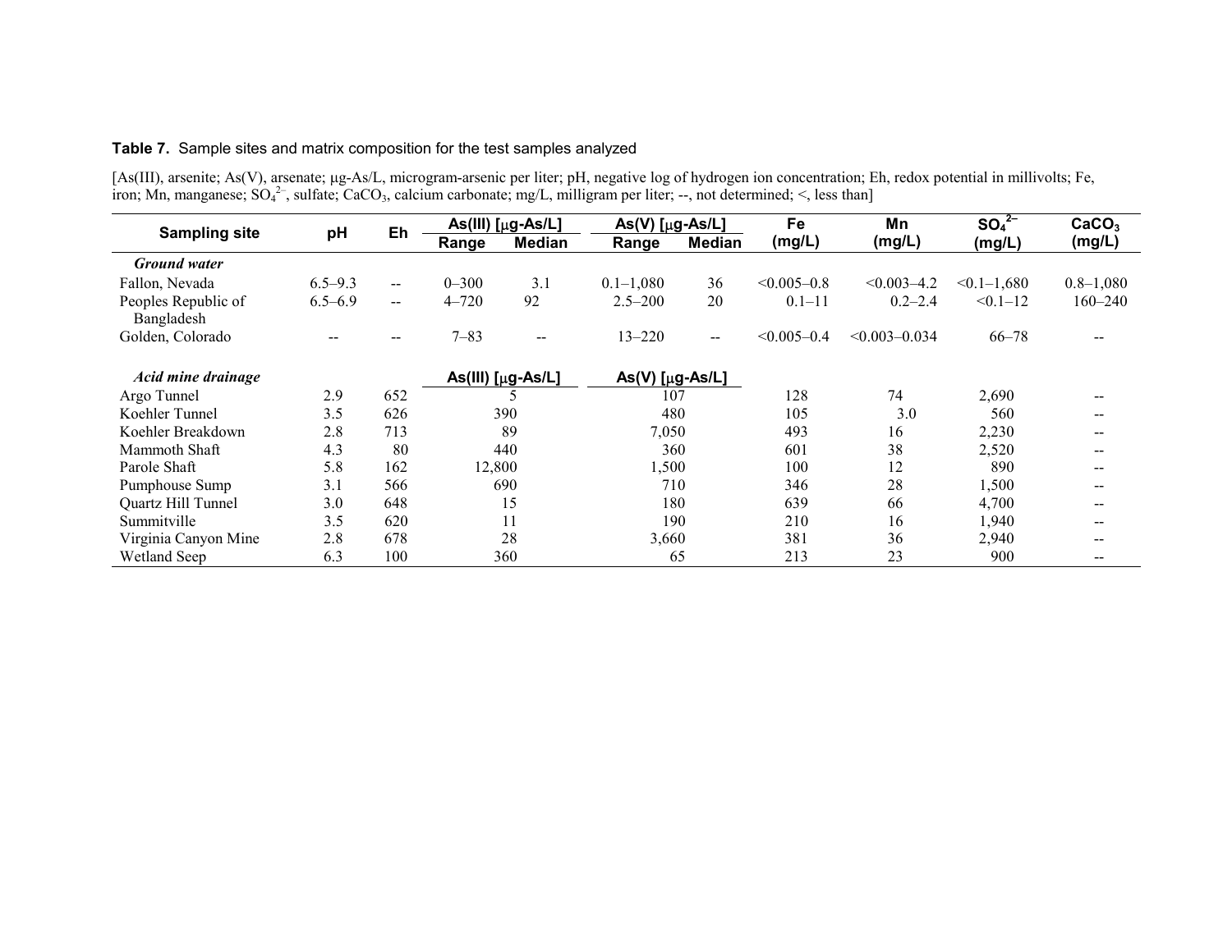**Table 7.** Sample sites and matrix composition for the test samples analyzed

[As(III), arsenite; As(V), arsenate; µg-As/L, microgram-arsenic per liter; pH, negative log of hydrogen ion concentration; Eh, redox potential in millivolts; Fe, iron; Mn, manganese; $SO_4^{2-}$, sulfate; $CaCO_3$, calcium carbonate; mg/L, milligram per liter; --, not determined; <, less than]

| Sampling site | pH | Eh | As(III) [µg-As/L] | | As(V) [µg-As/L] | | Fe (mg/L) | Mn (mg/L) | $SO_4^{2-}$ (mg/L) | $CaCO_3$ (mg/L) |
|---|---|---|---|---|---|---|---|---|---|---|
| | | | Range | Median | Range | Median | | | | |
| ***Ground water*** | | | | | | | | | | |
| Fallon, Nevada | 6.5–9.3 | -- | 0–300 | 3.1 | 0.1–1,080 | 36 | <0.005–0.8 | <0.003–4.2 | <0.1–1,680 | 0.8–1,080 |
| Peoples Republic of Bangladesh | 6.5–6.9 | -- | 4–720 | 92 | 2.5–200 | 20 | 0.1–11 | 0.2–2.4 | <0.1–12 | 160–240 |
| Golden, Colorado | -- | -- | 7–83 | -- | 13–220 | -- | <0.005–0.4 | <0.003–0.034 | 66–78 | -- |
| ***Acid mine drainage*** | | | As(III) [µg-As/L] | | As(V) [µg-As/L] | | | | | |
| Argo Tunnel | 2.9 | 652 | 5 | | 107 | | 128 | 74 | 2,690 | -- |
| Koehler Tunnel | 3.5 | 626 | 390 | | 480 | | 105 | 3.0 | 560 | -- |
| Koehler Breakdown | 2.8 | 713 | 89 | | 7,050 | | 493 | 16 | 2,230 | -- |
| Mammoth Shaft | 4.3 | 80 | 440 | | 360 | | 601 | 38 | 2,520 | -- |
| Parole Shaft | 5.8 | 162 | 12,800 | | 1,500 | | 100 | 12 | 890 | -- |
| Pumphouse Sump | 3.1 | 566 | 690 | | 710 | | 346 | 28 | 1,500 | -- |
| Quartz Hill Tunnel | 3.0 | 648 | 15 | | 180 | | 639 | 66 | 4,700 | -- |
| Summitville | 3.5 | 620 | 11 | | 190 | | 210 | 16 | 1,940 | -- |
| Virginia Canyon Mine | 2.8 | 678 | 28 | | 3,660 | | 381 | 36 | 2,940 | -- |
| Wetland Seep | 6.3 | 100 | 360 | | 65 | | 213 | 23 | 900 | -- |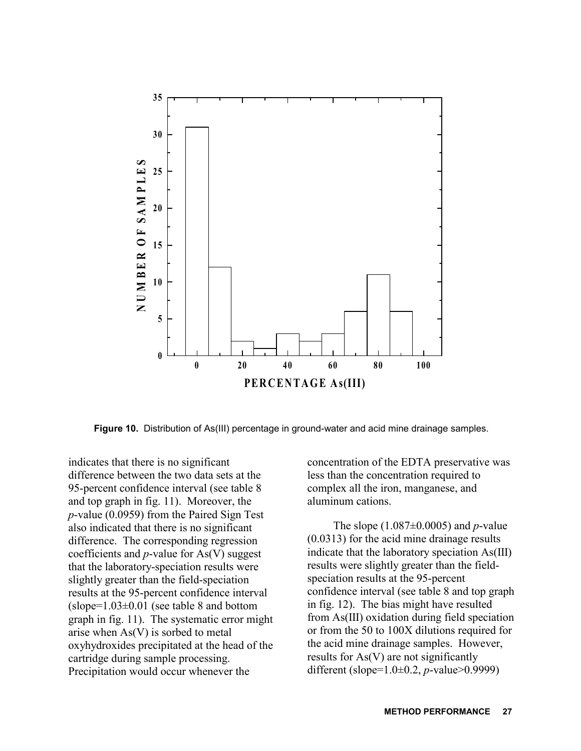Figure 10. Distribution of As(III) percentage in ground-water and acid mine drainage samples.

indicates that there is no significant difference between the two data sets at the 95-percent confidence interval (see table 8 and top graph in fig. 11). Moreover, the *p*-value (0.0959) from the Paired Sign Test also indicated that there is no significant difference. The corresponding regression coefficients and *p*-value for As(V) suggest that the laboratory-speciation results were slightly greater than the field-speciation results at the 95-percent confidence interval (slope=1.03±0.01 (see table 8 and bottom graph in fig. 11). The systematic error might arise when As(V) is sorbed to metal oxyhydroxides precipitated at the head of the cartridge during sample processing. Precipitation would occur whenever the concentration of the EDTA preservative was less than the concentration required to complex all the iron, manganese, and aluminum cations.

The slope (1.087±0.0005) and *p*-value (0.0313) for the acid mine drainage results indicate that the laboratory speciation As(III) results were slightly greater than the field-speciation results at the 95-percent confidence interval (see table 8 and top graph in fig. 12). The bias might have resulted from As(III) oxidation during field speciation or from the 50 to 100X dilutions required for the acid mine drainage samples. However, results for As(V) are not significantly different (slope=1.0±0.2, *p*-value>0.9999)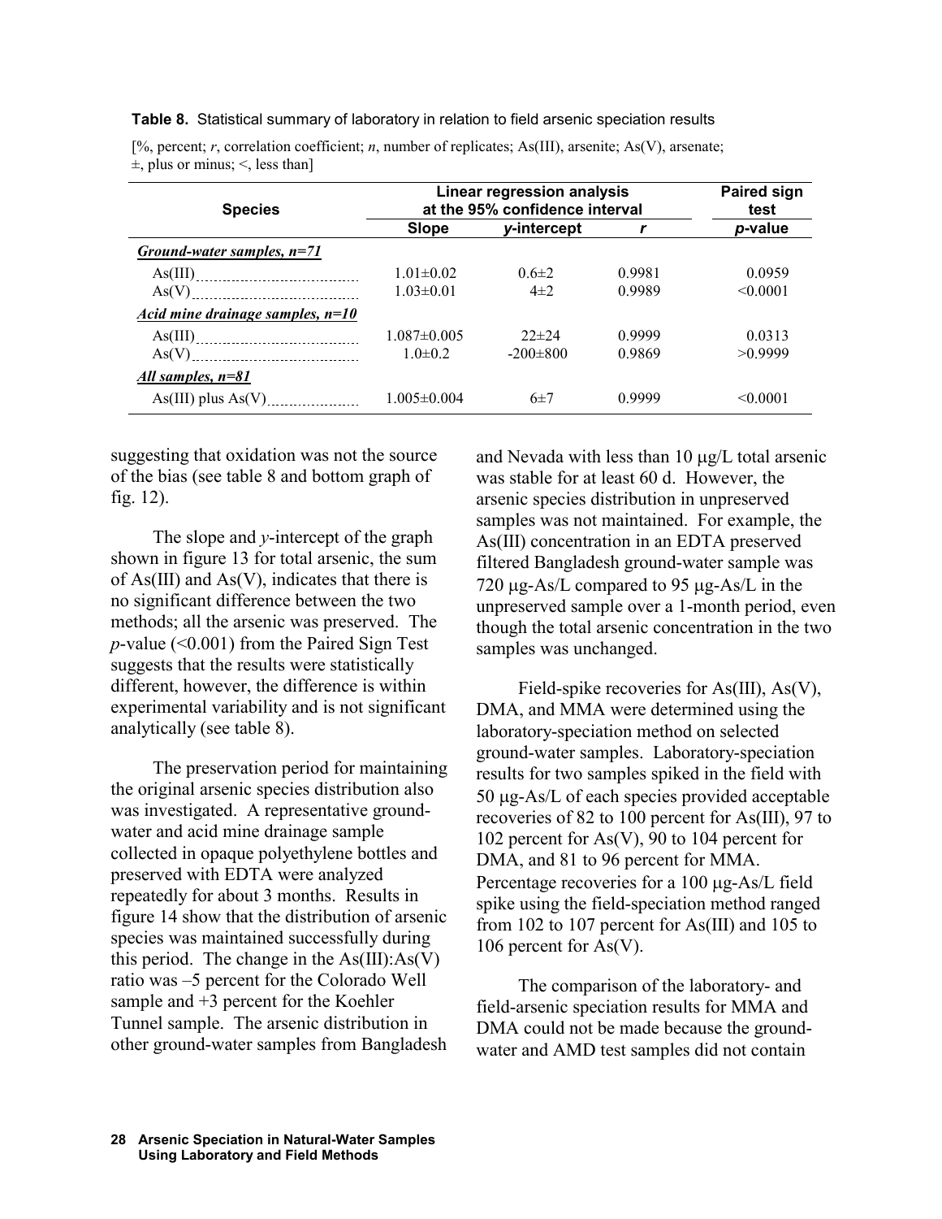**Table 8.** Statistical summary of laboratory in relation to field arsenic speciation results

[%, percent; *r*, correlation coefficient; *n*, number of replicates; As(III), arsenite; As(V), arsenate; ±, plus or minus; <, less than]

| Species | Linear regression analysis at the 95% confidence interval | | | Paired sign test |
|---|---|---|---|---|
| | Slope | *y*-intercept | *r* | *p*-value |
| ***Ground-water samples, n=71*** | | | | |
| As(III) | 1.01±0.02 | 0.6±2 | 0.9981 | 0.0959 |
| As(V) | 1.03±0.01 | 4±2 | 0.9989 | <0.0001 |
| ***Acid mine drainage samples, n=10*** | | | | |
| As(III) | 1.087±0.005 | 22±24 | 0.9999 | 0.0313 |
| As(V) | 1.0±0.2 | -200±800 | 0.9869 | >0.9999 |
| ***All samples, n=81*** | | | | |
| As(III) plus As(V) | 1.005±0.004 | 6±7 | 0.9999 | <0.0001 |

suggesting that oxidation was not the source of the bias (see table 8 and bottom graph of fig. 12).

The slope and *y*-intercept of the graph shown in figure 13 for total arsenic, the sum of As(III) and As(V), indicates that there is no significant difference between the two methods; all the arsenic was preserved. The *p*-value (<0.001) from the Paired Sign Test suggests that the results were statistically different, however, the difference is within experimental variability and is not significant analytically (see table 8).

The preservation period for maintaining the original arsenic species distribution also was investigated. A representative ground-water and acid mine drainage sample collected in opaque polyethylene bottles and preserved with EDTA were analyzed repeatedly for about 3 months. Results in figure 14 show that the distribution of arsenic species was maintained successfully during this period. The change in the As(III):As(V) ratio was –5 percent for the Colorado Well sample and +3 percent for the Koehler Tunnel sample. The arsenic distribution in other ground-water samples from Bangladesh and Nevada with less than 10 µg/L total arsenic was stable for at least 60 d. However, the arsenic species distribution in unpreserved samples was not maintained. For example, the As(III) concentration in an EDTA preserved filtered Bangladesh ground-water sample was 720 µg-As/L compared to 95 µg-As/L in the unpreserved sample over a 1-month period, even though the total arsenic concentration in the two samples was unchanged.

Field-spike recoveries for As(III), As(V), DMA, and MMA were determined using the laboratory-speciation method on selected ground-water samples. Laboratory-speciation results for two samples spiked in the field with 50 µg-As/L of each species provided acceptable recoveries of 82 to 100 percent for As(III), 97 to 102 percent for As(V), 90 to 104 percent for DMA, and 81 to 96 percent for MMA. Percentage recoveries for a 100 µg-As/L field spike using the field-speciation method ranged from 102 to 107 percent for As(III) and 105 to 106 percent for As(V).

The comparison of the laboratory- and field-arsenic speciation results for MMA and DMA could not be made because the ground-water and AMD test samples did not contain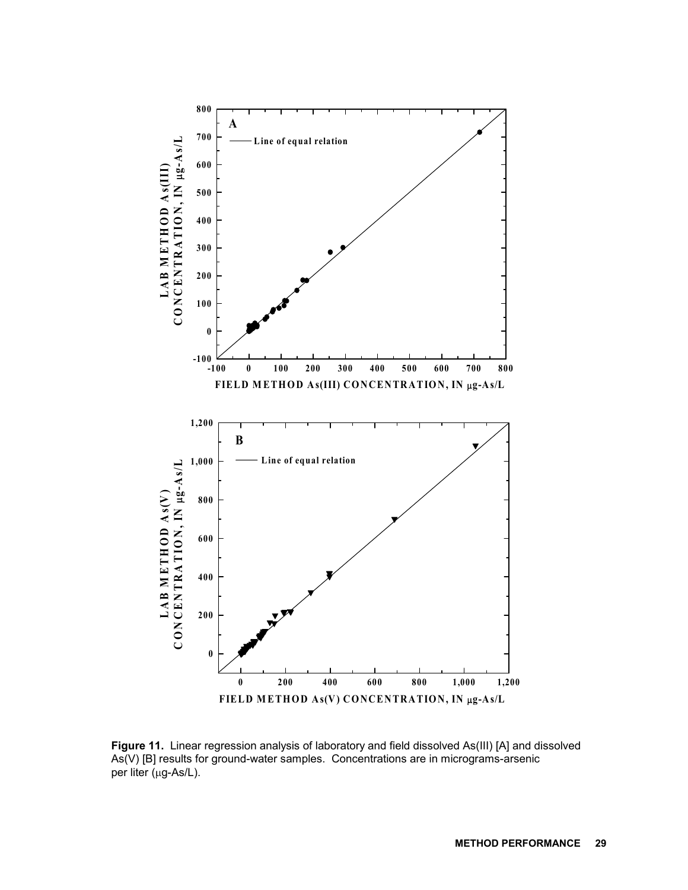**Figure 11.** Linear regression analysis of laboratory and field dissolved As(III) [A] and dissolved As(V) [B] results for ground-water samples. Concentrations are in micrograms-arsenic per liter (µg-As/L).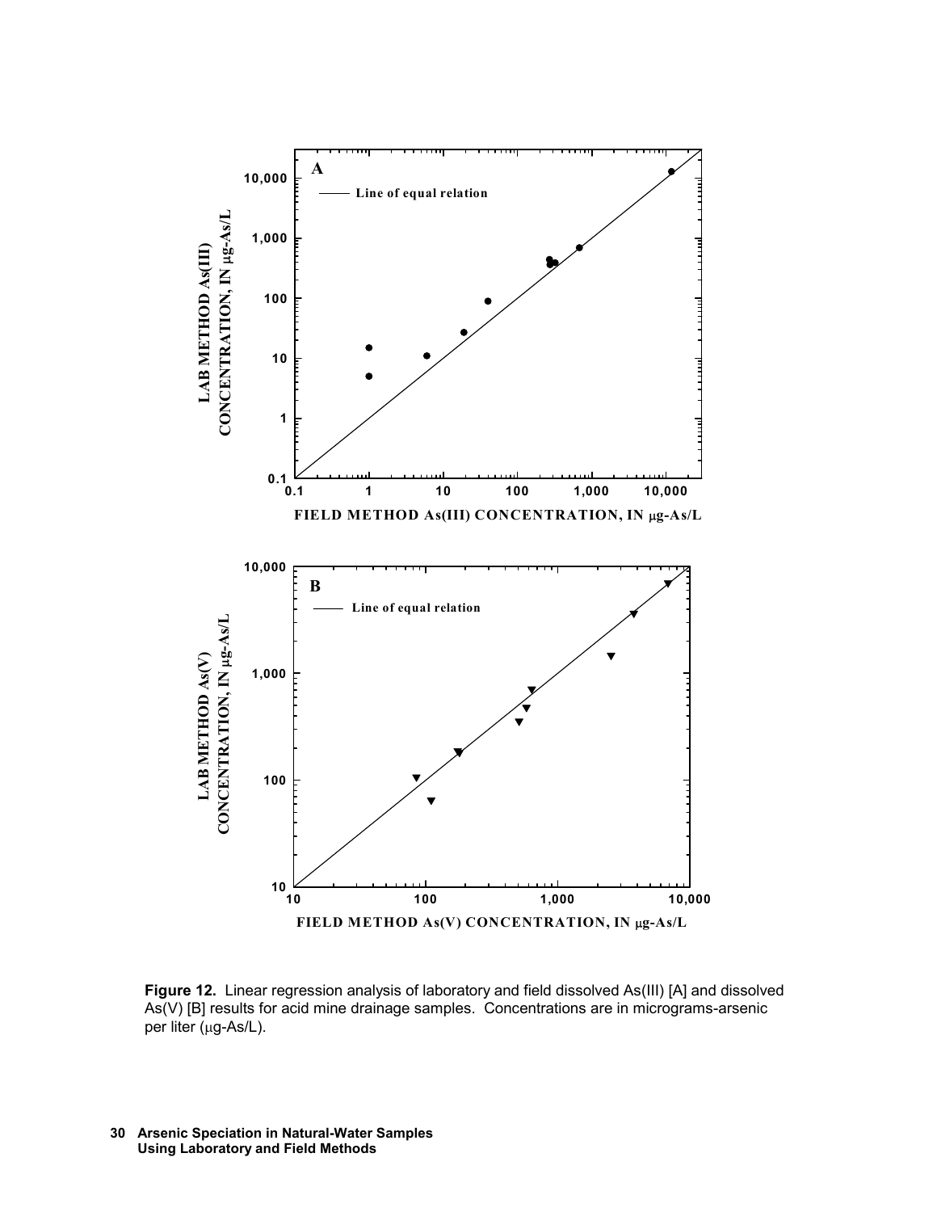**Figure 12.** Linear regression analysis of laboratory and field dissolved As(III) [A] and dissolved As(V) [B] results for acid mine drainage samples. Concentrations are in micrograms-arsenic per liter (μg-As/L).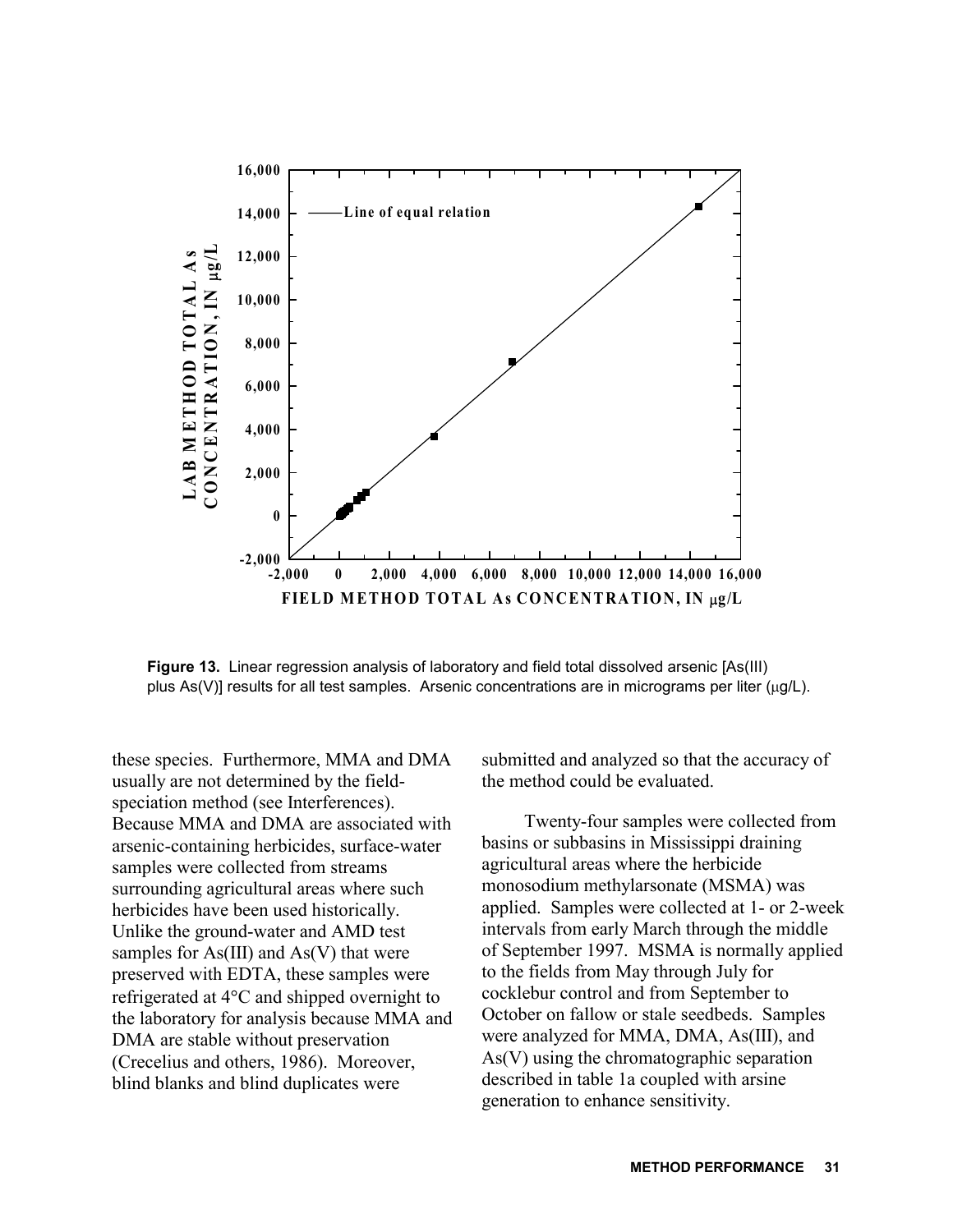**Figure 13.** Linear regression analysis of laboratory and field total dissolved arsenic [As(III) plus As(V)] results for all test samples. Arsenic concentrations are in micrograms per liter (μg/L).

these species. Furthermore, MMA and DMA usually are not determined by the field-speciation method (see Interferences). Because MMA and DMA are associated with arsenic-containing herbicides, surface-water samples were collected from streams surrounding agricultural areas where such herbicides have been used historically. Unlike the ground-water and AMD test samples for As(III) and As(V) that were preserved with EDTA, these samples were refrigerated at 4°C and shipped overnight to the laboratory for analysis because MMA and DMA are stable without preservation (Crecelius and others, 1986). Moreover, blind blanks and blind duplicates were submitted and analyzed so that the accuracy of the method could be evaluated.

Twenty-four samples were collected from basins or subbasins in Mississippi draining agricultural areas where the herbicide monosodium methylarsonate (MSMA) was applied. Samples were collected at 1- or 2-week intervals from early March through the middle of September 1997. MSMA is normally applied to the fields from May through July for cocklebur control and from September to October on fallow or stale seedbeds. Samples were analyzed for MMA, DMA, As(III), and As(V) using the chromatographic separation described in table 1a coupled with arsine generation to enhance sensitivity.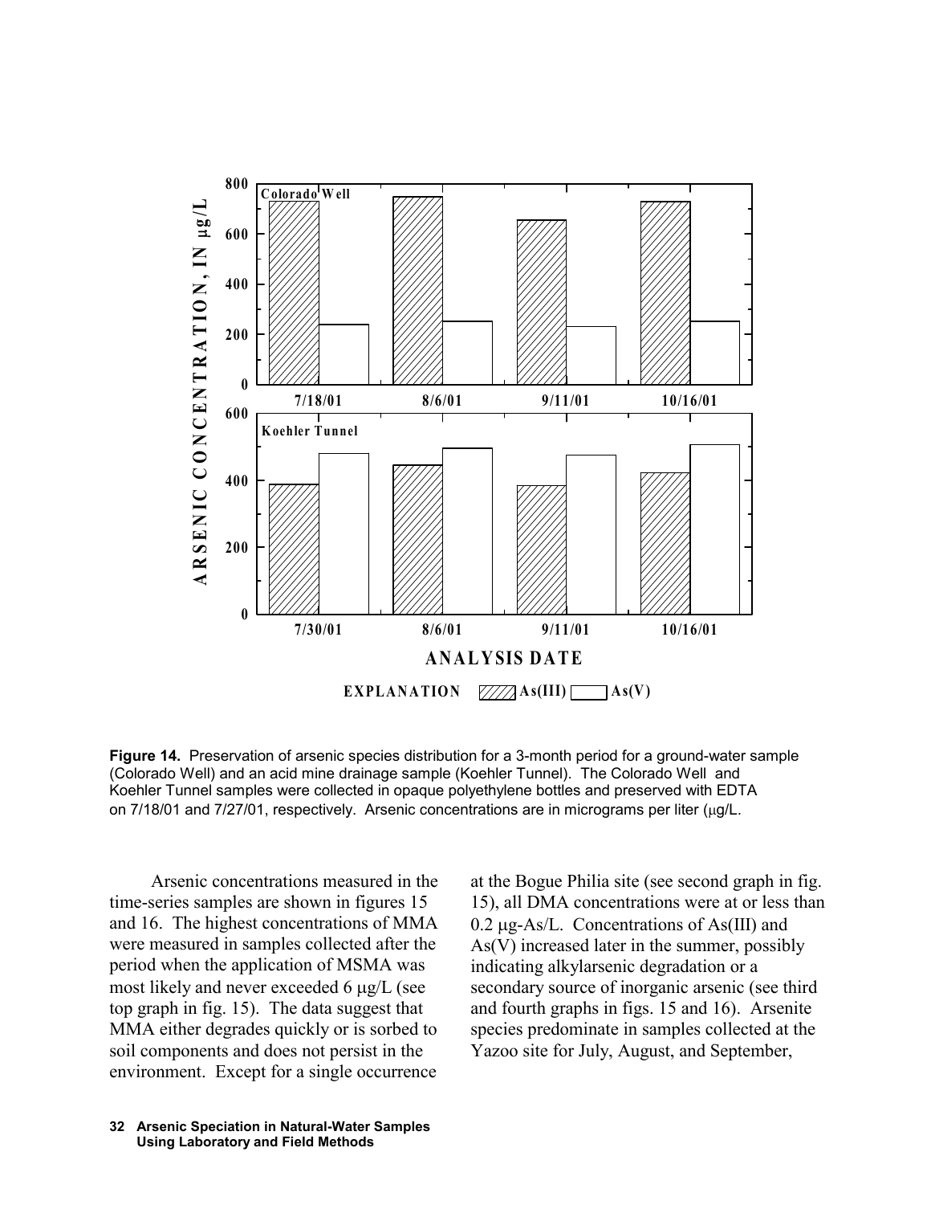**Figure 14.** Preservation of arsenic species distribution for a 3-month period for a ground-water sample (Colorado Well) and an acid mine drainage sample (Koehler Tunnel). The Colorado Well and Koehler Tunnel samples were collected in opaque polyethylene bottles and preserved with EDTA on 7/18/01 and 7/27/01, respectively. Arsenic concentrations are in micrograms per liter (μg/L.

Arsenic concentrations measured in the time-series samples are shown in figures 15 and 16. The highest concentrations of MMA were measured in samples collected after the period when the application of MSMA was most likely and never exceeded 6 μg/L (see top graph in fig. 15). The data suggest that MMA either degrades quickly or is sorbed to soil components and does not persist in the environment. Except for a single occurrence at the Bogue Philia site (see second graph in fig. 15), all DMA concentrations were at or less than 0.2 μg-As/L. Concentrations of As(III) and As(V) increased later in the summer, possibly indicating alkylarsenic degradation or a secondary source of inorganic arsenic (see third and fourth graphs in figs. 15 and 16). Arsenite species predominate in samples collected at the Yazoo site for July, August, and September,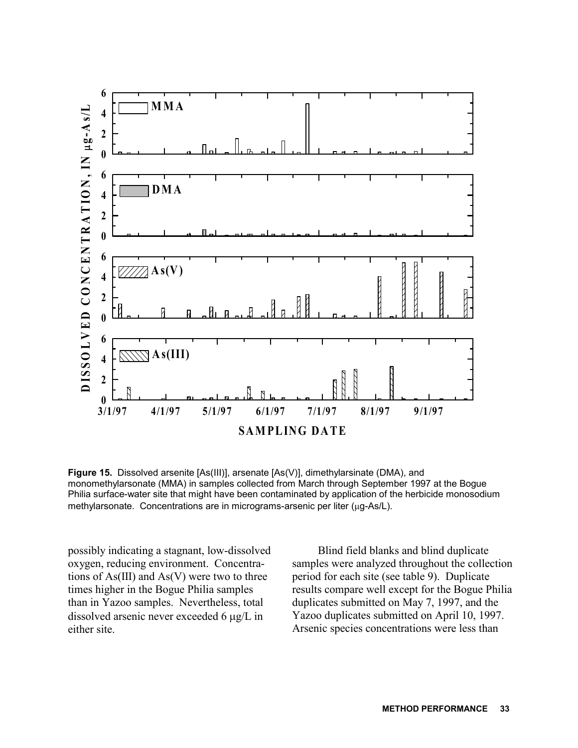Figure 15. Dissolved arsenite [As(III)], arsenate [As(V)], dimethylarsinate (DMA), and monomethylarsonate (MMA) in samples collected from March through September 1997 at the Bogue Philia surface-water site that might have been contaminated by application of the herbicide monosodium methylarsonate. Concentrations are in micrograms-arsenic per liter (μg-As/L).

possibly indicating a stagnant, low-dissolved oxygen, reducing environment. Concentrations of As(III) and As(V) were two to three times higher in the Bogue Philia samples than in Yazoo samples. Nevertheless, total dissolved arsenic never exceeded 6 μg/L in either site.

Blind field blanks and blind duplicate samples were analyzed throughout the collection period for each site (see table 9). Duplicate results compare well except for the Bogue Philia duplicates submitted on May 7, 1997, and the Yazoo duplicates submitted on April 10, 1997. Arsenic species concentrations were less than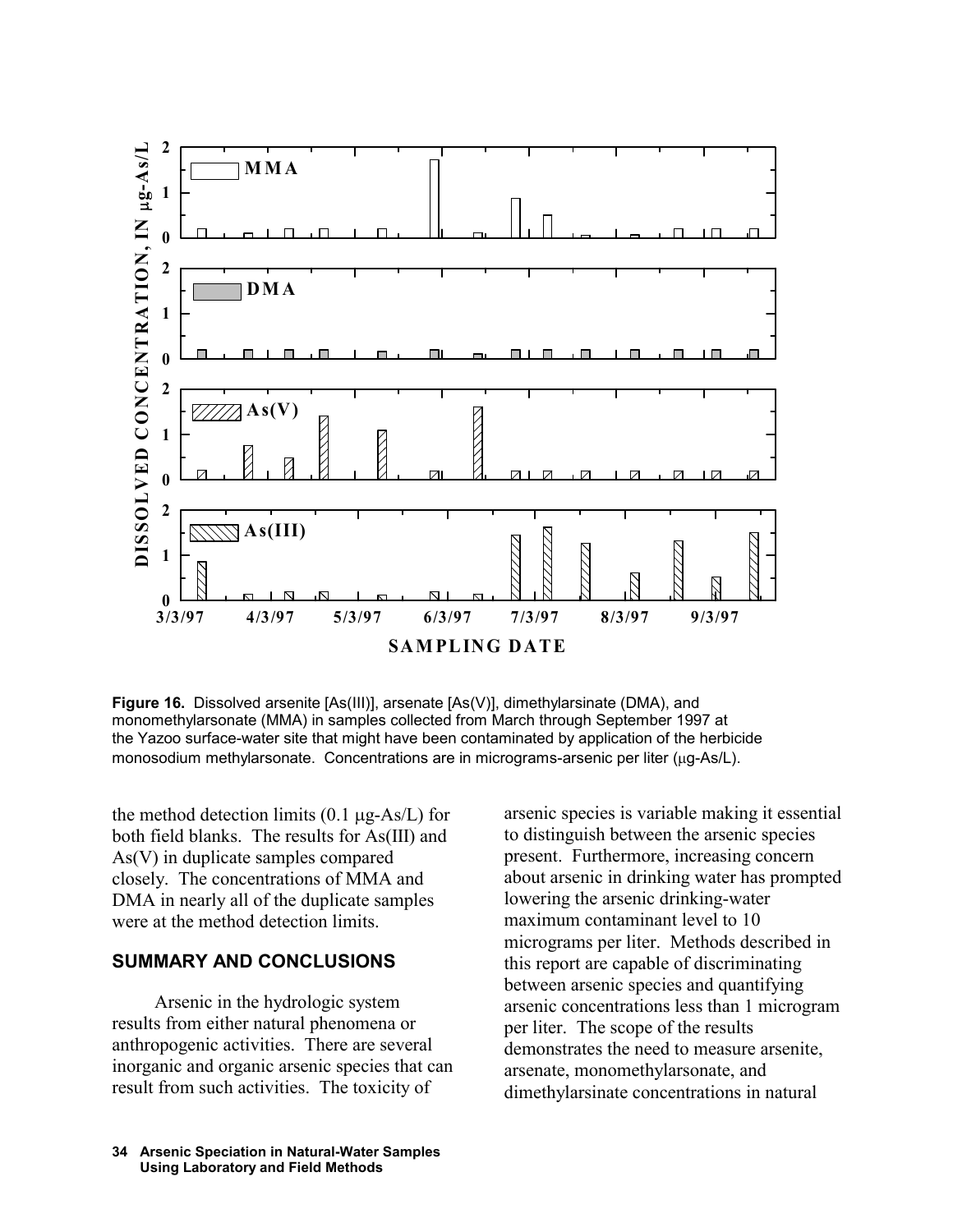**Figure 16.** Dissolved arsenite [As(III)], arsenate [As(V)], dimethylarsinate (DMA), and monomethylarsonate (MMA) in samples collected from March through September 1997 at the Yazoo surface-water site that might have been contaminated by application of the herbicide monosodium methylarsonate. Concentrations are in micrograms-arsenic per liter (μg-As/L).

the method detection limits (0.1 μg-As/L) for both field blanks. The results for As(III) and As(V) in duplicate samples compared closely. The concentrations of MMA and DMA in nearly all of the duplicate samples were at the method detection limits.

## SUMMARY AND CONCLUSIONS

Arsenic in the hydrologic system results from either natural phenomena or anthropogenic activities. There are several inorganic and organic arsenic species that can result from such activities. The toxicity of arsenic species is variable making it essential to distinguish between the arsenic species present. Furthermore, increasing concern about arsenic in drinking water has prompted lowering the arsenic drinking-water maximum contaminant level to 10 micrograms per liter. Methods described in this report are capable of discriminating between arsenic species and quantifying arsenic concentrations less than 1 microgram per liter. The scope of the results demonstrates the need to measure arsenite, arsenate, monomethylarsonate, and dimethylarsinate concentrations in natural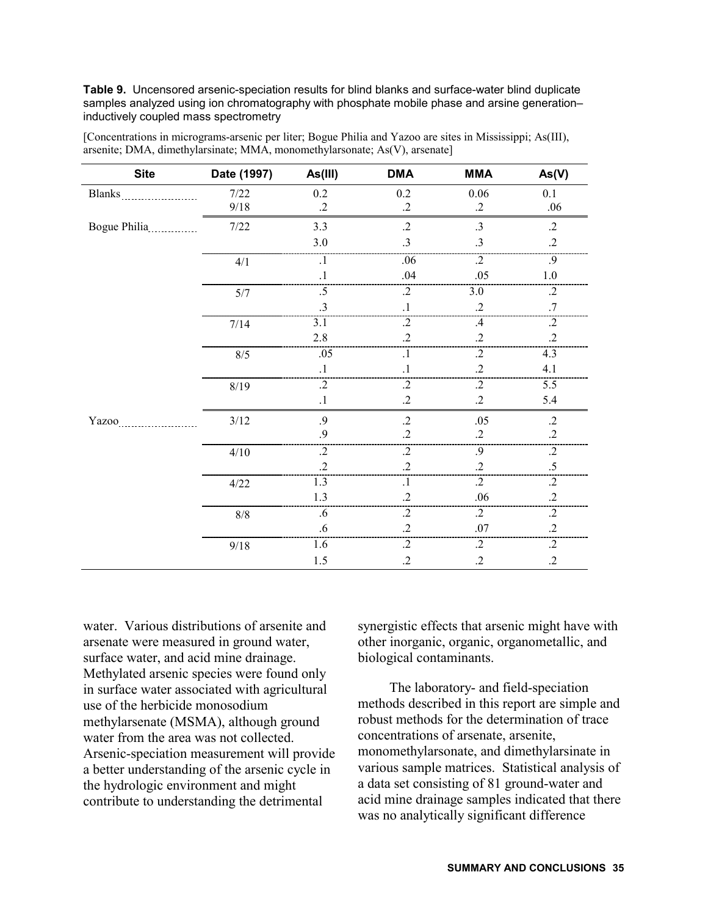**Table 9.** Uncensored arsenic-speciation results for blind blanks and surface-water blind duplicate samples analyzed using ion chromatography with phosphate mobile phase and arsine generation–inductively coupled mass spectrometry

[Concentrations in micrograms-arsenic per liter; Bogue Philia and Yazoo are sites in Mississippi; As(III), arsenite; DMA, dimethylarsinate; MMA, monomethylarsonate; As(V), arsenate]

| Site | Date (1997) | As(III) | DMA | MMA | As(V) |
|---|---|---|---|---|---|
| Blanks | 7/22 | 0.2 | 0.2 | 0.06 | 0.1 |
| | 9/18 | .2 | .2 | .2 | .06 |
| Bogue Philia | 7/22 | 3.3 | .2 | .3 | .2 |
| | | 3.0 | .3 | .3 | .2 |
| | 4/1 | .1 | .06 | .2 | .9 |
| | | .1 | .04 | .05 | 1.0 |
| | 5/7 | .5 | .2 | 3.0 | .2 |
| | | .3 | .1 | .2 | .7 |
| | 7/14 | 3.1 | .2 | .4 | .2 |
| | | 2.8 | .2 | .2 | .2 |
| | 8/5 | .05 | .1 | .2 | 4.3 |
| | | .1 | .1 | .2 | 4.1 |
| | 8/19 | .2 | .2 | .2 | 5.5 |
| | | .1 | .2 | .2 | 5.4 |
| Yazoo | 3/12 | .9 | .2 | .05 | .2 |
| | | .9 | .2 | .2 | .2 |
| | 4/10 | .2 | .2 | .9 | .2 |
| | | .2 | .2 | .2 | .5 |
| | 4/22 | 1.3 | .1 | .2 | .2 |
| | | 1.3 | .2 | .06 | .2 |
| | 8/8 | .6 | .2 | .2 | .2 |
| | | .6 | .2 | .07 | .2 |
| | 9/18 | 1.6 | .2 | .2 | .2 |
| | | 1.5 | .2 | .2 | .2 |

water. Various distributions of arsenite and arsenate were measured in ground water, surface water, and acid mine drainage. Methylated arsenic species were found only in surface water associated with agricultural use of the herbicide monosodium methylarsenate (MSMA), although ground water from the area was not collected. Arsenic-speciation measurement will provide a better understanding of the arsenic cycle in the hydrologic environment and might contribute to understanding the detrimental synergistic effects that arsenic might have with other inorganic, organic, organometallic, and biological contaminants.

The laboratory- and field-speciation methods described in this report are simple and robust methods for the determination of trace concentrations of arsenate, arsenite, monomethylarsonate, and dimethylarsinate in various sample matrices. Statistical analysis of a data set consisting of 81 ground-water and acid mine drainage samples indicated that there was no analytically significant difference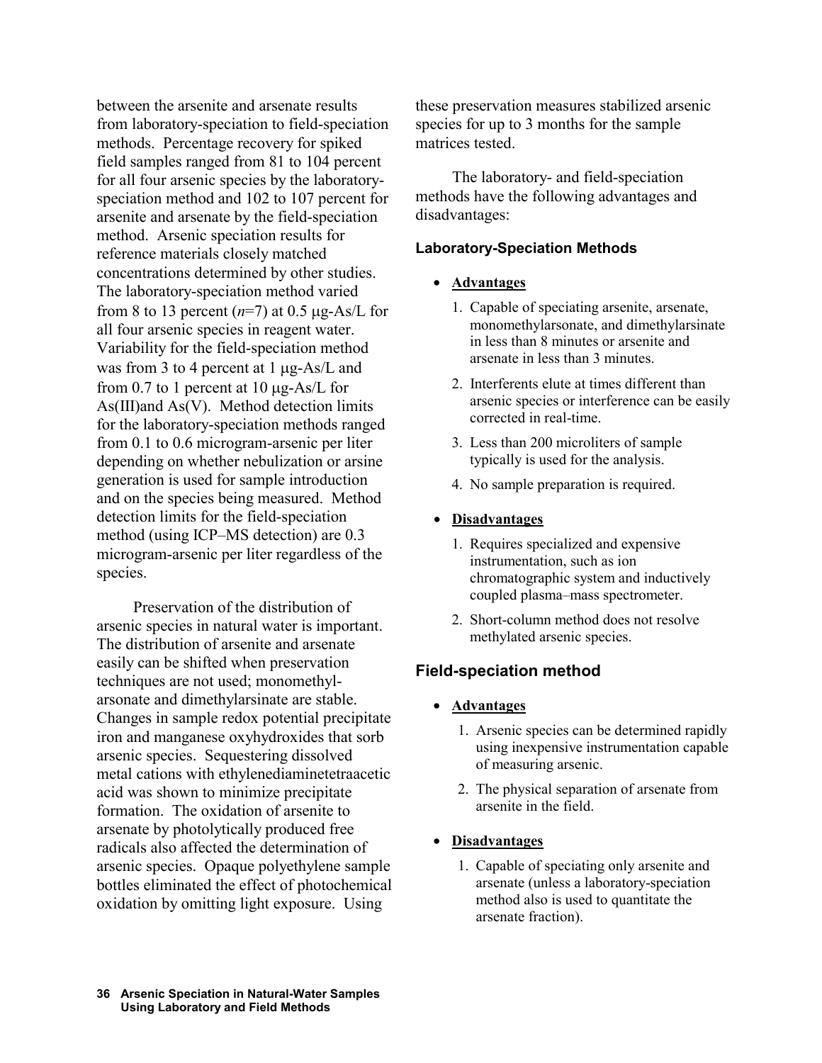between the arsenite and arsenate results from laboratory-speciation to field-speciation methods. Percentage recovery for spiked field samples ranged from 81 to 104 percent for all four arsenic species by the laboratory-speciation method and 102 to 107 percent for arsenite and arsenate by the field-speciation method. Arsenic speciation results for reference materials closely matched concentrations determined by other studies. The laboratory-speciation method varied from 8 to 13 percent ($n$=7) at 0.5 μg-As/L for all four arsenic species in reagent water. Variability for the field-speciation method was from 3 to 4 percent at 1 μg-As/L and from 0.7 to 1 percent at 10 μg-As/L for As(III)and As(V). Method detection limits for the laboratory-speciation methods ranged from 0.1 to 0.6 microgram-arsenic per liter depending on whether nebulization or arsine generation is used for sample introduction and on the species being measured. Method detection limits for the field-speciation method (using ICP–MS detection) are 0.3 microgram-arsenic per liter regardless of the species.

Preservation of the distribution of arsenic species in natural water is important. The distribution of arsenite and arsenate easily can be shifted when preservation techniques are not used; monomethyl-arsonate and dimethylarsinate are stable. Changes in sample redox potential precipitate iron and manganese oxyhydroxides that sorb arsenic species. Sequestering dissolved metal cations with ethylenediaminetetraacetic acid was shown to minimize precipitate formation. The oxidation of arsenite to arsenate by photolytically produced free radicals also affected the determination of arsenic species. Opaque polyethylene sample bottles eliminated the effect of photochemical oxidation by omitting light exposure. Using these preservation measures stabilized arsenic species for up to 3 months for the sample matrices tested.

The laboratory- and field-speciation methods have the following advantages and disadvantages:

#### Laboratory-Speciation Methods

- **Advantages**
  1. Capable of speciating arsenite, arsenate, monomethylarsonate, and dimethylarsinate in less than 8 minutes or arsenite and arsenate in less than 3 minutes.
  2. Interferents elute at times different than arsenic species or interference can be easily corrected in real-time.
  3. Less than 200 microliters of sample typically is used for the analysis.
  4. No sample preparation is required.

- **Disadvantages**
  1. Requires specialized and expensive instrumentation, such as ion chromatographic system and inductively coupled plasma–mass spectrometer.
  2. Short-column method does not resolve methylated arsenic species.

### Field-speciation method

- **Advantages**
  1. Arsenic species can be determined rapidly using inexpensive instrumentation capable of measuring arsenic.
  2. The physical separation of arsenate from arsenite in the field.

- **Disadvantages**
  1. Capable of speciating only arsenite and arsenate (unless a laboratory-speciation method also is used to quantitate the arsenate fraction).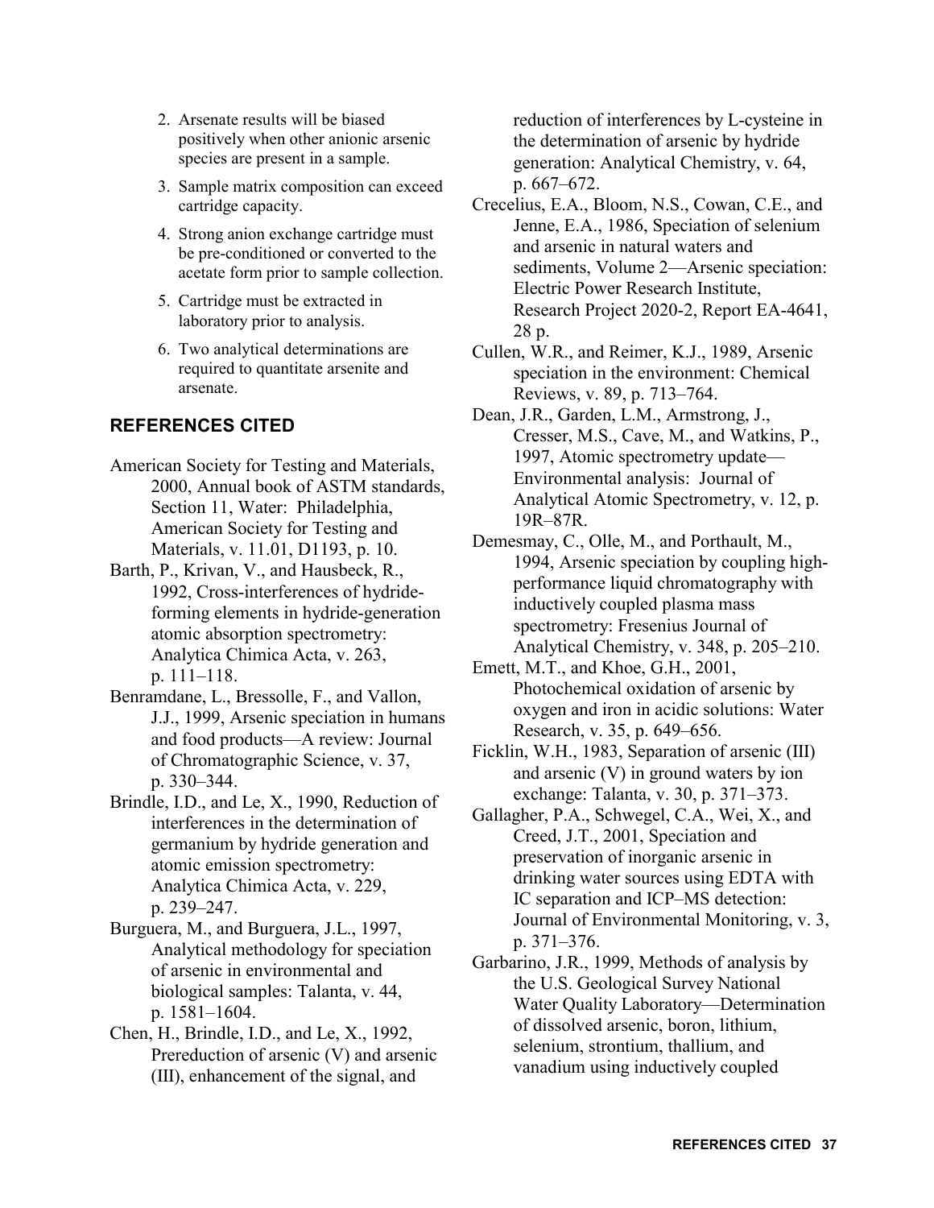2. Arsenate results will be biased positively when other anionic arsenic species are present in a sample.
3. Sample matrix composition can exceed cartridge capacity.
4. Strong anion exchange cartridge must be pre-conditioned or converted to the acetate form prior to sample collection.
5. Cartridge must be extracted in laboratory prior to analysis.
6. Two analytical determinations are required to quantitate arsenite and arsenate.

## REFERENCES CITED

American Society for Testing and Materials, 2000, Annual book of ASTM standards, Section 11, Water: Philadelphia, American Society for Testing and Materials, v. 11.01, D1193, p. 10.

Barth, P., Krivan, V., and Hausbeck, R., 1992, Cross-interferences of hydride-forming elements in hydride-generation atomic absorption spectrometry: Analytica Chimica Acta, v. 263, p. 111–118.

Benramdane, L., Bressolle, F., and Vallon, J.J., 1999, Arsenic speciation in humans and food products—A review: Journal of Chromatographic Science, v. 37, p. 330–344.

Brindle, I.D., and Le, X., 1990, Reduction of interferences in the determination of germanium by hydride generation and atomic emission spectrometry: Analytica Chimica Acta, v. 229, p. 239–247.

Burguera, M., and Burguera, J.L., 1997, Analytical methodology for speciation of arsenic in environmental and biological samples: Talanta, v. 44, p. 1581–1604.

Chen, H., Brindle, I.D., and Le, X., 1992, Prereduction of arsenic (V) and arsenic (III), enhancement of the signal, and reduction of interferences by L-cysteine in the determination of arsenic by hydride generation: Analytical Chemistry, v. 64, p. 667–672.

Crecelius, E.A., Bloom, N.S., Cowan, C.E., and Jenne, E.A., 1986, Speciation of selenium and arsenic in natural waters and sediments, Volume 2—Arsenic speciation: Electric Power Research Institute, Research Project 2020-2, Report EA-4641, 28 p.

Cullen, W.R., and Reimer, K.J., 1989, Arsenic speciation in the environment: Chemical Reviews, v. 89, p. 713–764.

Dean, J.R., Garden, L.M., Armstrong, J., Cresser, M.S., Cave, M., and Watkins, P., 1997, Atomic spectrometry update—Environmental analysis: Journal of Analytical Atomic Spectrometry, v. 12, p. 19R–87R.

Demesmay, C., Olle, M., and Porthault, M., 1994, Arsenic speciation by coupling high-performance liquid chromatography with inductively coupled plasma mass spectrometry: Fresenius Journal of Analytical Chemistry, v. 348, p. 205–210.

Emett, M.T., and Khoe, G.H., 2001, Photochemical oxidation of arsenic by oxygen and iron in acidic solutions: Water Research, v. 35, p. 649–656.

Ficklin, W.H., 1983, Separation of arsenic (III) and arsenic (V) in ground waters by ion exchange: Talanta, v. 30, p. 371–373.

Gallagher, P.A., Schwegel, C.A., Wei, X., and Creed, J.T., 2001, Speciation and preservation of inorganic arsenic in drinking water sources using EDTA with IC separation and ICP–MS detection: Journal of Environmental Monitoring, v. 3, p. 371–376.

Garbarino, J.R., 1999, Methods of analysis by the U.S. Geological Survey National Water Quality Laboratory—Determination of dissolved arsenic, boron, lithium, selenium, strontium, thallium, and vanadium using inductively coupled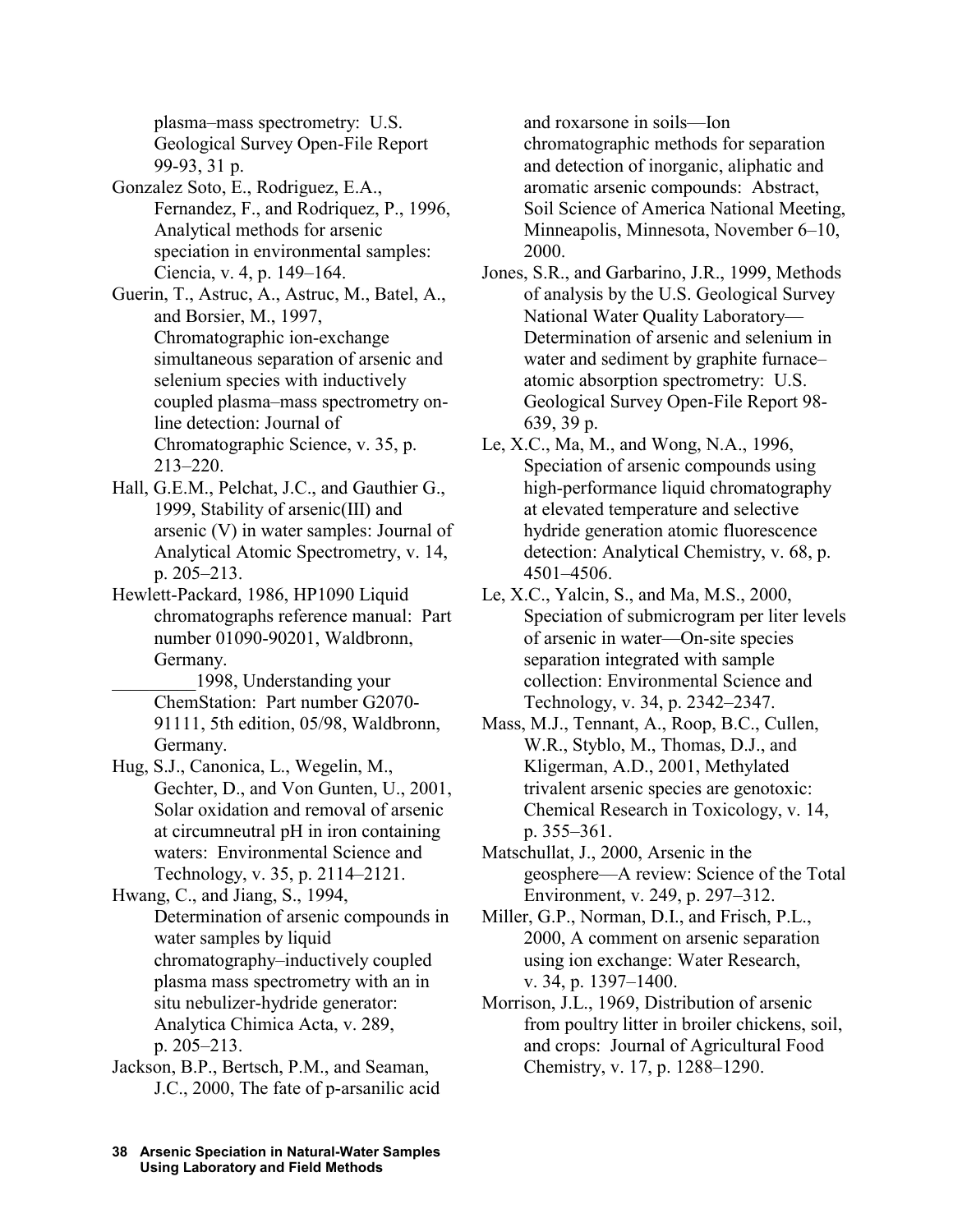plasma–mass spectrometry: U.S. Geological Survey Open-File Report 99-93, 31 p.

Gonzalez Soto, E., Rodriguez, E.A., Fernandez, F., and Rodriquez, P., 1996, Analytical methods for arsenic speciation in environmental samples: Ciencia, v. 4, p. 149–164.

Guerin, T., Astruc, A., Astruc, M., Batel, A., and Borsier, M., 1997, Chromatographic ion-exchange simultaneous separation of arsenic and selenium species with inductively coupled plasma–mass spectrometry on-line detection: Journal of Chromatographic Science, v. 35, p. 213–220.

Hall, G.E.M., Pelchat, J.C., and Gauthier G., 1999, Stability of arsenic(III) and arsenic (V) in water samples: Journal of Analytical Atomic Spectrometry, v. 14, p. 205–213.

Hewlett-Packard, 1986, HP1090 Liquid chromatographs reference manual: Part number 01090-90201, Waldbronn, Germany.

_________1998, Understanding your ChemStation: Part number G2070-91111, 5th edition, 05/98, Waldbronn, Germany.

Hug, S.J., Canonica, L., Wegelin, M., Gechter, D., and Von Gunten, U., 2001, Solar oxidation and removal of arsenic at circumneutral pH in iron containing waters: Environmental Science and Technology, v. 35, p. 2114–2121.

Hwang, C., and Jiang, S., 1994, Determination of arsenic compounds in water samples by liquid chromatography–inductively coupled plasma mass spectrometry with an in situ nebulizer-hydride generator: Analytica Chimica Acta, v. 289, p. 205–213.

Jackson, B.P., Bertsch, P.M., and Seaman, J.C., 2000, The fate of p-arsanilic acid and roxarsone in soils—Ion chromatographic methods for separation and detection of inorganic, aliphatic and aromatic arsenic compounds: Abstract, Soil Science of America National Meeting, Minneapolis, Minnesota, November 6–10, 2000.

Jones, S.R., and Garbarino, J.R., 1999, Methods of analysis by the U.S. Geological Survey National Water Quality Laboratory—Determination of arsenic and selenium in water and sediment by graphite furnace–atomic absorption spectrometry: U.S. Geological Survey Open-File Report 98-639, 39 p.

Le, X.C., Ma, M., and Wong, N.A., 1996, Speciation of arsenic compounds using high-performance liquid chromatography at elevated temperature and selective hydride generation atomic fluorescence detection: Analytical Chemistry, v. 68, p. 4501–4506.

Le, X.C., Yalcin, S., and Ma, M.S., 2000, Speciation of submicrogram per liter levels of arsenic in water—On-site species separation integrated with sample collection: Environmental Science and Technology, v. 34, p. 2342–2347.

Mass, M.J., Tennant, A., Roop, B.C., Cullen, W.R., Styblo, M., Thomas, D.J., and Kligerman, A.D., 2001, Methylated trivalent arsenic species are genotoxic: Chemical Research in Toxicology, v. 14, p. 355–361.

Matschullat, J., 2000, Arsenic in the geosphere—A review: Science of the Total Environment, v. 249, p. 297–312.

Miller, G.P., Norman, D.I., and Frisch, P.L., 2000, A comment on arsenic separation using ion exchange: Water Research, v. 34, p. 1397–1400.

Morrison, J.L., 1969, Distribution of arsenic from poultry litter in broiler chickens, soil, and crops: Journal of Agricultural Food Chemistry, v. 17, p. 1288–1290.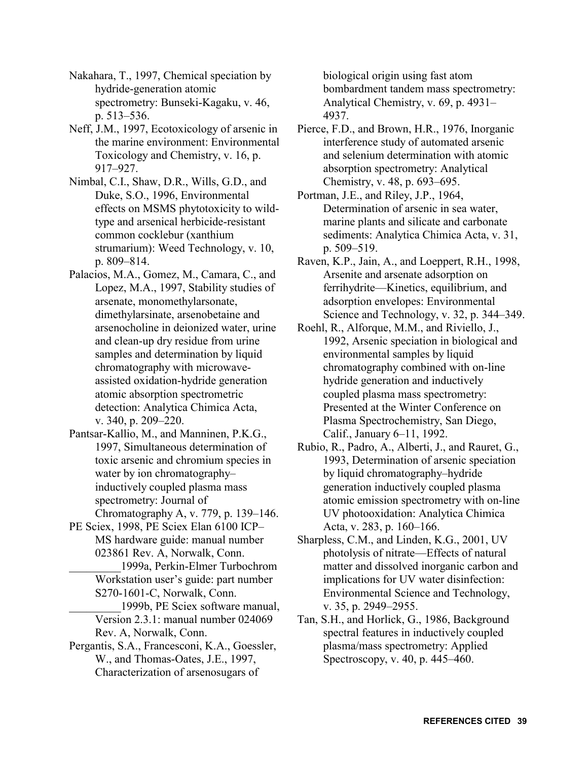Nakahara, T., 1997, Chemical speciation by hydride-generation atomic spectrometry: Bunseki-Kagaku, v. 46, p. 513–536.

Neff, J.M., 1997, Ecotoxicology of arsenic in the marine environment: Environmental Toxicology and Chemistry, v. 16, p. 917–927.

Nimbal, C.I., Shaw, D.R., Wills, G.D., and Duke, S.O., 1996, Environmental effects on MSMS phytotoxicity to wild-type and arsenical herbicide-resistant common cocklebur (xanthium strumarium): Weed Technology, v. 10, p. 809–814.

Palacios, M.A., Gomez, M., Camara, C., and Lopez, M.A., 1997, Stability studies of arsenate, monomethylarsonate, dimethylarsinate, arsenobetaine and arsenocholine in deionized water, urine and clean-up dry residue from urine samples and determination by liquid chromatography with microwave-assisted oxidation-hydride generation atomic absorption spectrometric detection: Analytica Chimica Acta, v. 340, p. 209–220.

Pantsar-Kallio, M., and Manninen, P.K.G., 1997, Simultaneous determination of toxic arsenic and chromium species in water by ion chromatography–inductively coupled plasma mass spectrometry: Journal of Chromatography A, v. 779, p. 139–146.

PE Sciex, 1998, PE Sciex Elan 6100 ICP–MS hardware guide: manual number 023861 Rev. A, Norwalk, Conn.

_________1999a, Perkin-Elmer Turbochrom Workstation user's guide: part number S270-1601-C, Norwalk, Conn.

_________1999b, PE Sciex software manual, Version 2.3.1: manual number 024069 Rev. A, Norwalk, Conn.

Pergantis, S.A., Francesconi, K.A., Goessler, W., and Thomas-Oates, J.E., 1997, Characterization of arsenosugars of biological origin using fast atom bombardment tandem mass spectrometry: Analytical Chemistry, v. 69, p. 4931–4937.

Pierce, F.D., and Brown, H.R., 1976, Inorganic interference study of automated arsenic and selenium determination with atomic absorption spectrometry: Analytical Chemistry, v. 48, p. 693–695.

Portman, J.E., and Riley, J.P., 1964, Determination of arsenic in sea water, marine plants and silicate and carbonate sediments: Analytica Chimica Acta, v. 31, p. 509–519.

Raven, K.P., Jain, A., and Loeppert, R.H., 1998, Arsenite and arsenate adsorption on ferrihydrite—Kinetics, equilibrium, and adsorption envelopes: Environmental Science and Technology, v. 32, p. 344–349.

Roehl, R., Alforque, M.M., and Riviello, J., 1992, Arsenic speciation in biological and environmental samples by liquid chromatography combined with on-line hydride generation and inductively coupled plasma mass spectrometry: Presented at the Winter Conference on Plasma Spectrochemistry, San Diego, Calif., January 6–11, 1992.

Rubio, R., Padro, A., Alberti, J., and Rauret, G., 1993, Determination of arsenic speciation by liquid chromatography–hydride generation inductively coupled plasma atomic emission spectrometry with on-line UV photooxidation: Analytica Chimica Acta, v. 283, p. 160–166.

Sharpless, C.M., and Linden, K.G., 2001, UV photolysis of nitrate—Effects of natural matter and dissolved inorganic carbon and implications for UV water disinfection: Environmental Science and Technology, v. 35, p. 2949–2955.

Tan, S.H., and Horlick, G., 1986, Background spectral features in inductively coupled plasma/mass spectrometry: Applied Spectroscopy, v. 40, p. 445–460.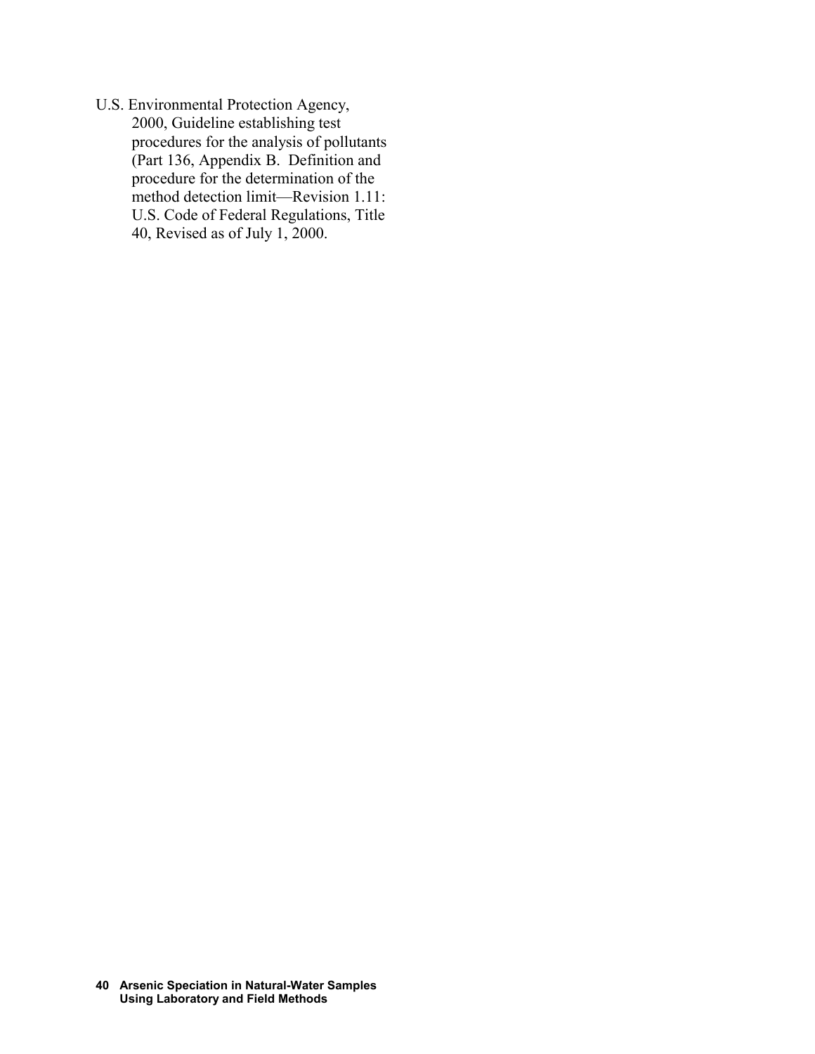U.S. Environmental Protection Agency, 2000, Guideline establishing test procedures for the analysis of pollutants (Part 136, Appendix B. Definition and procedure for the determination of the method detection limit—Revision 1.11: U.S. Code of Federal Regulations, Title 40, Revised as of July 1, 2000.